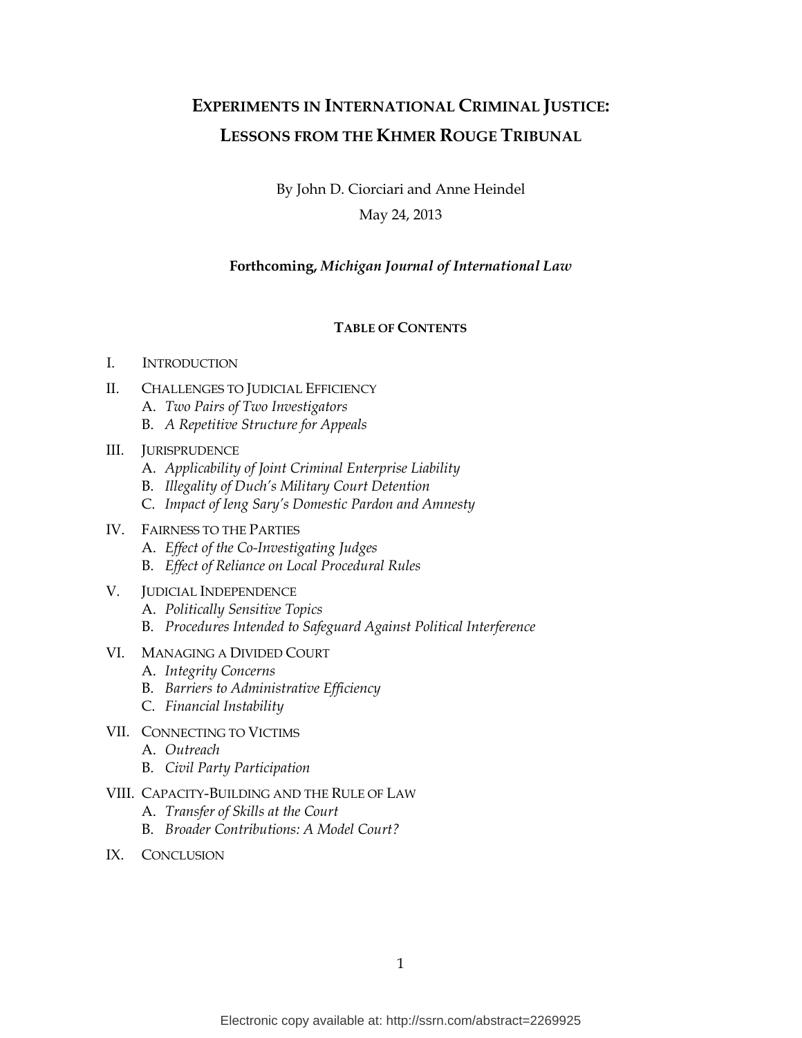# EXPERIMENTS IN INTERNATIONAL CRIMINAL JUSTICE: LESSONS FROM THE KHMER ROUGE TRIBUNAL

By John D. Ciorciari and Anne Heindel

May 24, 2013

**Forthcoming, *Michigan Journal of International Law***

## TABLE OF CONTENTS

I. INTRODUCTION

II. CHALLENGES TO JUDICIAL EFFICIENCY
   - A. *Two Pairs of Two Investigators*
   - B. *A Repetitive Structure for Appeals*

III. JURISPRUDENCE
   - A. *Applicability of Joint Criminal Enterprise Liability*
   - B. *Illegality of Duch's Military Court Detention*
   - C. *Impact of Ieng Sary's Domestic Pardon and Amnesty*

IV. FAIRNESS TO THE PARTIES
   - A. *Effect of the Co-Investigating Judges*
   - B. *Effect of Reliance on Local Procedural Rules*

V. JUDICIAL INDEPENDENCE
   - A. *Politically Sensitive Topics*
   - B. *Procedures Intended to Safeguard Against Political Interference*

VI. MANAGING A DIVIDED COURT
   - A. *Integrity Concerns*
   - B. *Barriers to Administrative Efficiency*
   - C. *Financial Instability*

VII. CONNECTING TO VICTIMS
   - A. *Outreach*
   - B. *Civil Party Participation*

VIII. CAPACITY-BUILDING AND THE RULE OF LAW
   - A. *Transfer of Skills at the Court*
   - B. *Broader Contributions: A Model Court?*

IX. CONCLUSION

Electronic copy available at: http://ssrn.com/abstract=2269925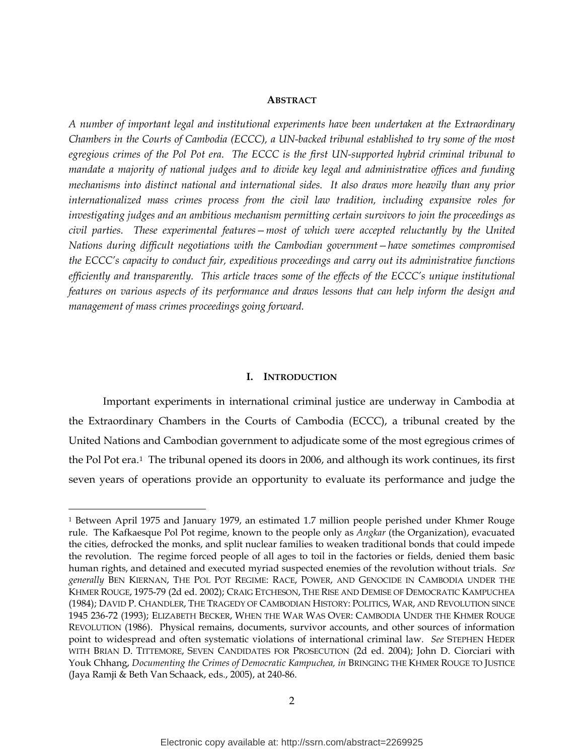## ABSTRACT

*A number of important legal and institutional experiments have been undertaken at the Extraordinary Chambers in the Courts of Cambodia (ECCC), a UN-backed tribunal established to try some of the most egregious crimes of the Pol Pot era. The ECCC is the first UN-supported hybrid criminal tribunal to mandate a majority of national judges and to divide key legal and administrative offices and funding mechanisms into distinct national and international sides. It also draws more heavily than any prior internationalized mass crimes process from the civil law tradition, including expansive roles for investigating judges and an ambitious mechanism permitting certain survivors to join the proceedings as civil parties. These experimental features—most of which were accepted reluctantly by the United Nations during difficult negotiations with the Cambodian government—have sometimes compromised the ECCC's capacity to conduct fair, expeditious proceedings and carry out its administrative functions efficiently and transparently. This article traces some of the effects of the ECCC's unique institutional features on various aspects of its performance and draws lessons that can help inform the design and management of mass crimes proceedings going forward.*

## I. INTRODUCTION

Important experiments in international criminal justice are underway in Cambodia at the Extraordinary Chambers in the Courts of Cambodia (ECCC), a tribunal created by the United Nations and Cambodian government to adjudicate some of the most egregious crimes of the Pol Pot era.[1] The tribunal opened its doors in 2006, and although its work continues, its first seven years of operations provide an opportunity to evaluate its performance and judge the

---

[1] Between April 1975 and January 1979, an estimated 1.7 million people perished under Khmer Rouge rule. The Kafkaesque Pol Pot regime, known to the people only as *Angkar* (the Organization), evacuated the cities, defrocked the monks, and split nuclear families to weaken traditional bonds that could impede the revolution. The regime forced people of all ages to toil in the factories or fields, denied them basic human rights, and detained and executed myriad suspected enemies of the revolution without trials. *See generally* BEN KIERNAN, THE POL POT REGIME: RACE, POWER, AND GENOCIDE IN CAMBODIA UNDER THE KHMER ROUGE, 1975-79 (2d ed. 2002); CRAIG ETCHESON, THE RISE AND DEMISE OF DEMOCRATIC KAMPUCHEA (1984); DAVID P. CHANDLER, THE TRAGEDY OF CAMBODIAN HISTORY: POLITICS, WAR, AND REVOLUTION SINCE 1945 236-72 (1993); ELIZABETH BECKER, WHEN THE WAR WAS OVER: CAMBODIA UNDER THE KHMER ROUGE REVOLUTION (1986). Physical remains, documents, survivor accounts, and other sources of information point to widespread and often systematic violations of international criminal law. *See* STEPHEN HEDER WITH BRIAN D. TITTEMORE, SEVEN CANDIDATES FOR PROSECUTION (2d ed. 2004); John D. Ciorciari with Youk Chhang, *Documenting the Crimes of Democratic Kampuchea, in* BRINGING THE KHMER ROUGE TO JUSTICE (Jaya Ramji & Beth Van Schaack, eds., 2005), at 240-86.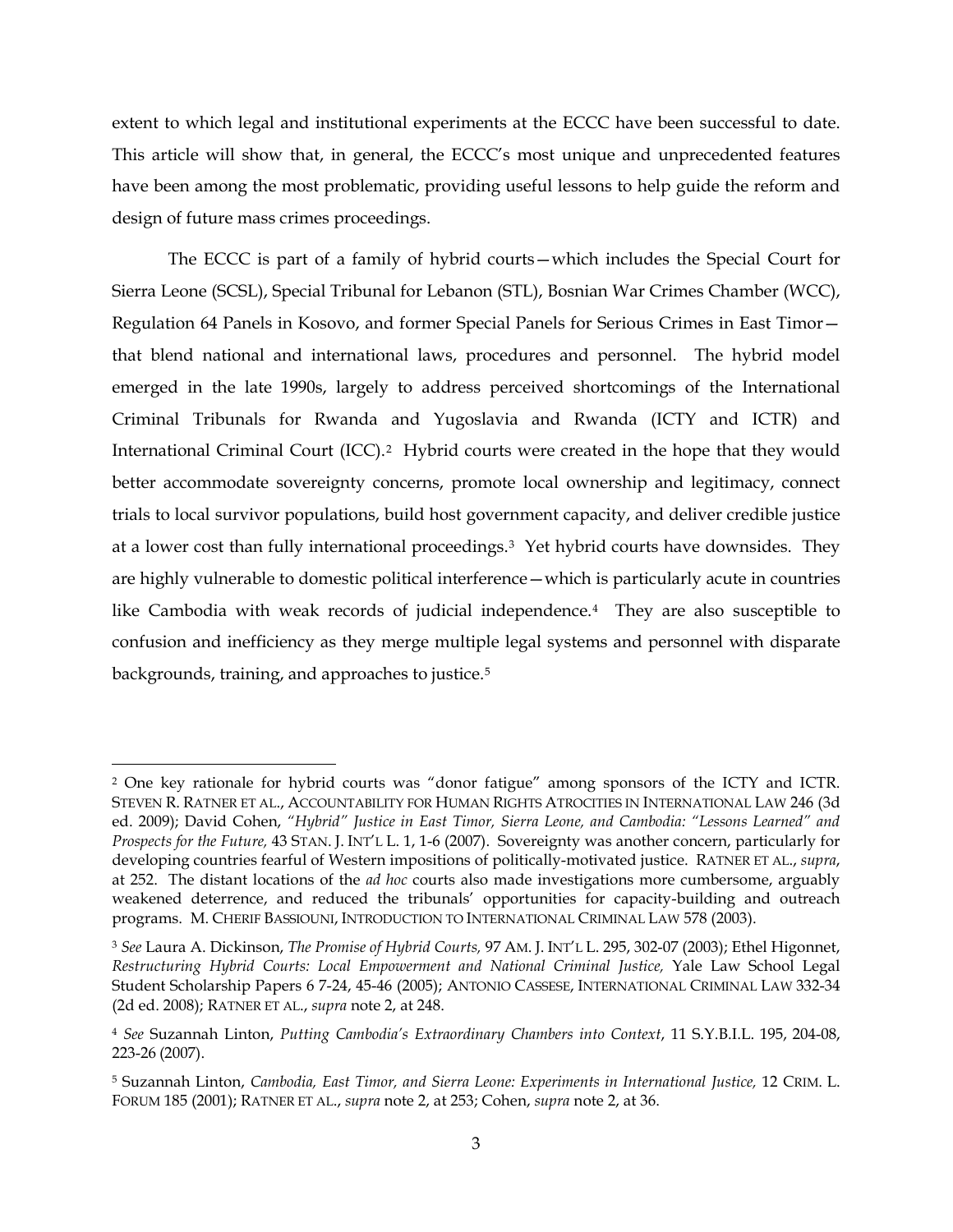extent to which legal and institutional experiments at the ECCC have been successful to date. This article will show that, in general, the ECCC's most unique and unprecedented features have been among the most problematic, providing useful lessons to help guide the reform and design of future mass crimes proceedings.

The ECCC is part of a family of hybrid courts—which includes the Special Court for Sierra Leone (SCSL), Special Tribunal for Lebanon (STL), Bosnian War Crimes Chamber (WCC), Regulation 64 Panels in Kosovo, and former Special Panels for Serious Crimes in East Timor—that blend national and international laws, procedures and personnel. The hybrid model emerged in the late 1990s, largely to address perceived shortcomings of the International Criminal Tribunals for Rwanda and Yugoslavia and Rwanda (ICTY and ICTR) and International Criminal Court (ICC).[2] Hybrid courts were created in the hope that they would better accommodate sovereignty concerns, promote local ownership and legitimacy, connect trials to local survivor populations, build host government capacity, and deliver credible justice at a lower cost than fully international proceedings.[3] Yet hybrid courts have downsides. They are highly vulnerable to domestic political interference—which is particularly acute in countries like Cambodia with weak records of judicial independence.[4] They are also susceptible to confusion and inefficiency as they merge multiple legal systems and personnel with disparate backgrounds, training, and approaches to justice.[5]

---

[2] One key rationale for hybrid courts was "donor fatigue" among sponsors of the ICTY and ICTR. STEVEN R. RATNER ET AL., ACCOUNTABILITY FOR HUMAN RIGHTS ATROCITIES IN INTERNATIONAL LAW 246 (3d ed. 2009); David Cohen, *"Hybrid" Justice in East Timor, Sierra Leone, and Cambodia: "Lessons Learned" and Prospects for the Future,* 43 STAN. J. INT'L L. 1, 1-6 (2007). Sovereignty was another concern, particularly for developing countries fearful of Western impositions of politically-motivated justice. RATNER ET AL., *supra*, at 252. The distant locations of the *ad hoc* courts also made investigations more cumbersome, arguably weakened deterrence, and reduced the tribunals' opportunities for capacity-building and outreach programs. M. CHERIF BASSIOUNI, INTRODUCTION TO INTERNATIONAL CRIMINAL LAW 578 (2003).

[3] *See* Laura A. Dickinson, *The Promise of Hybrid Courts,* 97 AM. J. INT'L L. 295, 302-07 (2003); Ethel Higonnet, *Restructuring Hybrid Courts: Local Empowerment and National Criminal Justice,* Yale Law School Legal Student Scholarship Papers 6 7-24, 45-46 (2005); ANTONIO CASSESE, INTERNATIONAL CRIMINAL LAW 332-34 (2d ed. 2008); RATNER ET AL., *supra* note 2, at 248.

[4] *See* Suzannah Linton, *Putting Cambodia's Extraordinary Chambers into Context*, 11 S.Y.B.I.L. 195, 204-08, 223-26 (2007).

[5] Suzannah Linton, *Cambodia, East Timor, and Sierra Leone: Experiments in International Justice,* 12 CRIM. L. FORUM 185 (2001); RATNER ET AL., *supra* note 2, at 253; Cohen, *supra* note 2, at 36.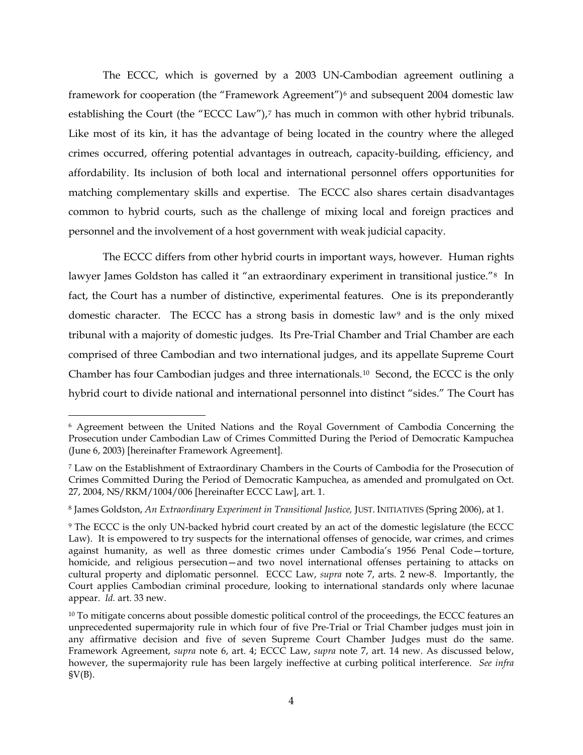The ECCC, which is governed by a 2003 UN-Cambodian agreement outlining a framework for cooperation (the "Framework Agreement")[6] and subsequent 2004 domestic law establishing the Court (the "ECCC Law"),[7] has much in common with other hybrid tribunals. Like most of its kin, it has the advantage of being located in the country where the alleged crimes occurred, offering potential advantages in outreach, capacity-building, efficiency, and affordability. Its inclusion of both local and international personnel offers opportunities for matching complementary skills and expertise. The ECCC also shares certain disadvantages common to hybrid courts, such as the challenge of mixing local and foreign practices and personnel and the involvement of a host government with weak judicial capacity.

The ECCC differs from other hybrid courts in important ways, however. Human rights lawyer James Goldston has called it "an extraordinary experiment in transitional justice."[8] In fact, the Court has a number of distinctive, experimental features. One is its preponderantly domestic character. The ECCC has a strong basis in domestic law[9] and is the only mixed tribunal with a majority of domestic judges. Its Pre-Trial Chamber and Trial Chamber are each comprised of three Cambodian and two international judges, and its appellate Supreme Court Chamber has four Cambodian judges and three internationals.[10] Second, the ECCC is the only hybrid court to divide national and international personnel into distinct "sides." The Court has

---

[6] Agreement between the United Nations and the Royal Government of Cambodia Concerning the Prosecution under Cambodian Law of Crimes Committed During the Period of Democratic Kampuchea (June 6, 2003) [hereinafter Framework Agreement].

[7] Law on the Establishment of Extraordinary Chambers in the Courts of Cambodia for the Prosecution of Crimes Committed During the Period of Democratic Kampuchea, as amended and promulgated on Oct. 27, 2004, NS/RKM/1004/006 [hereinafter ECCC Law], art. 1.

[8] James Goldston, *An Extraordinary Experiment in Transitional Justice,* JUST. INITIATIVES (Spring 2006), at 1.

[9] The ECCC is the only UN-backed hybrid court created by an act of the domestic legislature (the ECCC Law). It is empowered to try suspects for the international offenses of genocide, war crimes, and crimes against humanity, as well as three domestic crimes under Cambodia's 1956 Penal Code—torture, homicide, and religious persecution—and two novel international offenses pertaining to attacks on cultural property and diplomatic personnel. ECCC Law, *supra* note 7, arts. 2 new-8. Importantly, the Court applies Cambodian criminal procedure, looking to international standards only where lacunae appear. *Id.* art. 33 new.

[10] To mitigate concerns about possible domestic political control of the proceedings, the ECCC features an unprecedented supermajority rule in which four of five Pre-Trial or Trial Chamber judges must join in any affirmative decision and five of seven Supreme Court Chamber Judges must do the same. Framework Agreement, *supra* note 6, art. 4; ECCC Law, *supra* note 7, art. 14 new. As discussed below, however, the supermajority rule has been largely ineffective at curbing political interference. *See infra* §V(B).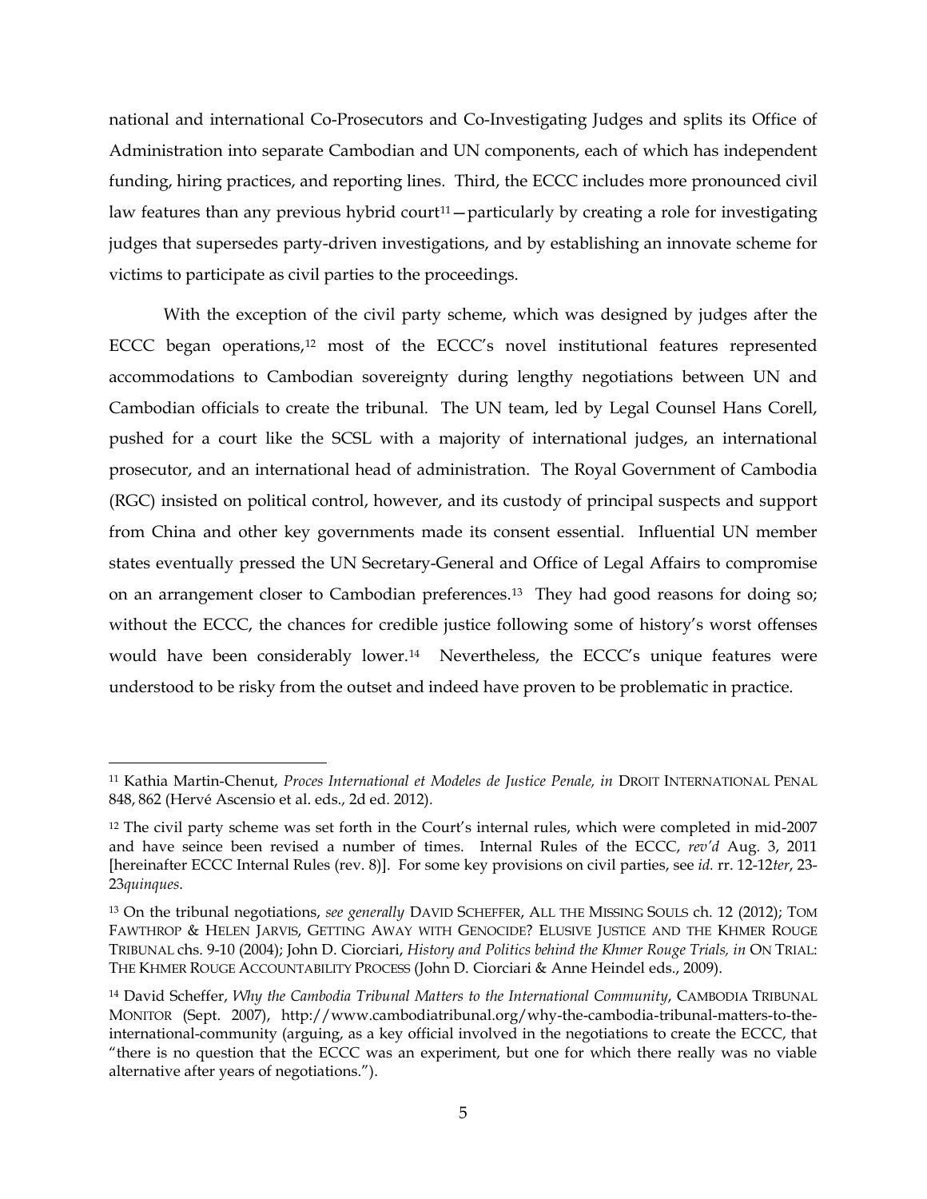national and international Co-Prosecutors and Co-Investigating Judges and splits its Office of Administration into separate Cambodian and UN components, each of which has independent funding, hiring practices, and reporting lines. Third, the ECCC includes more pronounced civil law features than any previous hybrid court[11]—particularly by creating a role for investigating judges that supersedes party-driven investigations, and by establishing an innovate scheme for victims to participate as civil parties to the proceedings.

With the exception of the civil party scheme, which was designed by judges after the ECCC began operations,[12] most of the ECCC's novel institutional features represented accommodations to Cambodian sovereignty during lengthy negotiations between UN and Cambodian officials to create the tribunal. The UN team, led by Legal Counsel Hans Corell, pushed for a court like the SCSL with a majority of international judges, an international prosecutor, and an international head of administration. The Royal Government of Cambodia (RGC) insisted on political control, however, and its custody of principal suspects and support from China and other key governments made its consent essential. Influential UN member states eventually pressed the UN Secretary-General and Office of Legal Affairs to compromise on an arrangement closer to Cambodian preferences.[13] They had good reasons for doing so; without the ECCC, the chances for credible justice following some of history's worst offenses would have been considerably lower.[14] Nevertheless, the ECCC's unique features were understood to be risky from the outset and indeed have proven to be problematic in practice.

---

[11] Kathia Martin-Chenut, *Proces International et Modeles de Justice Penale, in* DROIT INTERNATIONAL PENAL 848, 862 (Hervé Ascensio et al. eds., 2d ed. 2012).

[12] The civil party scheme was set forth in the Court's internal rules, which were completed in mid-2007 and have seince been revised a number of times. Internal Rules of the ECCC, *rev'd* Aug. 3, 2011 [hereinafter ECCC Internal Rules (rev. 8)]. For some key provisions on civil parties, see *id.* rr. 12-12*ter*, 23-23*quinques*.

[13] On the tribunal negotiations, *see generally* DAVID SCHEFFER, ALL THE MISSING SOULS ch. 12 (2012); TOM FAWTHROP & HELEN JARVIS, GETTING AWAY WITH GENOCIDE? ELUSIVE JUSTICE AND THE KHMER ROUGE TRIBUNAL chs. 9-10 (2004); John D. Ciorciari, *History and Politics behind the Khmer Rouge Trials, in* ON TRIAL: THE KHMER ROUGE ACCOUNTABILITY PROCESS (John D. Ciorciari & Anne Heindel eds., 2009).

[14] David Scheffer, *Why the Cambodia Tribunal Matters to the International Community*, CAMBODIA TRIBUNAL MONITOR (Sept. 2007), http://www.cambodiatribunal.org/why-the-cambodia-tribunal-matters-to-the-international-community (arguing, as a key official involved in the negotiations to create the ECCC, that "there is no question that the ECCC was an experiment, but one for which there really was no viable alternative after years of negotiations.").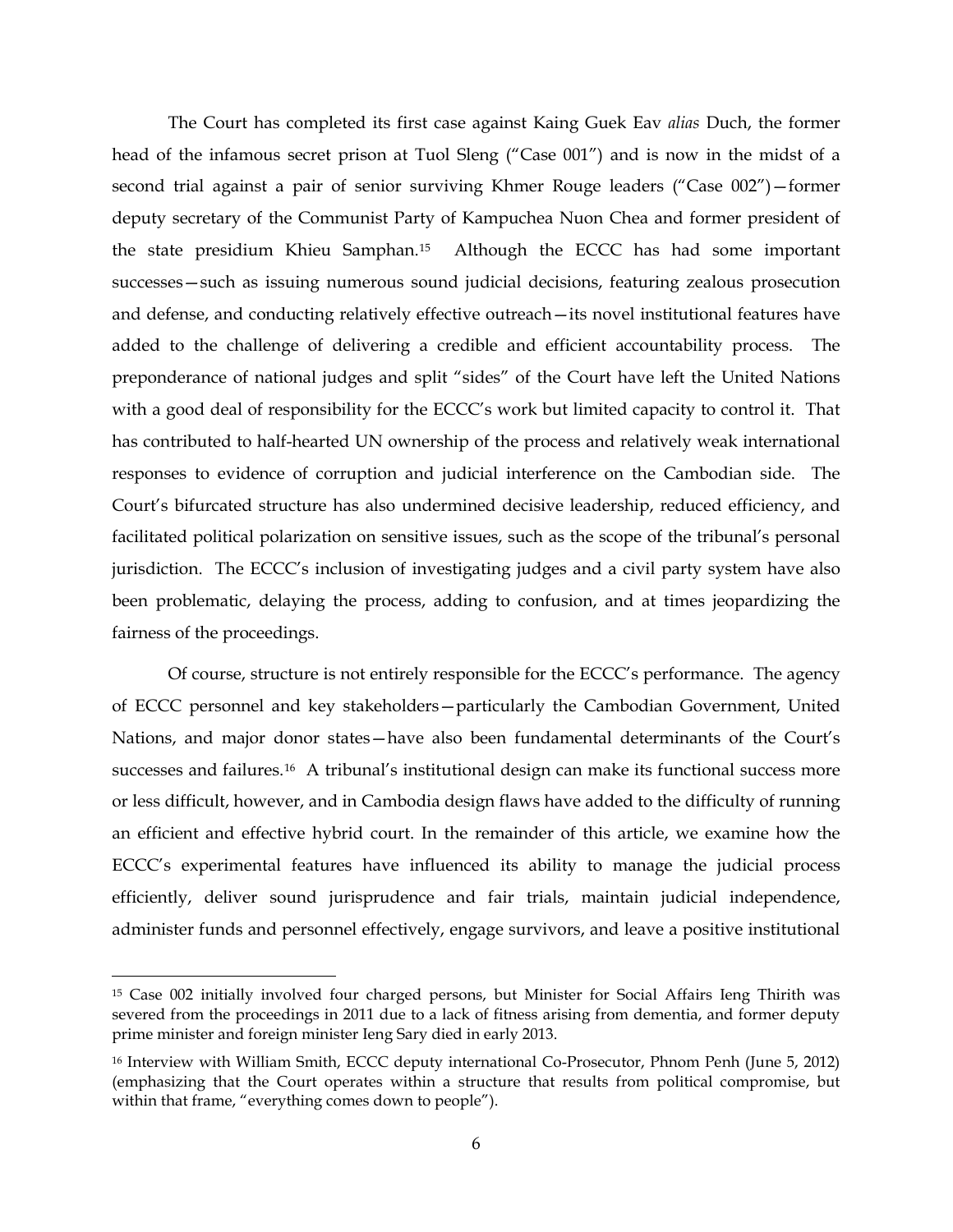The Court has completed its first case against Kaing Guek Eav *alias* Duch, the former head of the infamous secret prison at Tuol Sleng ("Case 001") and is now in the midst of a second trial against a pair of senior surviving Khmer Rouge leaders ("Case 002")—former deputy secretary of the Communist Party of Kampuchea Nuon Chea and former president of the state presidium Khieu Samphan.[15] Although the ECCC has had some important successes—such as issuing numerous sound judicial decisions, featuring zealous prosecution and defense, and conducting relatively effective outreach—its novel institutional features have added to the challenge of delivering a credible and efficient accountability process. The preponderance of national judges and split "sides" of the Court have left the United Nations with a good deal of responsibility for the ECCC's work but limited capacity to control it. That has contributed to half-hearted UN ownership of the process and relatively weak international responses to evidence of corruption and judicial interference on the Cambodian side. The Court's bifurcated structure has also undermined decisive leadership, reduced efficiency, and facilitated political polarization on sensitive issues, such as the scope of the tribunal's personal jurisdiction. The ECCC's inclusion of investigating judges and a civil party system have also been problematic, delaying the process, adding to confusion, and at times jeopardizing the fairness of the proceedings.

Of course, structure is not entirely responsible for the ECCC's performance. The agency of ECCC personnel and key stakeholders—particularly the Cambodian Government, United Nations, and major donor states—have also been fundamental determinants of the Court's successes and failures.[16] A tribunal's institutional design can make its functional success more or less difficult, however, and in Cambodia design flaws have added to the difficulty of running an efficient and effective hybrid court. In the remainder of this article, we examine how the ECCC's experimental features have influenced its ability to manage the judicial process efficiently, deliver sound jurisprudence and fair trials, maintain judicial independence, administer funds and personnel effectively, engage survivors, and leave a positive institutional

---

[15] Case 002 initially involved four charged persons, but Minister for Social Affairs Ieng Thirith was severed from the proceedings in 2011 due to a lack of fitness arising from dementia, and former deputy prime minister and foreign minister Ieng Sary died in early 2013.

[16] Interview with William Smith, ECCC deputy international Co-Prosecutor, Phnom Penh (June 5, 2012) (emphasizing that the Court operates within a structure that results from political compromise, but within that frame, "everything comes down to people").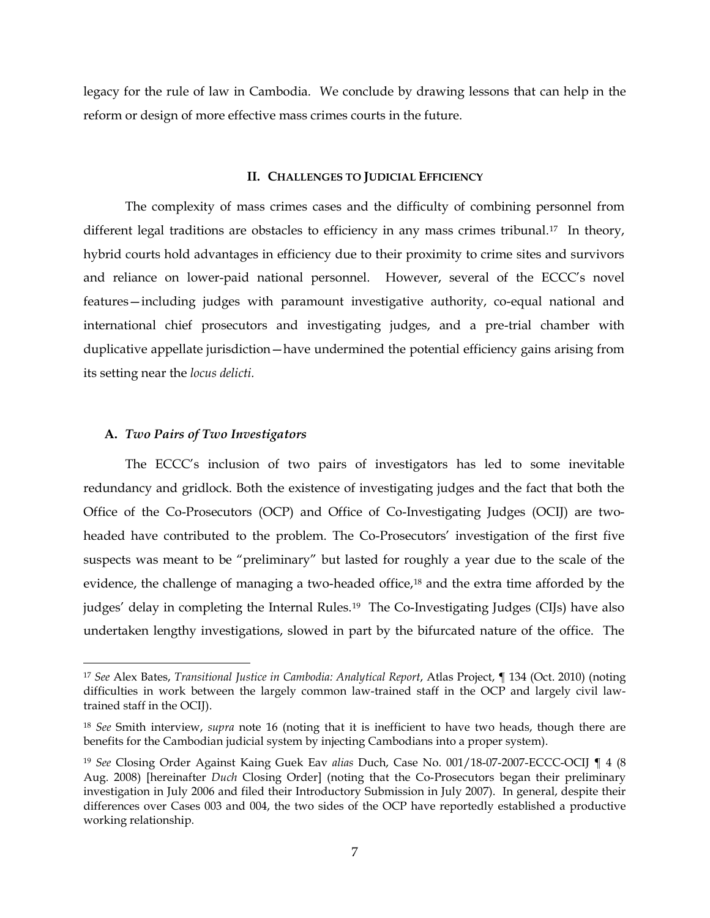legacy for the rule of law in Cambodia. We conclude by drawing lessons that can help in the reform or design of more effective mass crimes courts in the future.

## II. CHALLENGES TO JUDICIAL EFFICIENCY

The complexity of mass crimes cases and the difficulty of combining personnel from different legal traditions are obstacles to efficiency in any mass crimes tribunal.[17] In theory, hybrid courts hold advantages in efficiency due to their proximity to crime sites and survivors and reliance on lower-paid national personnel. However, several of the ECCC's novel features—including judges with paramount investigative authority, co-equal national and international chief prosecutors and investigating judges, and a pre-trial chamber with duplicative appellate jurisdiction—have undermined the potential efficiency gains arising from its setting near the *locus delicti*.

### A. *Two Pairs of Two Investigators*

The ECCC's inclusion of two pairs of investigators has led to some inevitable redundancy and gridlock. Both the existence of investigating judges and the fact that both the Office of the Co-Prosecutors (OCP) and Office of Co-Investigating Judges (OCIJ) are two-headed have contributed to the problem. The Co-Prosecutors' investigation of the first five suspects was meant to be "preliminary" but lasted for roughly a year due to the scale of the evidence, the challenge of managing a two-headed office,[18] and the extra time afforded by the judges' delay in completing the Internal Rules.[19] The Co-Investigating Judges (CIJs) have also undertaken lengthy investigations, slowed in part by the bifurcated nature of the office. The

---

[17] *See* Alex Bates, *Transitional Justice in Cambodia: Analytical Report*, Atlas Project, ¶ 134 (Oct. 2010) (noting difficulties in work between the largely common law-trained staff in the OCP and largely civil law-trained staff in the OCIJ).

[18] *See* Smith interview, *supra* note 16 (noting that it is inefficient to have two heads, though there are benefits for the Cambodian judicial system by injecting Cambodians into a proper system).

[19] *See* Closing Order Against Kaing Guek Eav *alias* Duch, Case No. 001/18-07-2007-ECCC-OCIJ ¶ 4 (8 Aug. 2008) [hereinafter *Duch* Closing Order] (noting that the Co-Prosecutors began their preliminary investigation in July 2006 and filed their Introductory Submission in July 2007). In general, despite their differences over Cases 003 and 004, the two sides of the OCP have reportedly established a productive working relationship.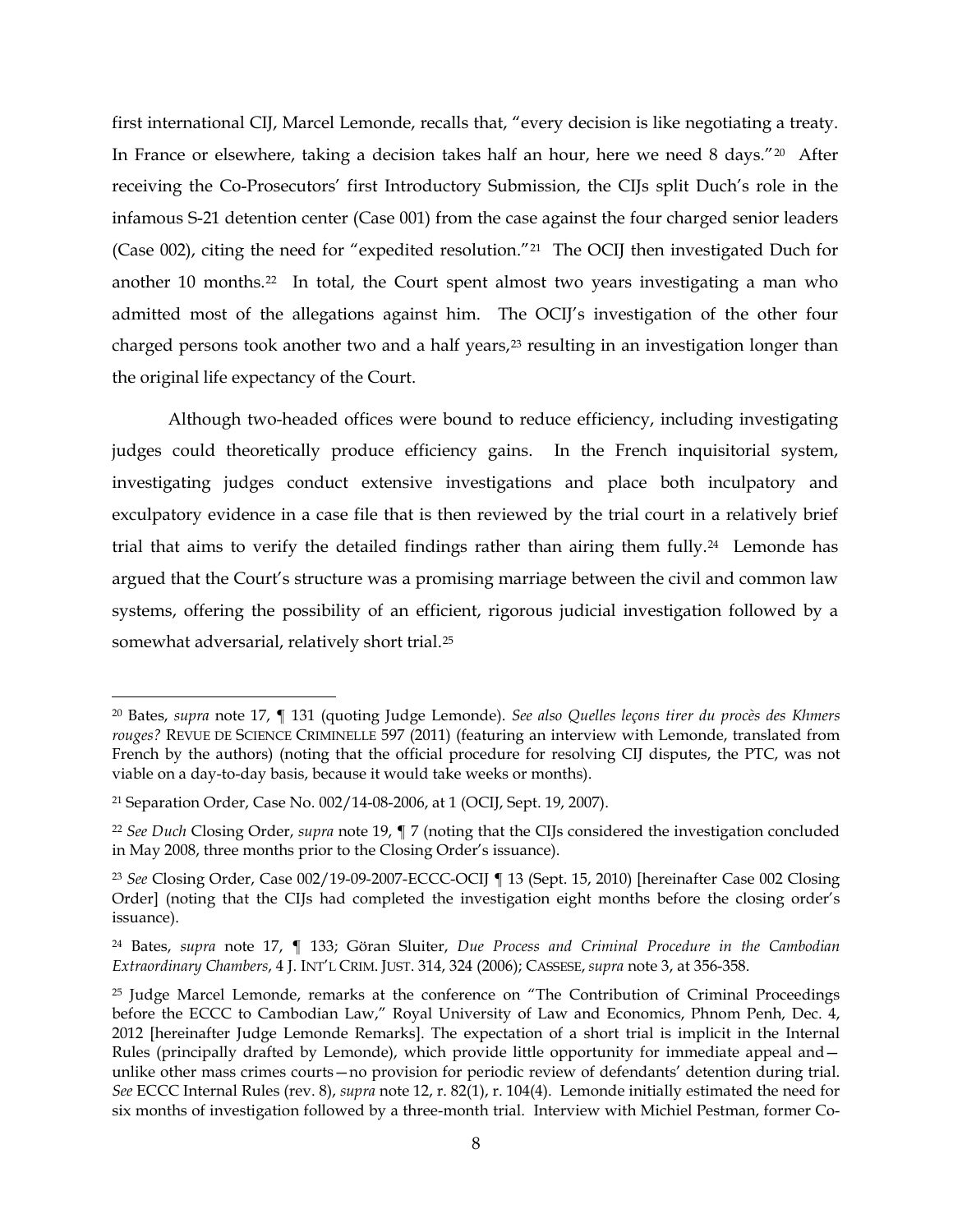first international CIJ, Marcel Lemonde, recalls that, "every decision is like negotiating a treaty. In France or elsewhere, taking a decision takes half an hour, here we need 8 days."[20] After receiving the Co-Prosecutors' first Introductory Submission, the CIJs split Duch's role in the infamous S-21 detention center (Case 001) from the case against the four charged senior leaders (Case 002), citing the need for "expedited resolution."[21] The OCIJ then investigated Duch for another 10 months.[22] In total, the Court spent almost two years investigating a man who admitted most of the allegations against him. The OCIJ's investigation of the other four charged persons took another two and a half years,[23] resulting in an investigation longer than the original life expectancy of the Court.

Although two-headed offices were bound to reduce efficiency, including investigating judges could theoretically produce efficiency gains. In the French inquisitorial system, investigating judges conduct extensive investigations and place both inculpatory and exculpatory evidence in a case file that is then reviewed by the trial court in a relatively brief trial that aims to verify the detailed findings rather than airing them fully.[24] Lemonde has argued that the Court's structure was a promising marriage between the civil and common law systems, offering the possibility of an efficient, rigorous judicial investigation followed by a somewhat adversarial, relatively short trial.[25]

---

[20] Bates, *supra* note 17, ¶ 131 (quoting Judge Lemonde). *See also Quelles leçons tirer du procès des Khmers rouges?* REVUE DE SCIENCE CRIMINELLE 597 (2011) (featuring an interview with Lemonde, translated from French by the authors) (noting that the official procedure for resolving CIJ disputes, the PTC, was not viable on a day-to-day basis, because it would take weeks or months).

[21] Separation Order, Case No. 002/14-08-2006, at 1 (OCIJ, Sept. 19, 2007).

[22] *See Duch* Closing Order, *supra* note 19, ¶ 7 (noting that the CIJs considered the investigation concluded in May 2008, three months prior to the Closing Order's issuance).

[23] *See* Closing Order, Case 002/19-09-2007-ECCC-OCIJ ¶ 13 (Sept. 15, 2010) [hereinafter Case 002 Closing Order] (noting that the CIJs had completed the investigation eight months before the closing order's issuance).

[24] Bates, *supra* note 17, ¶ 133; Göran Sluiter, *Due Process and Criminal Procedure in the Cambodian Extraordinary Chambers*, 4 J. INT'L CRIM. JUST. 314, 324 (2006); CASSESE, *supra* note 3, at 356-358.

[25] Judge Marcel Lemonde, remarks at the conference on "The Contribution of Criminal Proceedings before the ECCC to Cambodian Law," Royal University of Law and Economics, Phnom Penh, Dec. 4, 2012 [hereinafter Judge Lemonde Remarks]. The expectation of a short trial is implicit in the Internal Rules (principally drafted by Lemonde), which provide little opportunity for immediate appeal and—unlike other mass crimes courts—no provision for periodic review of defendants' detention during trial. *See* ECCC Internal Rules (rev. 8), *supra* note 12, r. 82(1), r. 104(4). Lemonde initially estimated the need for six months of investigation followed by a three-month trial. Interview with Michiel Pestman, former Co-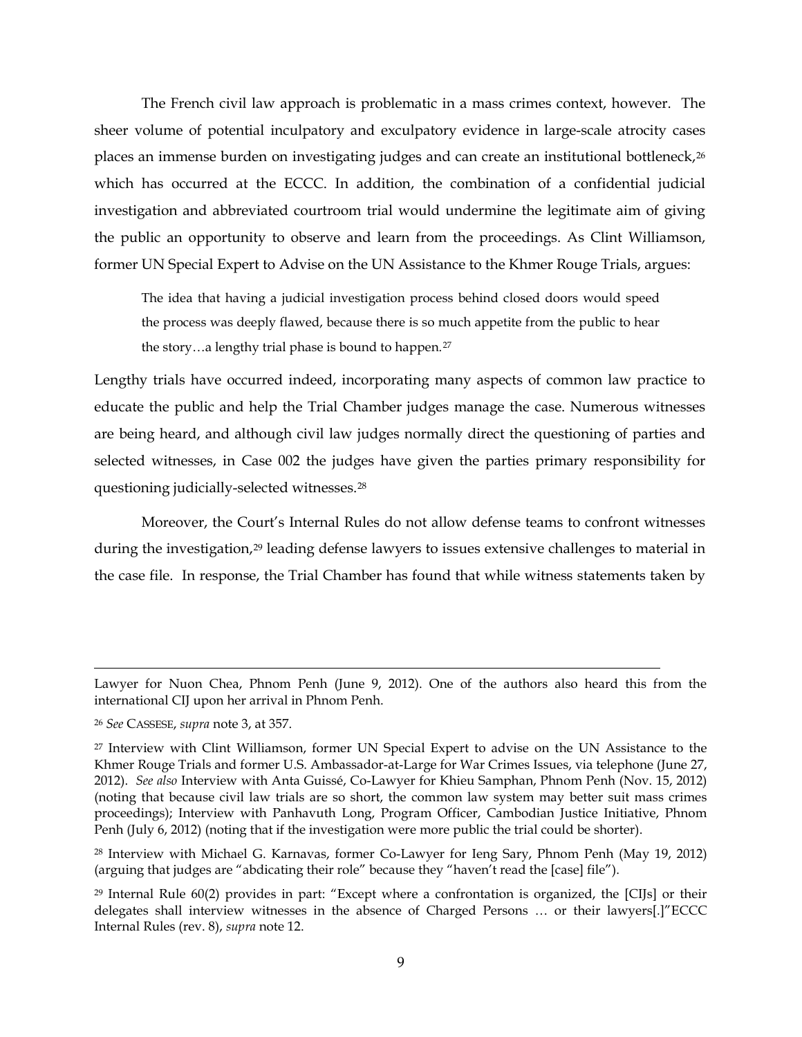The French civil law approach is problematic in a mass crimes context, however. The sheer volume of potential inculpatory and exculpatory evidence in large-scale atrocity cases places an immense burden on investigating judges and can create an institutional bottleneck,[26] which has occurred at the ECCC. In addition, the combination of a confidential judicial investigation and abbreviated courtroom trial would undermine the legitimate aim of giving the public an opportunity to observe and learn from the proceedings. As Clint Williamson, former UN Special Expert to Advise on the UN Assistance to the Khmer Rouge Trials, argues:

> The idea that having a judicial investigation process behind closed doors would speed the process was deeply flawed, because there is so much appetite from the public to hear the story…a lengthy trial phase is bound to happen.[27]

Lengthy trials have occurred indeed, incorporating many aspects of common law practice to educate the public and help the Trial Chamber judges manage the case. Numerous witnesses are being heard, and although civil law judges normally direct the questioning of parties and selected witnesses, in Case 002 the judges have given the parties primary responsibility for questioning judicially-selected witnesses.[28]

Moreover, the Court's Internal Rules do not allow defense teams to confront witnesses during the investigation,[29] leading defense lawyers to issues extensive challenges to material in the case file. In response, the Trial Chamber has found that while witness statements taken by

---

Lawyer for Nuon Chea, Phnom Penh (June 9, 2012). One of the authors also heard this from the international CIJ upon her arrival in Phnom Penh.

[26] *See* CASSESE, *supra* note 3, at 357.

[27] Interview with Clint Williamson, former UN Special Expert to advise on the UN Assistance to the Khmer Rouge Trials and former U.S. Ambassador-at-Large for War Crimes Issues, via telephone (June 27, 2012). *See also* Interview with Anta Guissé, Co-Lawyer for Khieu Samphan, Phnom Penh (Nov. 15, 2012) (noting that because civil law trials are so short, the common law system may better suit mass crimes proceedings); Interview with Panhavuth Long, Program Officer, Cambodian Justice Initiative, Phnom Penh (July 6, 2012) (noting that if the investigation were more public the trial could be shorter).

[28] Interview with Michael G. Karnavas, former Co-Lawyer for Ieng Sary, Phnom Penh (May 19, 2012) (arguing that judges are "abdicating their role" because they "haven't read the [case] file").

[29] Internal Rule 60(2) provides in part: "Except where a confrontation is organized, the [CIJs] or their delegates shall interview witnesses in the absence of Charged Persons … or their lawyers[.]"ECCC Internal Rules (rev. 8), *supra* note 12.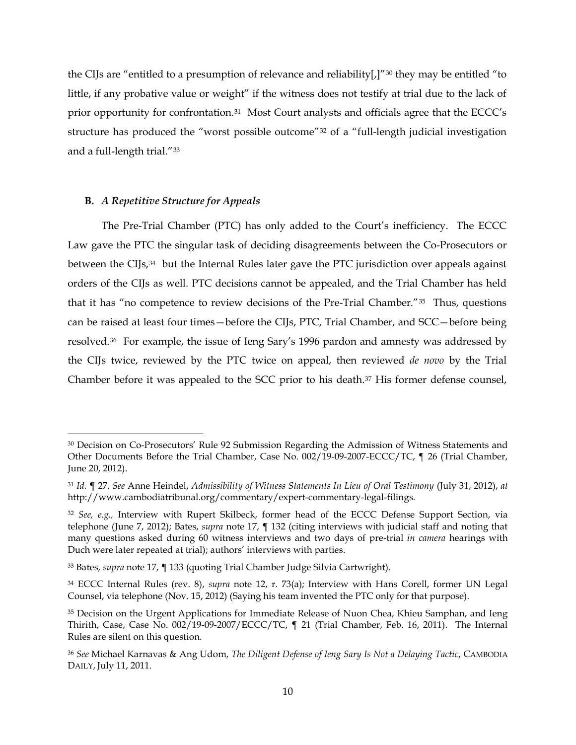the CIJs are "entitled to a presumption of relevance and reliability[,]"[30] they may be entitled "to little, if any probative value or weight" if the witness does not testify at trial due to the lack of prior opportunity for confrontation.[31] Most Court analysts and officials agree that the ECCC's structure has produced the "worst possible outcome"[32] of a "full-length judicial investigation and a full-length trial."[33]

### B. *A Repetitive Structure for Appeals*

The Pre-Trial Chamber (PTC) has only added to the Court's inefficiency. The ECCC Law gave the PTC the singular task of deciding disagreements between the Co-Prosecutors or between the CIJs,[34] but the Internal Rules later gave the PTC jurisdiction over appeals against orders of the CIJs as well. PTC decisions cannot be appealed, and the Trial Chamber has held that it has "no competence to review decisions of the Pre-Trial Chamber."[35] Thus, questions can be raised at least four times—before the CIJs, PTC, Trial Chamber, and SCC—before being resolved.[36] For example, the issue of Ieng Sary's 1996 pardon and amnesty was addressed by the CIJs twice, reviewed by the PTC twice on appeal, then reviewed *de novo* by the Trial Chamber before it was appealed to the SCC prior to his death.[37] His former defense counsel,

---

[30] Decision on Co-Prosecutors' Rule 92 Submission Regarding the Admission of Witness Statements and Other Documents Before the Trial Chamber, Case No. 002/19-09-2007-ECCC/TC, ¶ 26 (Trial Chamber, June 20, 2012).

[31] *Id.* ¶ 27. *See* Anne Heindel, *Admissibility of Witness Statements In Lieu of Oral Testimony* (July 31, 2012), *at* http://www.cambodiatribunal.org/commentary/expert-commentary-legal-filings.

[32] *See, e.g.,* Interview with Rupert Skilbeck, former head of the ECCC Defense Support Section, via telephone (June 7, 2012); Bates, *supra* note 17, ¶ 132 (citing interviews with judicial staff and noting that many questions asked during 60 witness interviews and two days of pre-trial *in camera* hearings with Duch were later repeated at trial); authors' interviews with parties.

[33] Bates, *supra* note 17, ¶ 133 (quoting Trial Chamber Judge Silvia Cartwright).

[34] ECCC Internal Rules (rev. 8), *supra* note 12, r. 73(a); Interview with Hans Corell, former UN Legal Counsel, via telephone (Nov. 15, 2012) (Saying his team invented the PTC only for that purpose).

[35] Decision on the Urgent Applications for Immediate Release of Nuon Chea, Khieu Samphan, and Ieng Thirith, Case, Case No. 002/19-09-2007/ECCC/TC, ¶ 21 (Trial Chamber, Feb. 16, 2011). The Internal Rules are silent on this question.

[36] *See* Michael Karnavas & Ang Udom, *The Diligent Defense of Ieng Sary Is Not a Delaying Tactic*, CAMBODIA DAILY, July 11, 2011.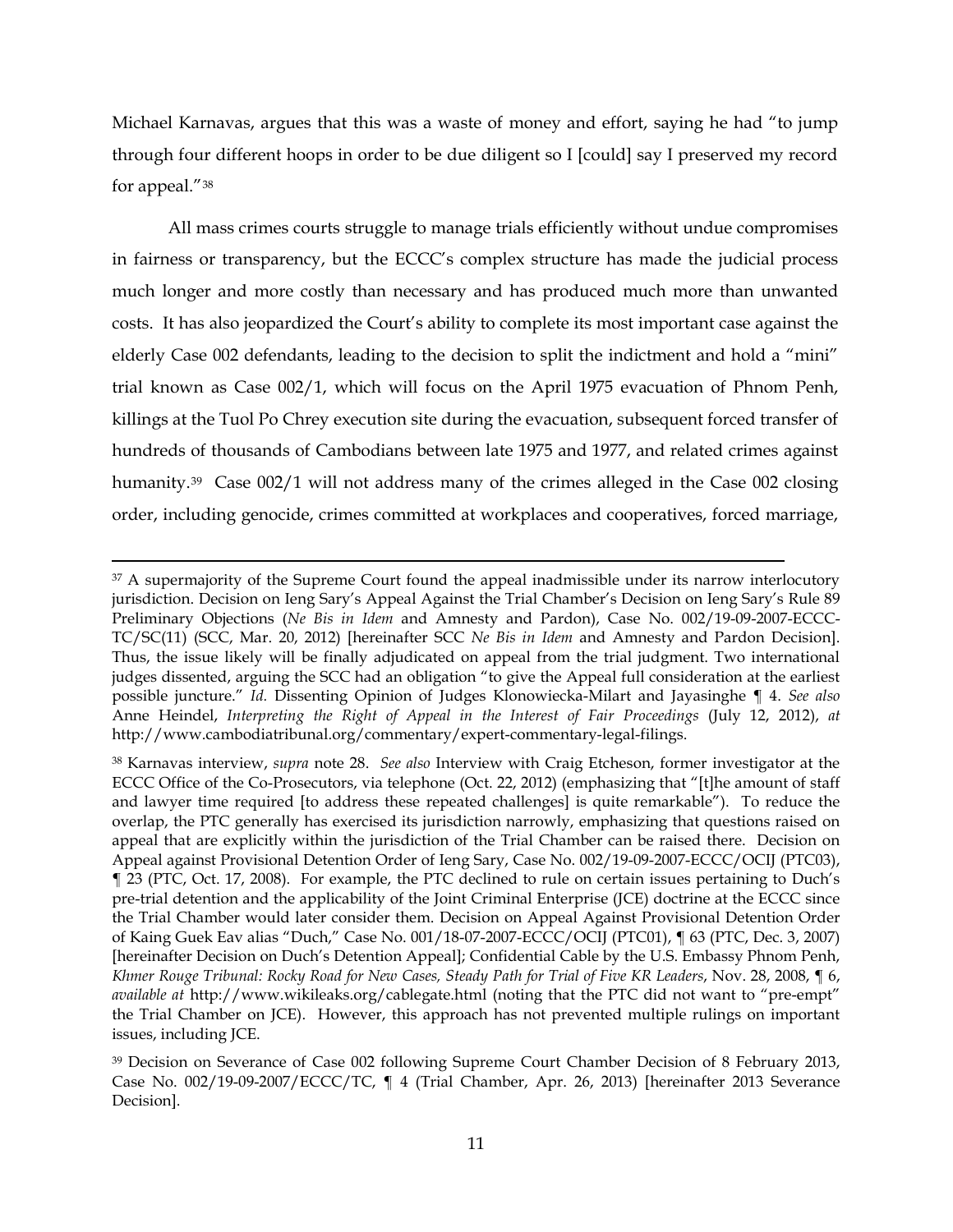Michael Karnavas, argues that this was a waste of money and effort, saying he had "to jump through four different hoops in order to be due diligent so I [could] say I preserved my record for appeal."[38]

All mass crimes courts struggle to manage trials efficiently without undue compromises in fairness or transparency, but the ECCC's complex structure has made the judicial process much longer and more costly than necessary and has produced much more than unwanted costs. It has also jeopardized the Court's ability to complete its most important case against the elderly Case 002 defendants, leading to the decision to split the indictment and hold a "mini" trial known as Case 002/1, which will focus on the April 1975 evacuation of Phnom Penh, killings at the Tuol Po Chrey execution site during the evacuation, subsequent forced transfer of hundreds of thousands of Cambodians between late 1975 and 1977, and related crimes against humanity.[39] Case 002/1 will not address many of the crimes alleged in the Case 002 closing order, including genocide, crimes committed at workplaces and cooperatives, forced marriage,

---

[37] A supermajority of the Supreme Court found the appeal inadmissible under its narrow interlocutory jurisdiction. Decision on Ieng Sary's Appeal Against the Trial Chamber's Decision on Ieng Sary's Rule 89 Preliminary Objections (*Ne Bis in Idem* and Amnesty and Pardon), Case No. 002/19-09-2007-ECCC-TC/SC(11) (SCC, Mar. 20, 2012) [hereinafter SCC *Ne Bis in Idem* and Amnesty and Pardon Decision]. Thus, the issue likely will be finally adjudicated on appeal from the trial judgment. Two international judges dissented, arguing the SCC had an obligation "to give the Appeal full consideration at the earliest possible juncture." *Id.* Dissenting Opinion of Judges Klonowiecka-Milart and Jayasinghe ¶ 4. *See also* Anne Heindel, *Interpreting the Right of Appeal in the Interest of Fair Proceedings* (July 12, 2012), *at* http://www.cambodiatribunal.org/commentary/expert-commentary-legal-filings.

[38] Karnavas interview, *supra* note 28. *See also* Interview with Craig Etcheson, former investigator at the ECCC Office of the Co-Prosecutors, via telephone (Oct. 22, 2012) (emphasizing that "[t]he amount of staff and lawyer time required [to address these repeated challenges] is quite remarkable"). To reduce the overlap, the PTC generally has exercised its jurisdiction narrowly, emphasizing that questions raised on appeal that are explicitly within the jurisdiction of the Trial Chamber can be raised there. Decision on Appeal against Provisional Detention Order of Ieng Sary, Case No. 002/19-09-2007-ECCC/OCIJ (PTC03), ¶ 23 (PTC, Oct. 17, 2008). For example, the PTC declined to rule on certain issues pertaining to Duch's pre-trial detention and the applicability of the Joint Criminal Enterprise (JCE) doctrine at the ECCC since the Trial Chamber would later consider them. Decision on Appeal Against Provisional Detention Order of Kaing Guek Eav alias "Duch," Case No. 001/18-07-2007-ECCC/OCIJ (PTC01), ¶ 63 (PTC, Dec. 3, 2007) [hereinafter Decision on Duch's Detention Appeal]; Confidential Cable by the U.S. Embassy Phnom Penh, *Khmer Rouge Tribunal: Rocky Road for New Cases, Steady Path for Trial of Five KR Leaders*, Nov. 28, 2008, ¶ 6, *available at* http://www.wikileaks.org/cablegate.html (noting that the PTC did not want to "pre-empt" the Trial Chamber on JCE). However, this approach has not prevented multiple rulings on important issues, including JCE.

[39] Decision on Severance of Case 002 following Supreme Court Chamber Decision of 8 February 2013, Case No. 002/19-09-2007/ECCC/TC, ¶ 4 (Trial Chamber, Apr. 26, 2013) [hereinafter 2013 Severance Decision].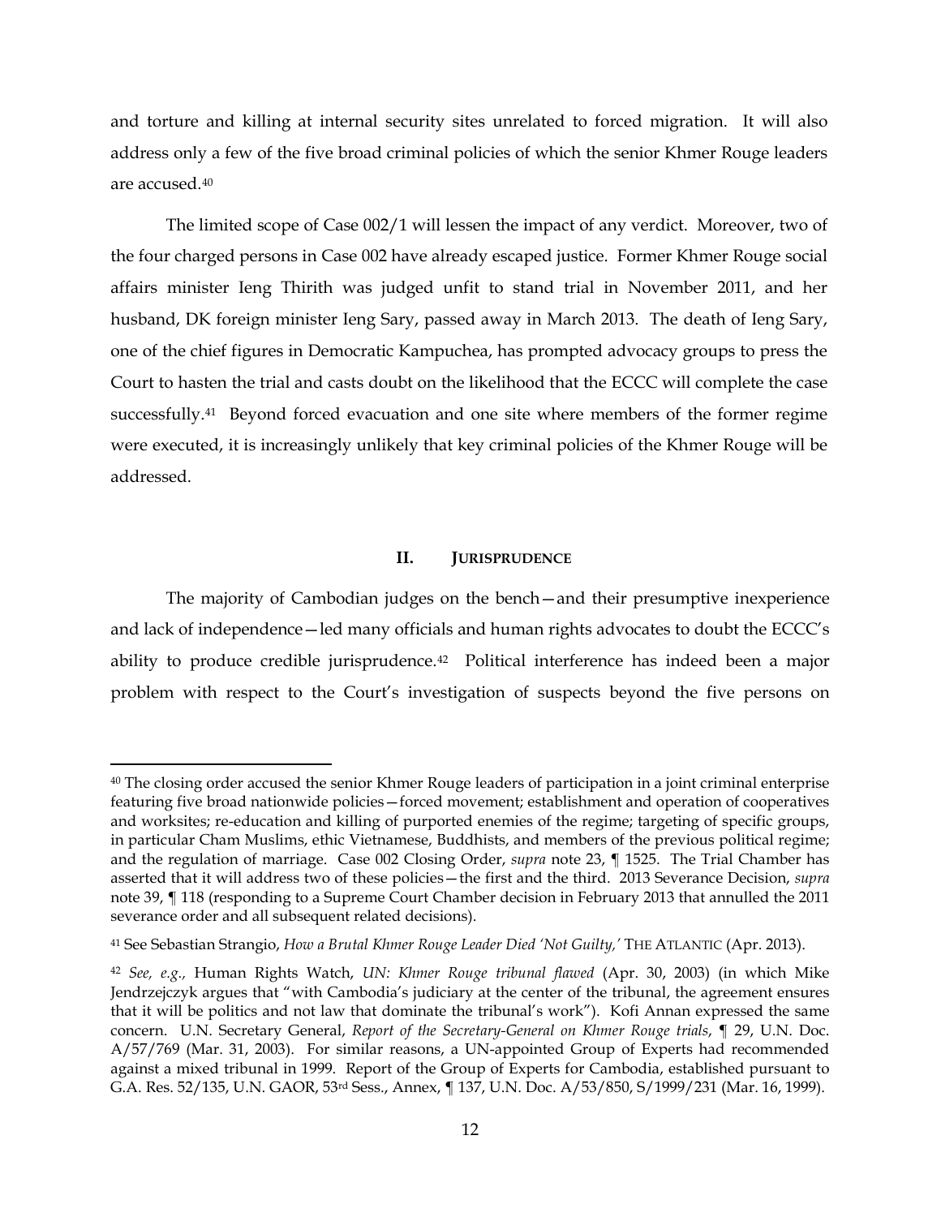and torture and killing at internal security sites unrelated to forced migration. It will also address only a few of the five broad criminal policies of which the senior Khmer Rouge leaders are accused.[40]

The limited scope of Case 002/1 will lessen the impact of any verdict. Moreover, two of the four charged persons in Case 002 have already escaped justice. Former Khmer Rouge social affairs minister Ieng Thirith was judged unfit to stand trial in November 2011, and her husband, DK foreign minister Ieng Sary, passed away in March 2013. The death of Ieng Sary, one of the chief figures in Democratic Kampuchea, has prompted advocacy groups to press the Court to hasten the trial and casts doubt on the likelihood that the ECCC will complete the case successfully.[41] Beyond forced evacuation and one site where members of the former regime were executed, it is increasingly unlikely that key criminal policies of the Khmer Rouge will be addressed.

## II. Jurisprudence

The majority of Cambodian judges on the bench—and their presumptive inexperience and lack of independence—led many officials and human rights advocates to doubt the ECCC's ability to produce credible jurisprudence.[42] Political interference has indeed been a major problem with respect to the Court's investigation of suspects beyond the five persons on

---

[40] The closing order accused the senior Khmer Rouge leaders of participation in a joint criminal enterprise featuring five broad nationwide policies—forced movement; establishment and operation of cooperatives and worksites; re-education and killing of purported enemies of the regime; targeting of specific groups, in particular Cham Muslims, ethic Vietnamese, Buddhists, and members of the previous political regime; and the regulation of marriage. Case 002 Closing Order, *supra* note 23, ¶ 1525. The Trial Chamber has asserted that it will address two of these policies—the first and the third. 2013 Severance Decision, *supra* note 39, ¶ 118 (responding to a Supreme Court Chamber decision in February 2013 that annulled the 2011 severance order and all subsequent related decisions).

[41] See Sebastian Strangio, *How a Brutal Khmer Rouge Leader Died 'Not Guilty,'* The Atlantic (Apr. 2013).

[42] *See, e.g.,* Human Rights Watch, *UN: Khmer Rouge tribunal flawed* (Apr. 30, 2003) (in which Mike Jendrzejczyk argues that "with Cambodia's judiciary at the center of the tribunal, the agreement ensures that it will be politics and not law that dominate the tribunal's work"). Kofi Annan expressed the same concern. U.N. Secretary General, *Report of the Secretary-General on Khmer Rouge trials*, ¶ 29, U.N. Doc. A/57/769 (Mar. 31, 2003). For similar reasons, a UN-appointed Group of Experts had recommended against a mixed tribunal in 1999. Report of the Group of Experts for Cambodia, established pursuant to G.A. Res. 52/135, U.N. GAOR, 53rd Sess., Annex, ¶ 137, U.N. Doc. A/53/850, S/1999/231 (Mar. 16, 1999).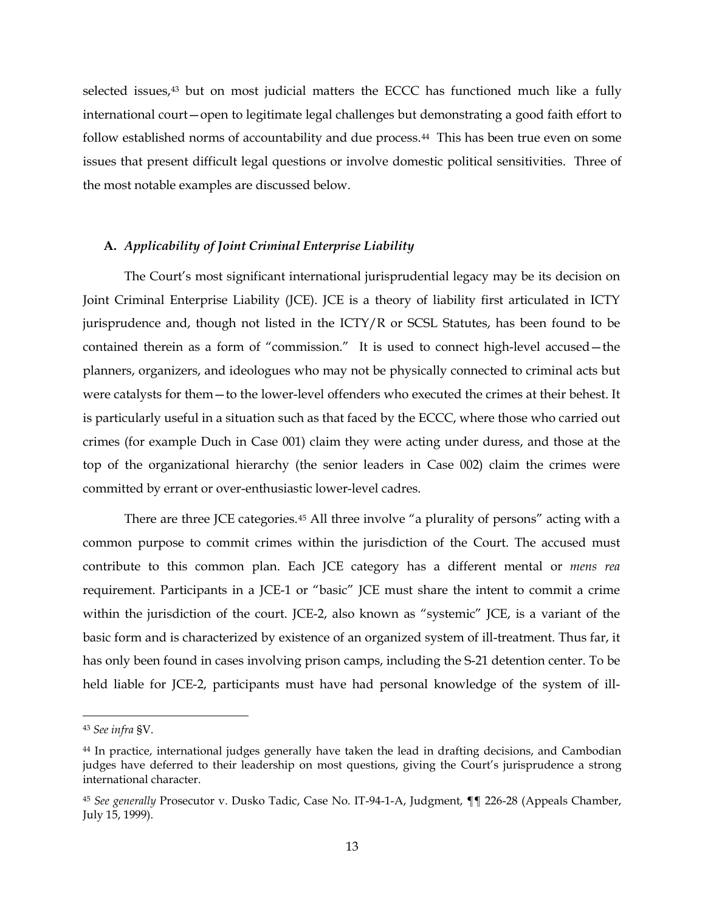selected issues,[43] but on most judicial matters the ECCC has functioned much like a fully international court—open to legitimate legal challenges but demonstrating a good faith effort to follow established norms of accountability and due process.[44] This has been true even on some issues that present difficult legal questions or involve domestic political sensitivities. Three of the most notable examples are discussed below.

### A. *Applicability of Joint Criminal Enterprise Liability*

The Court's most significant international jurisprudential legacy may be its decision on Joint Criminal Enterprise Liability (JCE). JCE is a theory of liability first articulated in ICTY jurisprudence and, though not listed in the ICTY/R or SCSL Statutes, has been found to be contained therein as a form of "commission." It is used to connect high-level accused—the planners, organizers, and ideologues who may not be physically connected to criminal acts but were catalysts for them—to the lower-level offenders who executed the crimes at their behest. It is particularly useful in a situation such as that faced by the ECCC, where those who carried out crimes (for example Duch in Case 001) claim they were acting under duress, and those at the top of the organizational hierarchy (the senior leaders in Case 002) claim the crimes were committed by errant or over-enthusiastic lower-level cadres.

There are three JCE categories.[45] All three involve "a plurality of persons" acting with a common purpose to commit crimes within the jurisdiction of the Court. The accused must contribute to this common plan. Each JCE category has a different mental or *mens rea* requirement. Participants in a JCE-1 or "basic" JCE must share the intent to commit a crime within the jurisdiction of the court. JCE-2, also known as "systemic" JCE, is a variant of the basic form and is characterized by existence of an organized system of ill-treatment. Thus far, it has only been found in cases involving prison camps, including the S-21 detention center. To be held liable for JCE-2, participants must have had personal knowledge of the system of ill-

---

[43] *See infra* §V.

[44] In practice, international judges generally have taken the lead in drafting decisions, and Cambodian judges have deferred to their leadership on most questions, giving the Court's jurisprudence a strong international character.

[45] *See generally* Prosecutor v. Dusko Tadic, Case No. IT-94-1-A, Judgment, ¶¶ 226-28 (Appeals Chamber, July 15, 1999).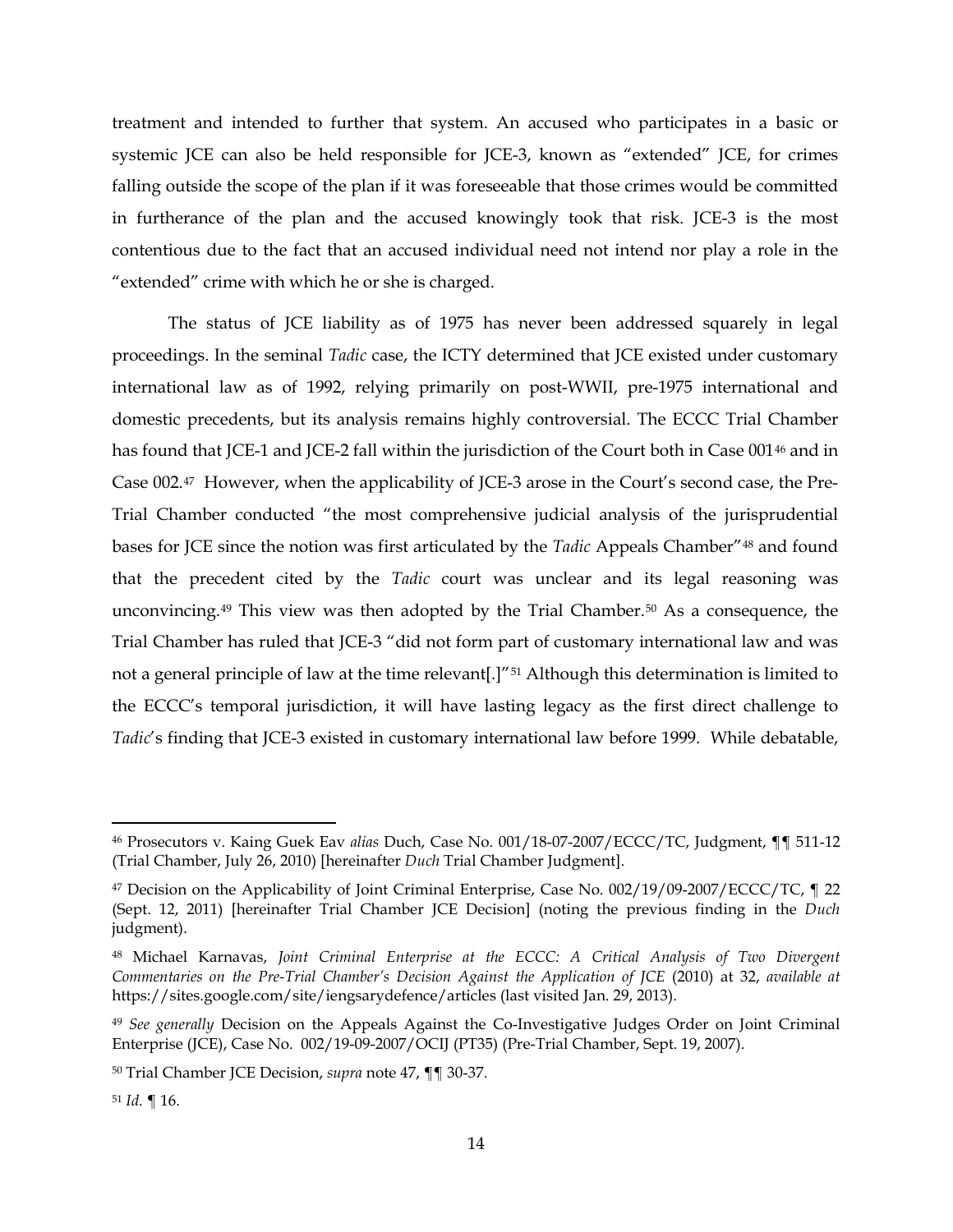treatment and intended to further that system. An accused who participates in a basic or systemic JCE can also be held responsible for JCE-3, known as "extended" JCE, for crimes falling outside the scope of the plan if it was foreseeable that those crimes would be committed in furtherance of the plan and the accused knowingly took that risk. JCE-3 is the most contentious due to the fact that an accused individual need not intend nor play a role in the "extended" crime with which he or she is charged.

The status of JCE liability as of 1975 has never been addressed squarely in legal proceedings. In the seminal *Tadic* case, the ICTY determined that JCE existed under customary international law as of 1992, relying primarily on post-WWII, pre-1975 international and domestic precedents, but its analysis remains highly controversial. The ECCC Trial Chamber has found that JCE-1 and JCE-2 fall within the jurisdiction of the Court both in Case 001[46] and in Case 002.[47] However, when the applicability of JCE-3 arose in the Court's second case, the Pre-Trial Chamber conducted "the most comprehensive judicial analysis of the jurisprudential bases for JCE since the notion was first articulated by the *Tadic* Appeals Chamber"[48] and found that the precedent cited by the *Tadic* court was unclear and its legal reasoning was unconvincing.[49] This view was then adopted by the Trial Chamber.[50] As a consequence, the Trial Chamber has ruled that JCE-3 "did not form part of customary international law and was not a general principle of law at the time relevant[.]"[51] Although this determination is limited to the ECCC's temporal jurisdiction, it will have lasting legacy as the first direct challenge to *Tadic*'s finding that JCE-3 existed in customary international law before 1999. While debatable,

---

[46] Prosecutors v. Kaing Guek Eav *alias* Duch, Case No. 001/18-07-2007/ECCC/TC, Judgment, ¶¶ 511-12 (Trial Chamber, July 26, 2010) [hereinafter *Duch* Trial Chamber Judgment].

[47] Decision on the Applicability of Joint Criminal Enterprise, Case No. 002/19/09-2007/ECCC/TC, ¶ 22 (Sept. 12, 2011) [hereinafter Trial Chamber JCE Decision] (noting the previous finding in the *Duch* judgment).

[48] Michael Karnavas, *Joint Criminal Enterprise at the ECCC: A Critical Analysis of Two Divergent Commentaries on the Pre-Trial Chamber's Decision Against the Application of JCE* (2010) at 32, *available at* https://sites.google.com/site/iengsarydefence/articles (last visited Jan. 29, 2013).

[49] *See generally* Decision on the Appeals Against the Co-Investigative Judges Order on Joint Criminal Enterprise (JCE), Case No. 002/19-09-2007/OCIJ (PT35) (Pre-Trial Chamber, Sept. 19, 2007).

[50] Trial Chamber JCE Decision, *supra* note 47, ¶¶ 30-37.

[51] *Id.* ¶ 16.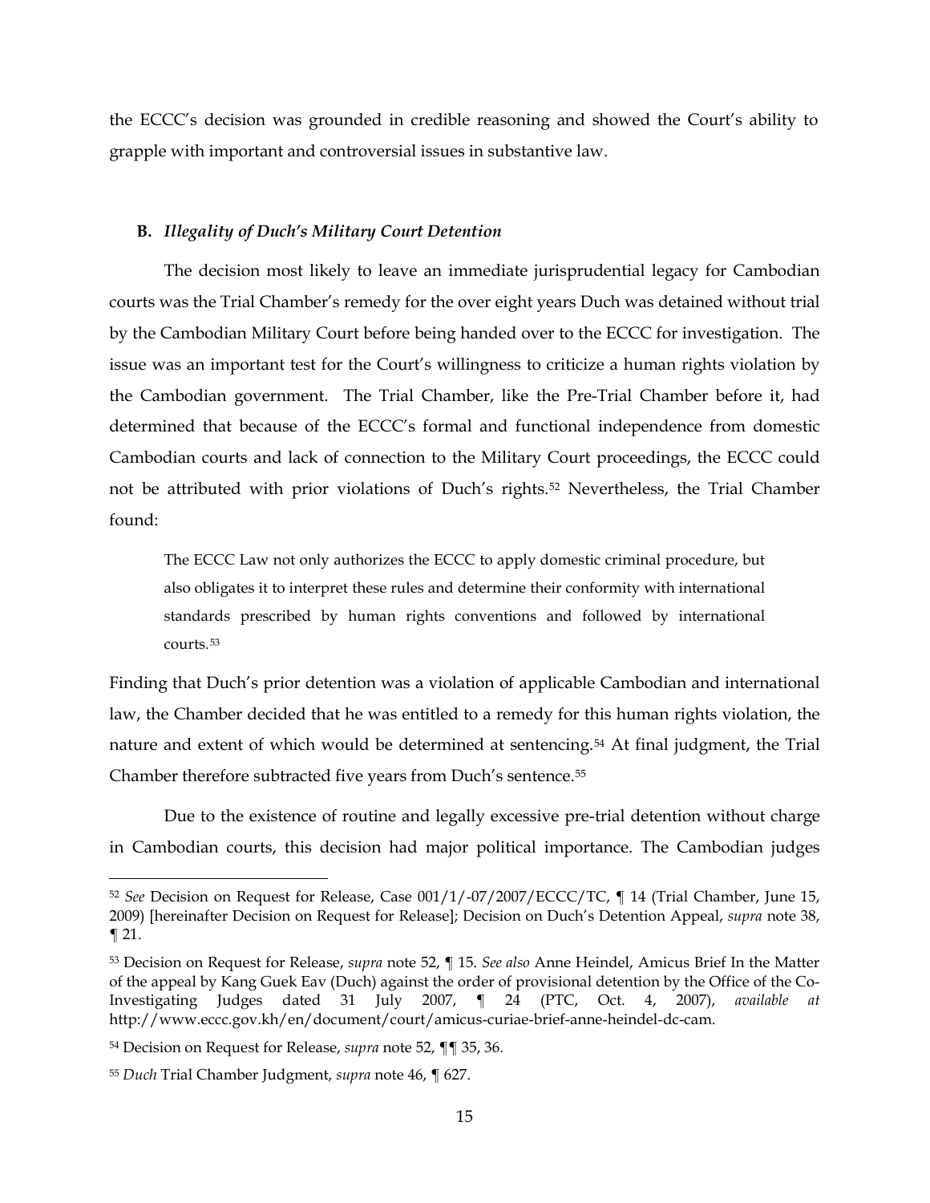the ECCC's decision was grounded in credible reasoning and showed the Court's ability to grapple with important and controversial issues in substantive law.

### B. *Illegality of Duch's Military Court Detention*

The decision most likely to leave an immediate jurisprudential legacy for Cambodian courts was the Trial Chamber's remedy for the over eight years Duch was detained without trial by the Cambodian Military Court before being handed over to the ECCC for investigation. The issue was an important test for the Court's willingness to criticize a human rights violation by the Cambodian government. The Trial Chamber, like the Pre-Trial Chamber before it, had determined that because of the ECCC's formal and functional independence from domestic Cambodian courts and lack of connection to the Military Court proceedings, the ECCC could not be attributed with prior violations of Duch's rights.[52] Nevertheless, the Trial Chamber found:

> The ECCC Law not only authorizes the ECCC to apply domestic criminal procedure, but also obligates it to interpret these rules and determine their conformity with international standards prescribed by human rights conventions and followed by international courts.[53]

Finding that Duch's prior detention was a violation of applicable Cambodian and international law, the Chamber decided that he was entitled to a remedy for this human rights violation, the nature and extent of which would be determined at sentencing.[54] At final judgment, the Trial Chamber therefore subtracted five years from Duch's sentence.[55]

Due to the existence of routine and legally excessive pre-trial detention without charge in Cambodian courts, this decision had major political importance. The Cambodian judges

---

[52] *See* Decision on Request for Release, Case 001/1/-07/2007/ECCC/TC, ¶ 14 (Trial Chamber, June 15, 2009) [hereinafter Decision on Request for Release]; Decision on Duch's Detention Appeal, *supra* note 38, ¶ 21.

[53] Decision on Request for Release, *supra* note 52, ¶ 15. *See also* Anne Heindel, Amicus Brief In the Matter of the appeal by Kang Guek Eav (Duch) against the order of provisional detention by the Office of the Co-Investigating Judges dated 31 July 2007, ¶ 24 (PTC, Oct. 4, 2007), *available at* http://www.eccc.gov.kh/en/document/court/amicus-curiae-brief-anne-heindel-dc-cam.

[54] Decision on Request for Release, *supra* note 52, ¶¶ 35, 36.

[55] *Duch* Trial Chamber Judgment, *supra* note 46, ¶ 627.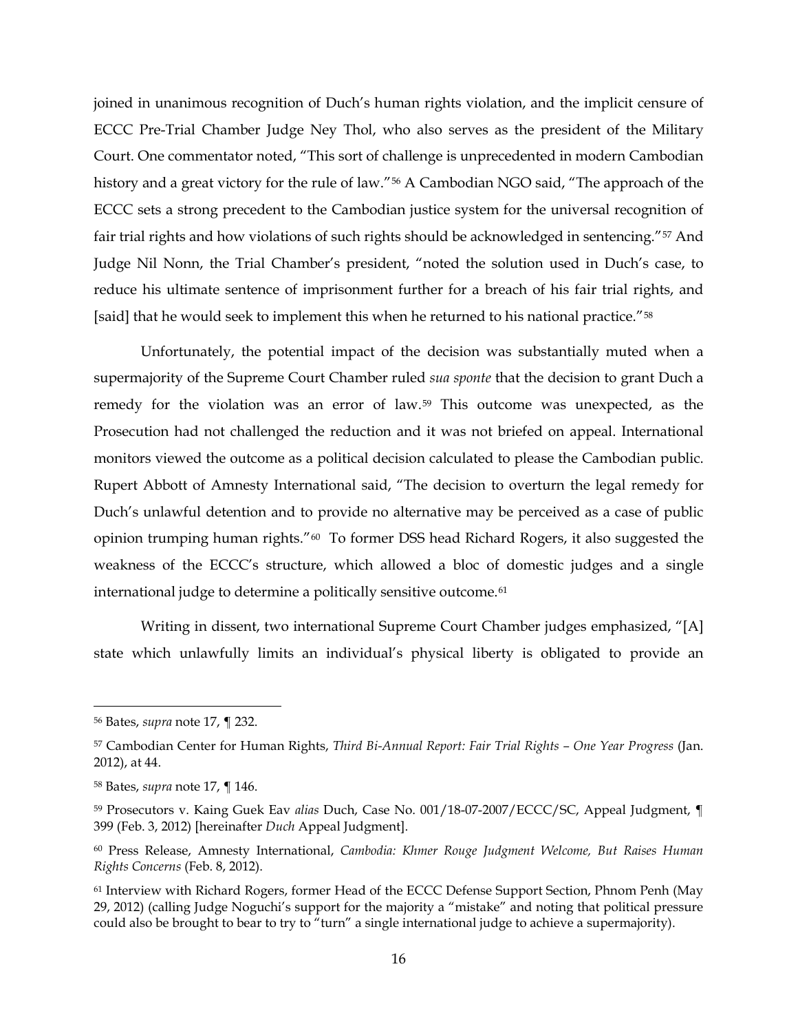joined in unanimous recognition of Duch's human rights violation, and the implicit censure of ECCC Pre-Trial Chamber Judge Ney Thol, who also serves as the president of the Military Court. One commentator noted, "This sort of challenge is unprecedented in modern Cambodian history and a great victory for the rule of law."[56] A Cambodian NGO said, "The approach of the ECCC sets a strong precedent to the Cambodian justice system for the universal recognition of fair trial rights and how violations of such rights should be acknowledged in sentencing."[57] And Judge Nil Nonn, the Trial Chamber's president, "noted the solution used in Duch's case, to reduce his ultimate sentence of imprisonment further for a breach of his fair trial rights, and [said] that he would seek to implement this when he returned to his national practice."[58]

Unfortunately, the potential impact of the decision was substantially muted when a supermajority of the Supreme Court Chamber ruled *sua sponte* that the decision to grant Duch a remedy for the violation was an error of law.[59] This outcome was unexpected, as the Prosecution had not challenged the reduction and it was not briefed on appeal. International monitors viewed the outcome as a political decision calculated to please the Cambodian public. Rupert Abbott of Amnesty International said, "The decision to overturn the legal remedy for Duch's unlawful detention and to provide no alternative may be perceived as a case of public opinion trumping human rights."[60] To former DSS head Richard Rogers, it also suggested the weakness of the ECCC's structure, which allowed a bloc of domestic judges and a single international judge to determine a politically sensitive outcome.[61]

Writing in dissent, two international Supreme Court Chamber judges emphasized, "[A] state which unlawfully limits an individual's physical liberty is obligated to provide an

---

[56] Bates, *supra* note 17, ¶ 232.

[57] Cambodian Center for Human Rights, *Third Bi-Annual Report: Fair Trial Rights – One Year Progress* (Jan. 2012), at 44.

[58] Bates, *supra* note 17, ¶ 146.

[59] Prosecutors v. Kaing Guek Eav *alias* Duch, Case No. 001/18-07-2007/ECCC/SC, Appeal Judgment, ¶ 399 (Feb. 3, 2012) [hereinafter *Duch* Appeal Judgment].

[60] Press Release, Amnesty International, *Cambodia: Khmer Rouge Judgment Welcome, But Raises Human Rights Concerns* (Feb. 8, 2012).

[61] Interview with Richard Rogers, former Head of the ECCC Defense Support Section, Phnom Penh (May 29, 2012) (calling Judge Noguchi's support for the majority a "mistake" and noting that political pressure could also be brought to bear to try to "turn" a single international judge to achieve a supermajority).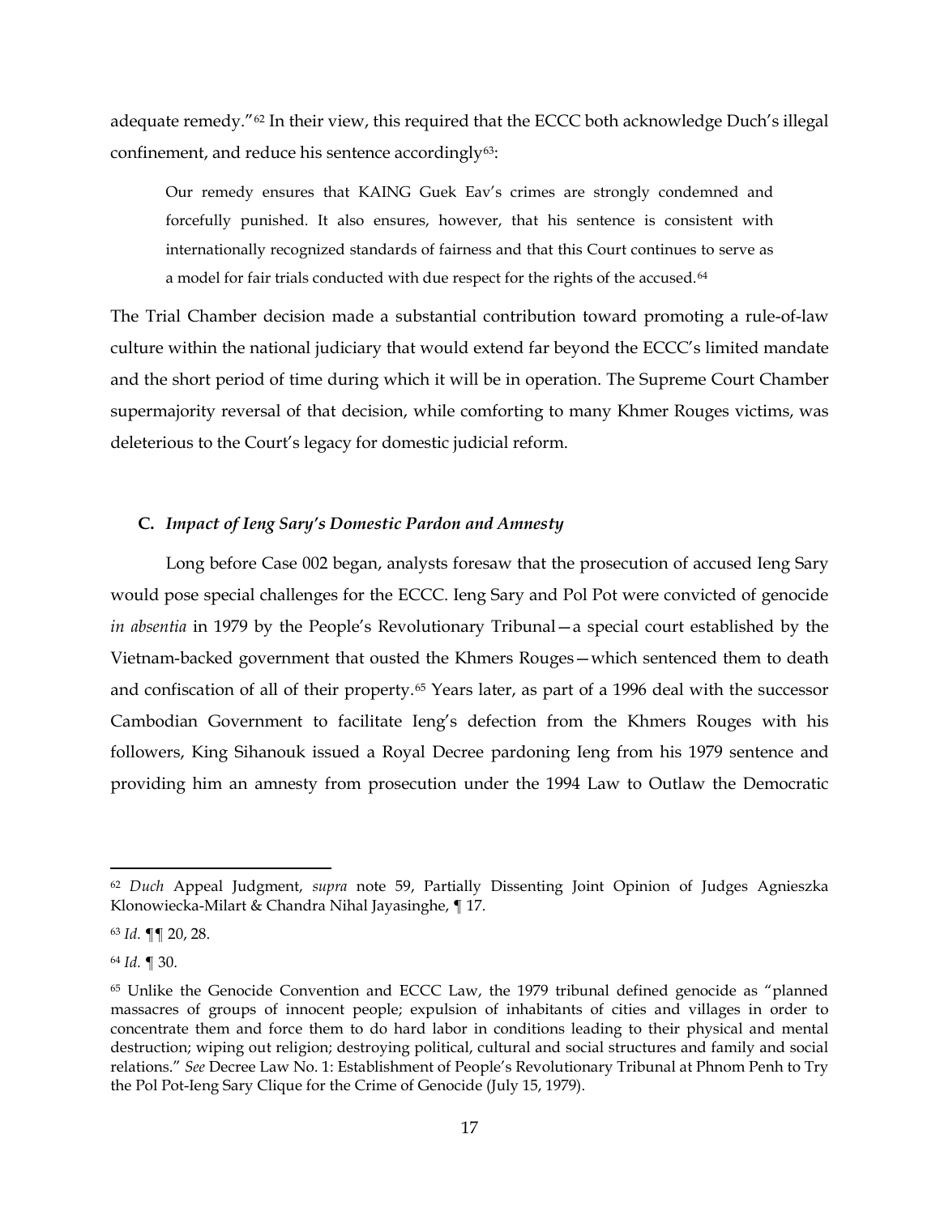adequate remedy."[62] In their view, this required that the ECCC both acknowledge Duch's illegal confinement, and reduce his sentence accordingly[63]:

> Our remedy ensures that KAING Guek Eav's crimes are strongly condemned and forcefully punished. It also ensures, however, that his sentence is consistent with internationally recognized standards of fairness and that this Court continues to serve as a model for fair trials conducted with due respect for the rights of the accused.[64]

The Trial Chamber decision made a substantial contribution toward promoting a rule-of-law culture within the national judiciary that would extend far beyond the ECCC's limited mandate and the short period of time during which it will be in operation. The Supreme Court Chamber supermajority reversal of that decision, while comforting to many Khmer Rouges victims, was deleterious to the Court's legacy for domestic judicial reform.

### C. *Impact of Ieng Sary's Domestic Pardon and Amnesty*

Long before Case 002 began, analysts foresaw that the prosecution of accused Ieng Sary would pose special challenges for the ECCC. Ieng Sary and Pol Pot were convicted of genocide *in absentia* in 1979 by the People's Revolutionary Tribunal—a special court established by the Vietnam-backed government that ousted the Khmers Rouges—which sentenced them to death and confiscation of all of their property.[65] Years later, as part of a 1996 deal with the successor Cambodian Government to facilitate Ieng's defection from the Khmers Rouges with his followers, King Sihanouk issued a Royal Decree pardoning Ieng from his 1979 sentence and providing him an amnesty from prosecution under the 1994 Law to Outlaw the Democratic

---

[62] *Duch* Appeal Judgment, *supra* note 59, Partially Dissenting Joint Opinion of Judges Agnieszka Klonowiecka-Milart & Chandra Nihal Jayasinghe, ¶ 17.

[63] *Id.* ¶¶ 20, 28.

[64] *Id.* ¶ 30.

[65] Unlike the Genocide Convention and ECCC Law, the 1979 tribunal defined genocide as "planned massacres of groups of innocent people; expulsion of inhabitants of cities and villages in order to concentrate them and force them to do hard labor in conditions leading to their physical and mental destruction; wiping out religion; destroying political, cultural and social structures and family and social relations." *See* Decree Law No. 1: Establishment of People's Revolutionary Tribunal at Phnom Penh to Try the Pol Pot-Ieng Sary Clique for the Crime of Genocide (July 15, 1979).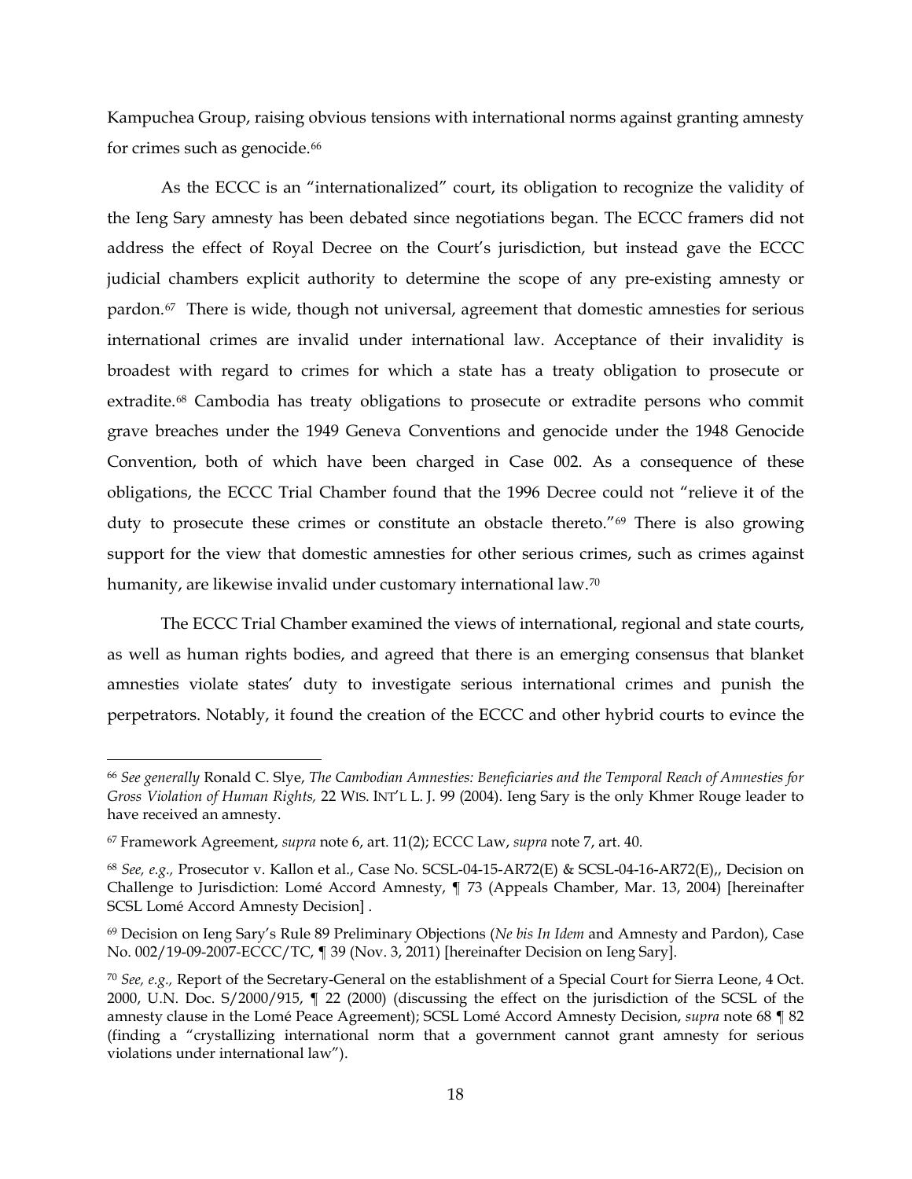Kampuchea Group, raising obvious tensions with international norms against granting amnesty for crimes such as genocide.[66]

As the ECCC is an "internationalized" court, its obligation to recognize the validity of the Ieng Sary amnesty has been debated since negotiations began. The ECCC framers did not address the effect of Royal Decree on the Court's jurisdiction, but instead gave the ECCC judicial chambers explicit authority to determine the scope of any pre-existing amnesty or pardon.[67] There is wide, though not universal, agreement that domestic amnesties for serious international crimes are invalid under international law. Acceptance of their invalidity is broadest with regard to crimes for which a state has a treaty obligation to prosecute or extradite.[68] Cambodia has treaty obligations to prosecute or extradite persons who commit grave breaches under the 1949 Geneva Conventions and genocide under the 1948 Genocide Convention, both of which have been charged in Case 002. As a consequence of these obligations, the ECCC Trial Chamber found that the 1996 Decree could not "relieve it of the duty to prosecute these crimes or constitute an obstacle thereto."[69] There is also growing support for the view that domestic amnesties for other serious crimes, such as crimes against humanity, are likewise invalid under customary international law.[70]

The ECCC Trial Chamber examined the views of international, regional and state courts, as well as human rights bodies, and agreed that there is an emerging consensus that blanket amnesties violate states' duty to investigate serious international crimes and punish the perpetrators. Notably, it found the creation of the ECCC and other hybrid courts to evince the

---

[66] *See generally* Ronald C. Slye, *The Cambodian Amnesties: Beneficiaries and the Temporal Reach of Amnesties for Gross Violation of Human Rights,* 22 WIS. INT'L L. J. 99 (2004). Ieng Sary is the only Khmer Rouge leader to have received an amnesty.

[67] Framework Agreement, *supra* note 6, art. 11(2); ECCC Law, *supra* note 7, art. 40.

[68] *See, e.g.,* Prosecutor v. Kallon et al., Case No. SCSL-04-15-AR72(E) & SCSL-04-16-AR72(E),, Decision on Challenge to Jurisdiction: Lomé Accord Amnesty, ¶ 73 (Appeals Chamber, Mar. 13, 2004) [hereinafter SCSL Lomé Accord Amnesty Decision] .

[69] Decision on Ieng Sary's Rule 89 Preliminary Objections (*Ne bis In Idem* and Amnesty and Pardon), Case No. 002/19-09-2007-ECCC/TC, ¶ 39 (Nov. 3, 2011) [hereinafter Decision on Ieng Sary].

[70] *See, e.g.,* Report of the Secretary-General on the establishment of a Special Court for Sierra Leone, 4 Oct. 2000, U.N. Doc. S/2000/915, ¶ 22 (2000) (discussing the effect on the jurisdiction of the SCSL of the amnesty clause in the Lomé Peace Agreement); SCSL Lomé Accord Amnesty Decision, *supra* note 68 ¶ 82 (finding a "crystallizing international norm that a government cannot grant amnesty for serious violations under international law").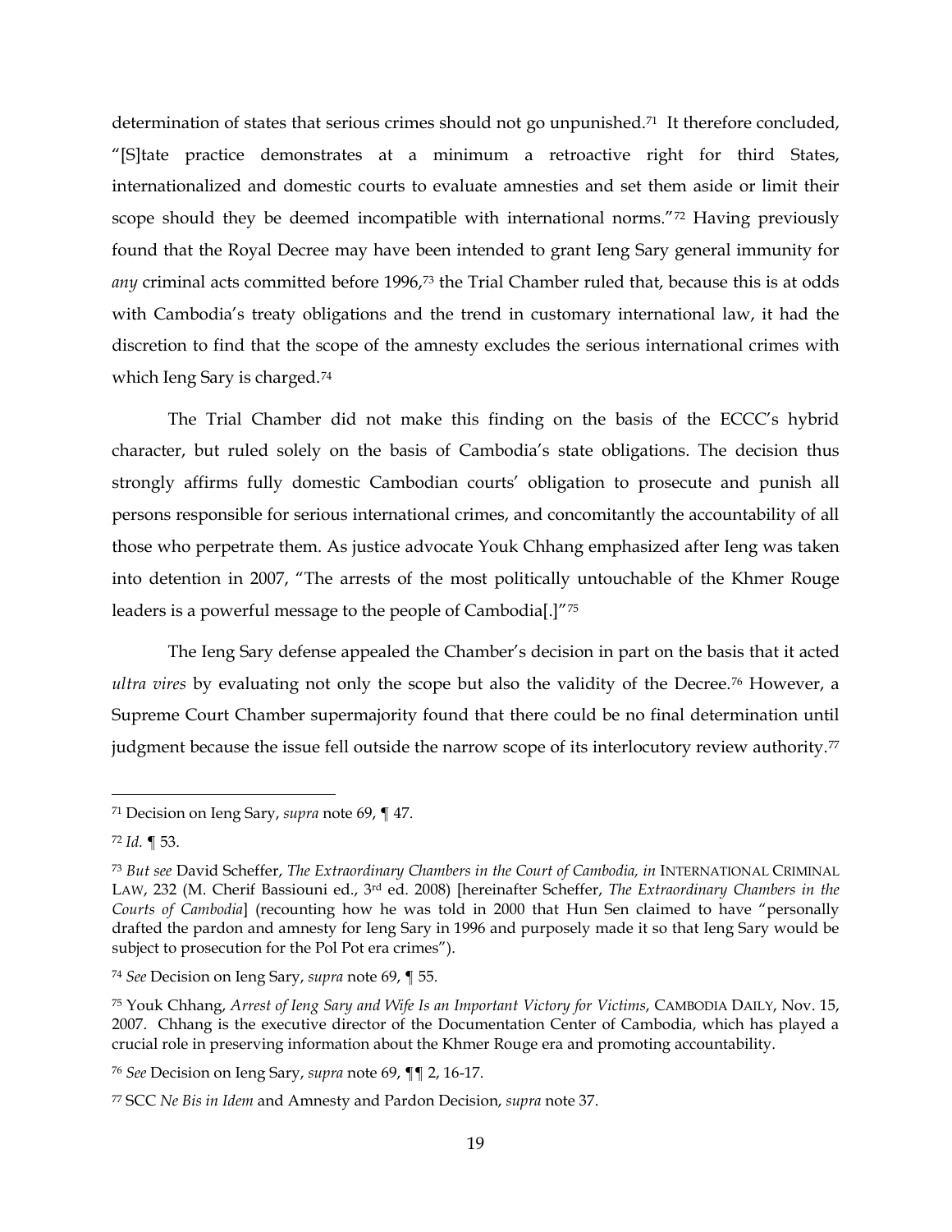determination of states that serious crimes should not go unpunished.[71] It therefore concluded, "[S]tate practice demonstrates at a minimum a retroactive right for third States, internationalized and domestic courts to evaluate amnesties and set them aside or limit their scope should they be deemed incompatible with international norms."[72] Having previously found that the Royal Decree may have been intended to grant Ieng Sary general immunity for *any* criminal acts committed before 1996,[73] the Trial Chamber ruled that, because this is at odds with Cambodia's treaty obligations and the trend in customary international law, it had the discretion to find that the scope of the amnesty excludes the serious international crimes with which Ieng Sary is charged.[74]

The Trial Chamber did not make this finding on the basis of the ECCC's hybrid character, but ruled solely on the basis of Cambodia's state obligations. The decision thus strongly affirms fully domestic Cambodian courts' obligation to prosecute and punish all persons responsible for serious international crimes, and concomitantly the accountability of all those who perpetrate them. As justice advocate Youk Chhang emphasized after Ieng was taken into detention in 2007, "The arrests of the most politically untouchable of the Khmer Rouge leaders is a powerful message to the people of Cambodia[.]"[75]

The Ieng Sary defense appealed the Chamber's decision in part on the basis that it acted *ultra vires* by evaluating not only the scope but also the validity of the Decree.[76] However, a Supreme Court Chamber supermajority found that there could be no final determination until judgment because the issue fell outside the narrow scope of its interlocutory review authority.[77]

---

[71] Decision on Ieng Sary, *supra* note 69, ¶ 47.

[72] *Id.* ¶ 53.

[73] *But see* David Scheffer, *The Extraordinary Chambers in the Court of Cambodia, in* INTERNATIONAL CRIMINAL LAW, 232 (M. Cherif Bassiouni ed., 3rd ed. 2008) [hereinafter Scheffer, *The Extraordinary Chambers in the Courts of Cambodia*] (recounting how he was told in 2000 that Hun Sen claimed to have "personally drafted the pardon and amnesty for Ieng Sary in 1996 and purposely made it so that Ieng Sary would be subject to prosecution for the Pol Pot era crimes").

[74] *See* Decision on Ieng Sary, *supra* note 69, ¶ 55.

[75] Youk Chhang, *Arrest of Ieng Sary and Wife Is an Important Victory for Victims*, CAMBODIA DAILY, Nov. 15, 2007. Chhang is the executive director of the Documentation Center of Cambodia, which has played a crucial role in preserving information about the Khmer Rouge era and promoting accountability.

[76] *See* Decision on Ieng Sary, *supra* note 69, ¶¶ 2, 16-17.

[77] SCC *Ne Bis in Idem* and Amnesty and Pardon Decision, *supra* note 37.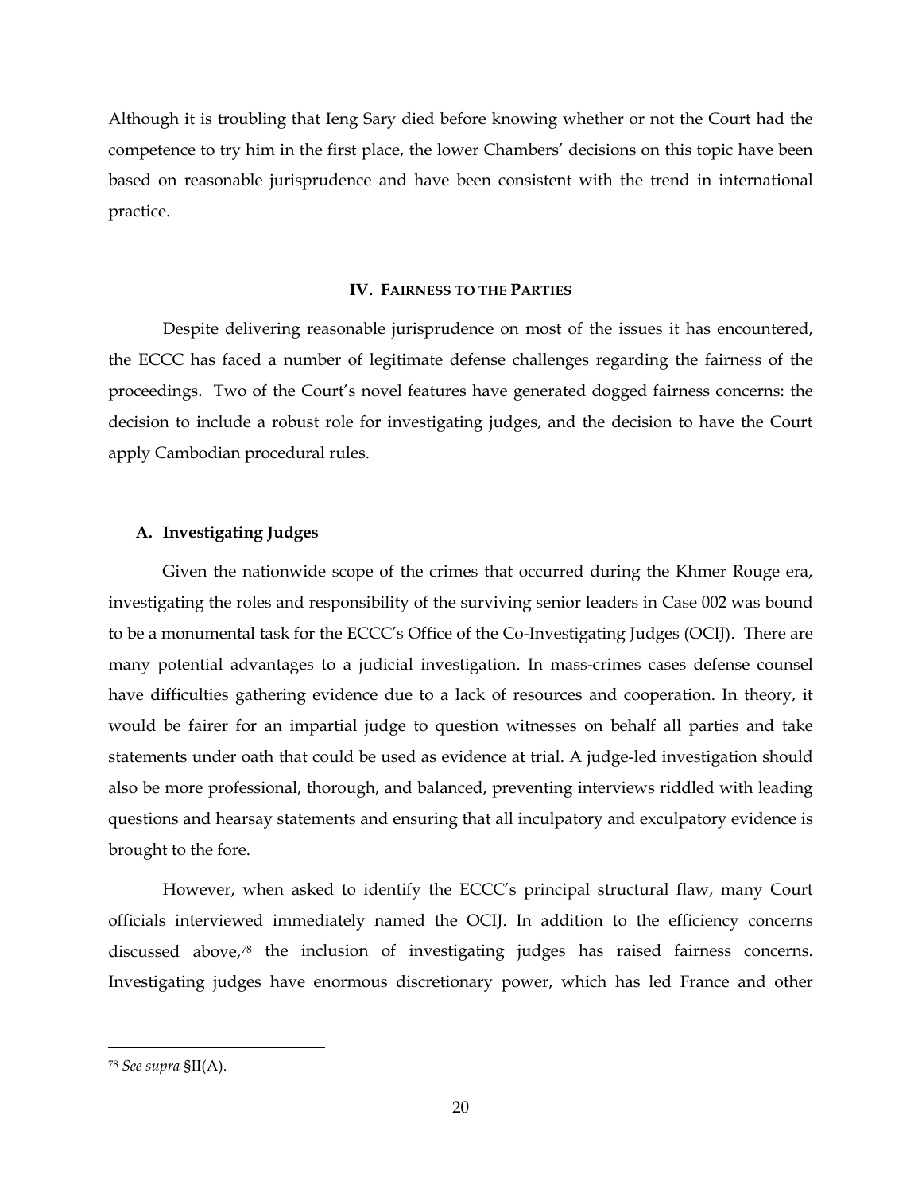Although it is troubling that Ieng Sary died before knowing whether or not the Court had the competence to try him in the first place, the lower Chambers' decisions on this topic have been based on reasonable jurisprudence and have been consistent with the trend in international practice.

## IV. Fairness to the Parties

Despite delivering reasonable jurisprudence on most of the issues it has encountered, the ECCC has faced a number of legitimate defense challenges regarding the fairness of the proceedings. Two of the Court's novel features have generated dogged fairness concerns: the decision to include a robust role for investigating judges, and the decision to have the Court apply Cambodian procedural rules.

### A. Investigating Judges

Given the nationwide scope of the crimes that occurred during the Khmer Rouge era, investigating the roles and responsibility of the surviving senior leaders in Case 002 was bound to be a monumental task for the ECCC's Office of the Co-Investigating Judges (OCIJ). There are many potential advantages to a judicial investigation. In mass-crimes cases defense counsel have difficulties gathering evidence due to a lack of resources and cooperation. In theory, it would be fairer for an impartial judge to question witnesses on behalf all parties and take statements under oath that could be used as evidence at trial. A judge-led investigation should also be more professional, thorough, and balanced, preventing interviews riddled with leading questions and hearsay statements and ensuring that all inculpatory and exculpatory evidence is brought to the fore.

However, when asked to identify the ECCC's principal structural flaw, many Court officials interviewed immediately named the OCIJ. In addition to the efficiency concerns discussed above,[78] the inclusion of investigating judges has raised fairness concerns. Investigating judges have enormous discretionary power, which has led France and other

---

[78] *See supra* §II(A).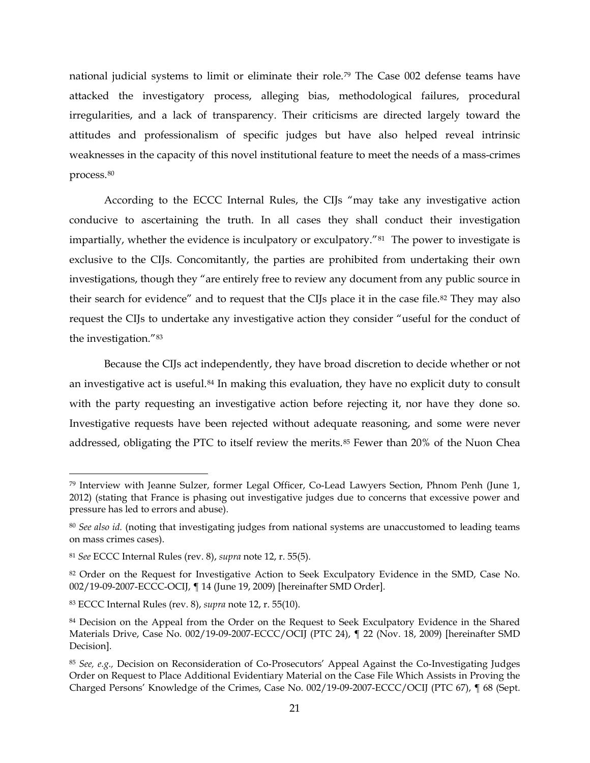national judicial systems to limit or eliminate their role.[79] The Case 002 defense teams have attacked the investigatory process, alleging bias, methodological failures, procedural irregularities, and a lack of transparency. Their criticisms are directed largely toward the attitudes and professionalism of specific judges but have also helped reveal intrinsic weaknesses in the capacity of this novel institutional feature to meet the needs of a mass-crimes process.[80]

According to the ECCC Internal Rules, the CIJs "may take any investigative action conducive to ascertaining the truth. In all cases they shall conduct their investigation impartially, whether the evidence is inculpatory or exculpatory."[81] The power to investigate is exclusive to the CIJs. Concomitantly, the parties are prohibited from undertaking their own investigations, though they "are entirely free to review any document from any public source in their search for evidence" and to request that the CIJs place it in the case file.[82] They may also request the CIJs to undertake any investigative action they consider "useful for the conduct of the investigation."[83]

Because the CIJs act independently, they have broad discretion to decide whether or not an investigative act is useful.[84] In making this evaluation, they have no explicit duty to consult with the party requesting an investigative action before rejecting it, nor have they done so. Investigative requests have been rejected without adequate reasoning, and some were never addressed, obligating the PTC to itself review the merits.[85] Fewer than 20% of the Nuon Chea

---

[79] Interview with Jeanne Sulzer, former Legal Officer, Co-Lead Lawyers Section, Phnom Penh (June 1, 2012) (stating that France is phasing out investigative judges due to concerns that excessive power and pressure has led to errors and abuse).

[80] *See also id.* (noting that investigating judges from national systems are unaccustomed to leading teams on mass crimes cases).

[81] *See* ECCC Internal Rules (rev. 8), *supra* note 12, r. 55(5).

[82] Order on the Request for Investigative Action to Seek Exculpatory Evidence in the SMD, Case No. 002/19-09-2007-ECCC-OCIJ, ¶ 14 (June 19, 2009) [hereinafter SMD Order].

[83] ECCC Internal Rules (rev. 8), *supra* note 12, r. 55(10).

[84] Decision on the Appeal from the Order on the Request to Seek Exculpatory Evidence in the Shared Materials Drive, Case No. 002/19-09-2007-ECCC/OCIJ (PTC 24), ¶ 22 (Nov. 18, 2009) [hereinafter SMD Decision].

[85] *See, e.g.,* Decision on Reconsideration of Co-Prosecutors' Appeal Against the Co-Investigating Judges Order on Request to Place Additional Evidentiary Material on the Case File Which Assists in Proving the Charged Persons' Knowledge of the Crimes, Case No. 002/19-09-2007-ECCC/OCIJ (PTC 67), ¶ 68 (Sept.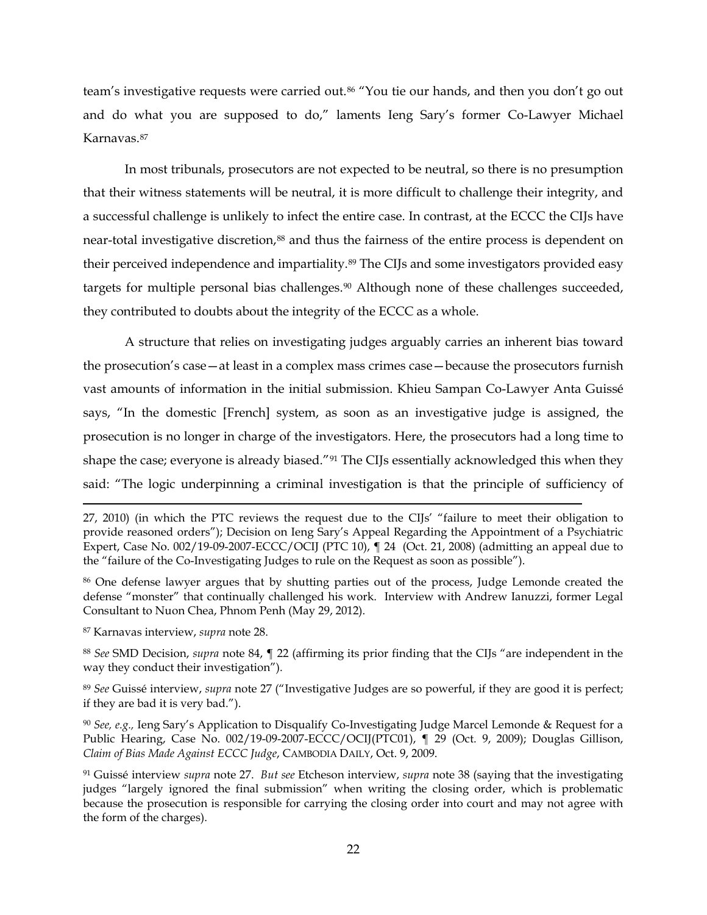team's investigative requests were carried out.[86] "You tie our hands, and then you don't go out and do what you are supposed to do," laments Ieng Sary's former Co-Lawyer Michael Karnavas.[87]

In most tribunals, prosecutors are not expected to be neutral, so there is no presumption that their witness statements will be neutral, it is more difficult to challenge their integrity, and a successful challenge is unlikely to infect the entire case. In contrast, at the ECCC the CIJs have near-total investigative discretion,[88] and thus the fairness of the entire process is dependent on their perceived independence and impartiality.[89] The CIJs and some investigators provided easy targets for multiple personal bias challenges.[90] Although none of these challenges succeeded, they contributed to doubts about the integrity of the ECCC as a whole.

A structure that relies on investigating judges arguably carries an inherent bias toward the prosecution's case—at least in a complex mass crimes case—because the prosecutors furnish vast amounts of information in the initial submission. Khieu Sampan Co-Lawyer Anta Guissé says, "In the domestic [French] system, as soon as an investigative judge is assigned, the prosecution is no longer in charge of the investigators. Here, the prosecutors had a long time to shape the case; everyone is already biased."[91] The CIJs essentially acknowledged this when they said: "The logic underpinning a criminal investigation is that the principle of sufficiency of

---

27, 2010) (in which the PTC reviews the request due to the CIJs' "failure to meet their obligation to provide reasoned orders"); Decision on Ieng Sary's Appeal Regarding the Appointment of a Psychiatric Expert, Case No. 002/19-09-2007-ECCC/OCIJ (PTC 10), ¶ 24 (Oct. 21, 2008) (admitting an appeal due to the "failure of the Co-Investigating Judges to rule on the Request as soon as possible").

[86] One defense lawyer argues that by shutting parties out of the process, Judge Lemonde created the defense "monster" that continually challenged his work. Interview with Andrew Ianuzzi, former Legal Consultant to Nuon Chea, Phnom Penh (May 29, 2012).

[87] Karnavas interview, *supra* note 28.

[88] *See* SMD Decision, *supra* note 84, ¶ 22 (affirming its prior finding that the CIJs "are independent in the way they conduct their investigation").

[89] *See* Guissé interview, *supra* note 27 ("Investigative Judges are so powerful, if they are good it is perfect; if they are bad it is very bad.").

[90] *See, e.g.,* Ieng Sary's Application to Disqualify Co-Investigating Judge Marcel Lemonde & Request for a Public Hearing, Case No. 002/19-09-2007-ECCC/OCIJ(PTC01), ¶ 29 (Oct. 9, 2009); Douglas Gillison, *Claim of Bias Made Against ECCC Judge*, CAMBODIA DAILY, Oct. 9, 2009.

[91] Guissé interview *supra* note 27. *But see* Etcheson interview, *supra* note 38 (saying that the investigating judges "largely ignored the final submission" when writing the closing order, which is problematic because the prosecution is responsible for carrying the closing order into court and may not agree with the form of the charges).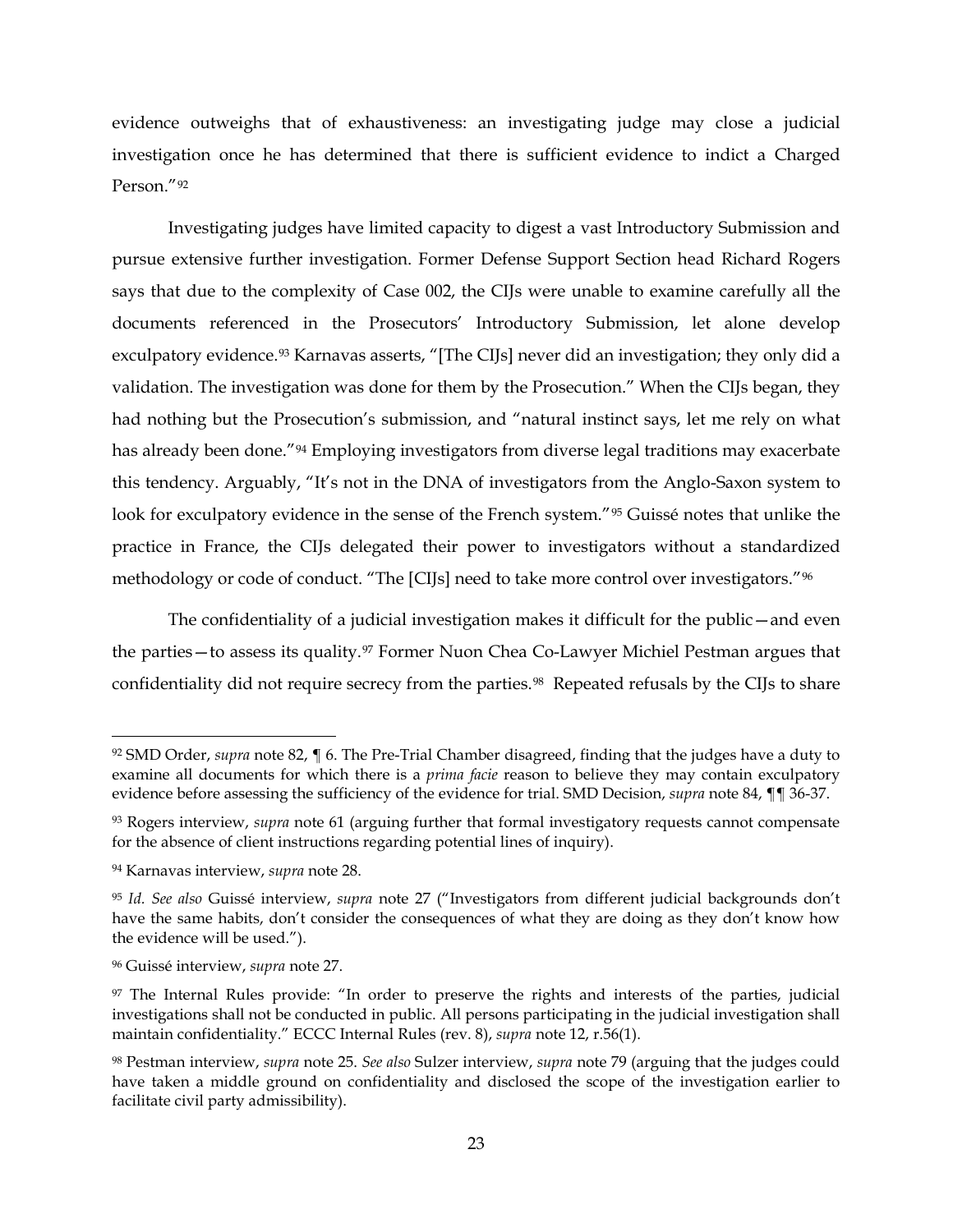evidence outweighs that of exhaustiveness: an investigating judge may close a judicial investigation once he has determined that there is sufficient evidence to indict a Charged Person."[92]

Investigating judges have limited capacity to digest a vast Introductory Submission and pursue extensive further investigation. Former Defense Support Section head Richard Rogers says that due to the complexity of Case 002, the CIJs were unable to examine carefully all the documents referenced in the Prosecutors' Introductory Submission, let alone develop exculpatory evidence.[93] Karnavas asserts, "[The CIJs] never did an investigation; they only did a validation. The investigation was done for them by the Prosecution." When the CIJs began, they had nothing but the Prosecution's submission, and "natural instinct says, let me rely on what has already been done."[94] Employing investigators from diverse legal traditions may exacerbate this tendency. Arguably, "It's not in the DNA of investigators from the Anglo-Saxon system to look for exculpatory evidence in the sense of the French system."[95] Guissé notes that unlike the practice in France, the CIJs delegated their power to investigators without a standardized methodology or code of conduct. "The [CIJs] need to take more control over investigators."[96]

The confidentiality of a judicial investigation makes it difficult for the public—and even the parties—to assess its quality.[97] Former Nuon Chea Co-Lawyer Michiel Pestman argues that confidentiality did not require secrecy from the parties.[98] Repeated refusals by the CIJs to share

---

[92] SMD Order, *supra* note 82, ¶ 6. The Pre-Trial Chamber disagreed, finding that the judges have a duty to examine all documents for which there is a *prima facie* reason to believe they may contain exculpatory evidence before assessing the sufficiency of the evidence for trial. SMD Decision, *supra* note 84, ¶¶ 36-37.

[93] Rogers interview, *supra* note 61 (arguing further that formal investigatory requests cannot compensate for the absence of client instructions regarding potential lines of inquiry).

[94] Karnavas interview, *supra* note 28.

[95] *Id. See also* Guissé interview, *supra* note 27 ("Investigators from different judicial backgrounds don't have the same habits, don't consider the consequences of what they are doing as they don't know how the evidence will be used.").

[96] Guissé interview, *supra* note 27.

[97] The Internal Rules provide: "In order to preserve the rights and interests of the parties, judicial investigations shall not be conducted in public. All persons participating in the judicial investigation shall maintain confidentiality." ECCC Internal Rules (rev. 8), *supra* note 12, r.56(1).

[98] Pestman interview, *supra* note 25. *See also* Sulzer interview, *supra* note 79 (arguing that the judges could have taken a middle ground on confidentiality and disclosed the scope of the investigation earlier to facilitate civil party admissibility).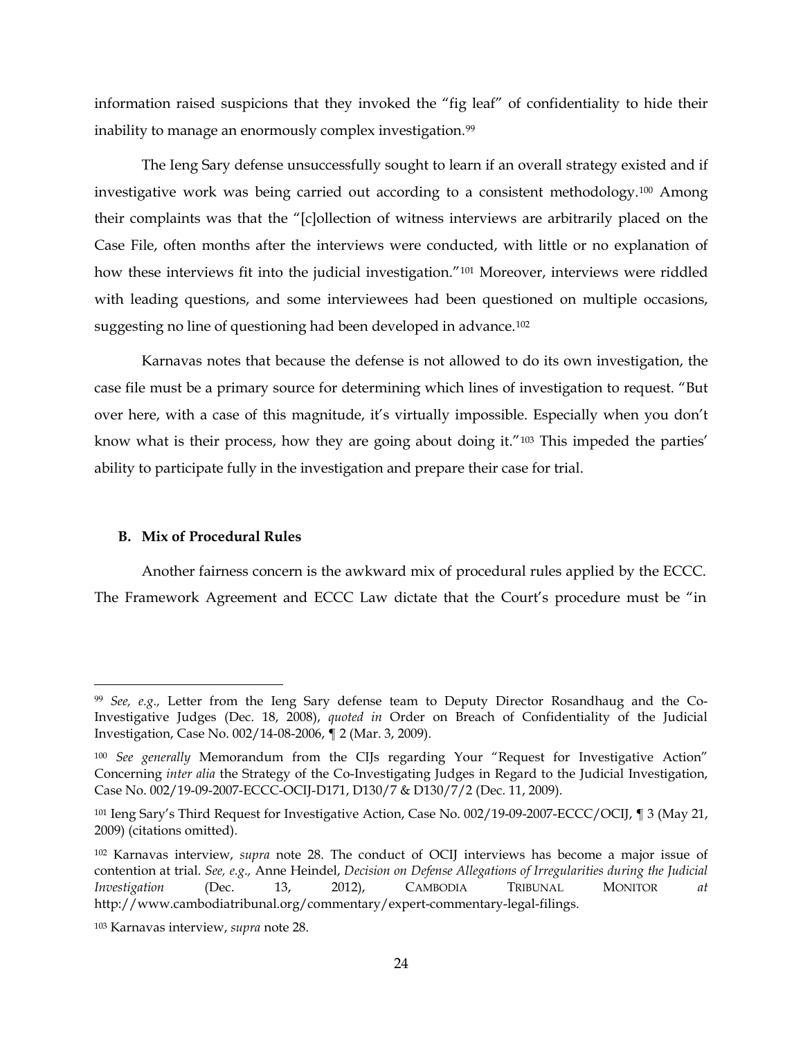information raised suspicions that they invoked the "fig leaf" of confidentiality to hide their inability to manage an enormously complex investigation.[99]

The Ieng Sary defense unsuccessfully sought to learn if an overall strategy existed and if investigative work was being carried out according to a consistent methodology.[100] Among their complaints was that the "[c]ollection of witness interviews are arbitrarily placed on the Case File, often months after the interviews were conducted, with little or no explanation of how these interviews fit into the judicial investigation."[101] Moreover, interviews were riddled with leading questions, and some interviewees had been questioned on multiple occasions, suggesting no line of questioning had been developed in advance.[102]

Karnavas notes that because the defense is not allowed to do its own investigation, the case file must be a primary source for determining which lines of investigation to request. "But over here, with a case of this magnitude, it's virtually impossible. Especially when you don't know what is their process, how they are going about doing it."[103] This impeded the parties' ability to participate fully in the investigation and prepare their case for trial.

### B. Mix of Procedural Rules

Another fairness concern is the awkward mix of procedural rules applied by the ECCC. The Framework Agreement and ECCC Law dictate that the Court's procedure must be "in

---

[99] *See, e.g.,* Letter from the Ieng Sary defense team to Deputy Director Rosandhaug and the Co-Investigative Judges (Dec. 18, 2008), *quoted in* Order on Breach of Confidentiality of the Judicial Investigation, Case No. 002/14-08-2006, ¶ 2 (Mar. 3, 2009).

[100] *See generally* Memorandum from the CIJs regarding Your "Request for Investigative Action" Concerning *inter alia* the Strategy of the Co-Investigating Judges in Regard to the Judicial Investigation, Case No. 002/19-09-2007-ECCC-OCIJ-D171, D130/7 & D130/7/2 (Dec. 11, 2009).

[101] Ieng Sary's Third Request for Investigative Action, Case No. 002/19-09-2007-ECCC/OCIJ, ¶ 3 (May 21, 2009) (citations omitted).

[102] Karnavas interview, *supra* note 28. The conduct of OCIJ interviews has become a major issue of contention at trial. *See, e.g.,* Anne Heindel, *Decision on Defense Allegations of Irregularities during the Judicial Investigation* (Dec. 13, 2012), CAMBODIA TRIBUNAL MONITOR *at* http://www.cambodiatribunal.org/commentary/expert-commentary-legal-filings.

[103] Karnavas interview, *supra* note 28.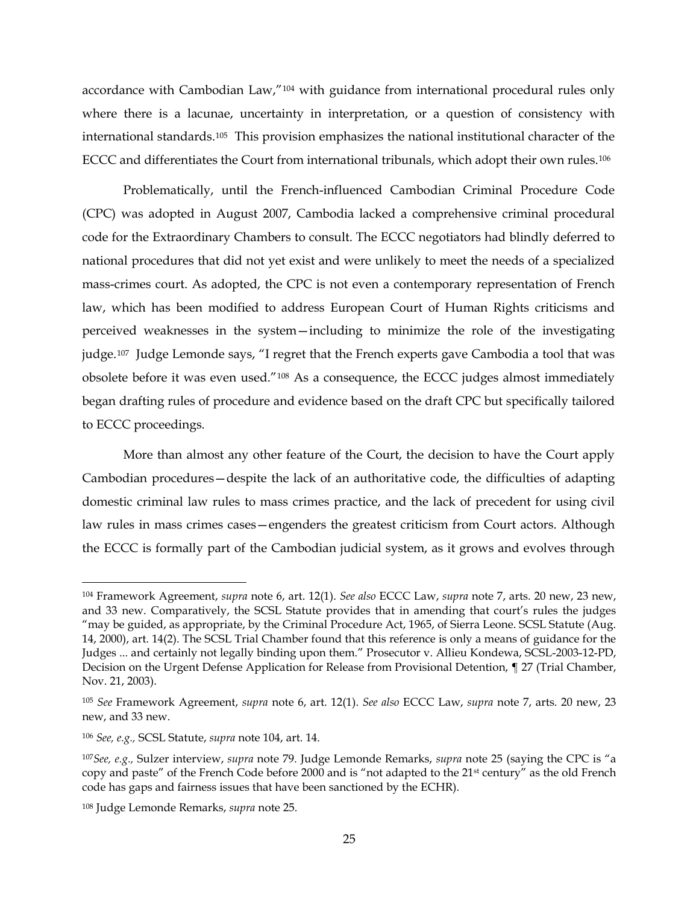accordance with Cambodian Law,"[104] with guidance from international procedural rules only where there is a lacunae, uncertainty in interpretation, or a question of consistency with international standards.[105] This provision emphasizes the national institutional character of the ECCC and differentiates the Court from international tribunals, which adopt their own rules.[106]

Problematically, until the French-influenced Cambodian Criminal Procedure Code (CPC) was adopted in August 2007, Cambodia lacked a comprehensive criminal procedural code for the Extraordinary Chambers to consult. The ECCC negotiators had blindly deferred to national procedures that did not yet exist and were unlikely to meet the needs of a specialized mass-crimes court. As adopted, the CPC is not even a contemporary representation of French law, which has been modified to address European Court of Human Rights criticisms and perceived weaknesses in the system—including to minimize the role of the investigating judge.[107] Judge Lemonde says, "I regret that the French experts gave Cambodia a tool that was obsolete before it was even used."[108] As a consequence, the ECCC judges almost immediately began drafting rules of procedure and evidence based on the draft CPC but specifically tailored to ECCC proceedings.

More than almost any other feature of the Court, the decision to have the Court apply Cambodian procedures—despite the lack of an authoritative code, the difficulties of adapting domestic criminal law rules to mass crimes practice, and the lack of precedent for using civil law rules in mass crimes cases—engenders the greatest criticism from Court actors. Although the ECCC is formally part of the Cambodian judicial system, as it grows and evolves through

---

[104] Framework Agreement, *supra* note 6, art. 12(1). *See also* ECCC Law, *supra* note 7, arts. 20 new, 23 new, and 33 new. Comparatively, the SCSL Statute provides that in amending that court's rules the judges "may be guided, as appropriate, by the Criminal Procedure Act, 1965, of Sierra Leone. SCSL Statute (Aug. 14, 2000), art. 14(2). The SCSL Trial Chamber found that this reference is only a means of guidance for the Judges ... and certainly not legally binding upon them." Prosecutor v. Allieu Kondewa, SCSL-2003-12-PD, Decision on the Urgent Defense Application for Release from Provisional Detention, ¶ 27 (Trial Chamber, Nov. 21, 2003).

[105] *See* Framework Agreement, *supra* note 6, art. 12(1). *See also* ECCC Law, *supra* note 7, arts. 20 new, 23 new, and 33 new.

[106] *See, e.g.,* SCSL Statute, *supra* note 104, art. 14.

[107] *See, e.g.,* Sulzer interview, *supra* note 79. Judge Lemonde Remarks, *supra* note 25 (saying the CPC is "a copy and paste" of the French Code before 2000 and is "not adapted to the 21st century" as the old French code has gaps and fairness issues that have been sanctioned by the ECHR).

[108] Judge Lemonde Remarks, *supra* note 25.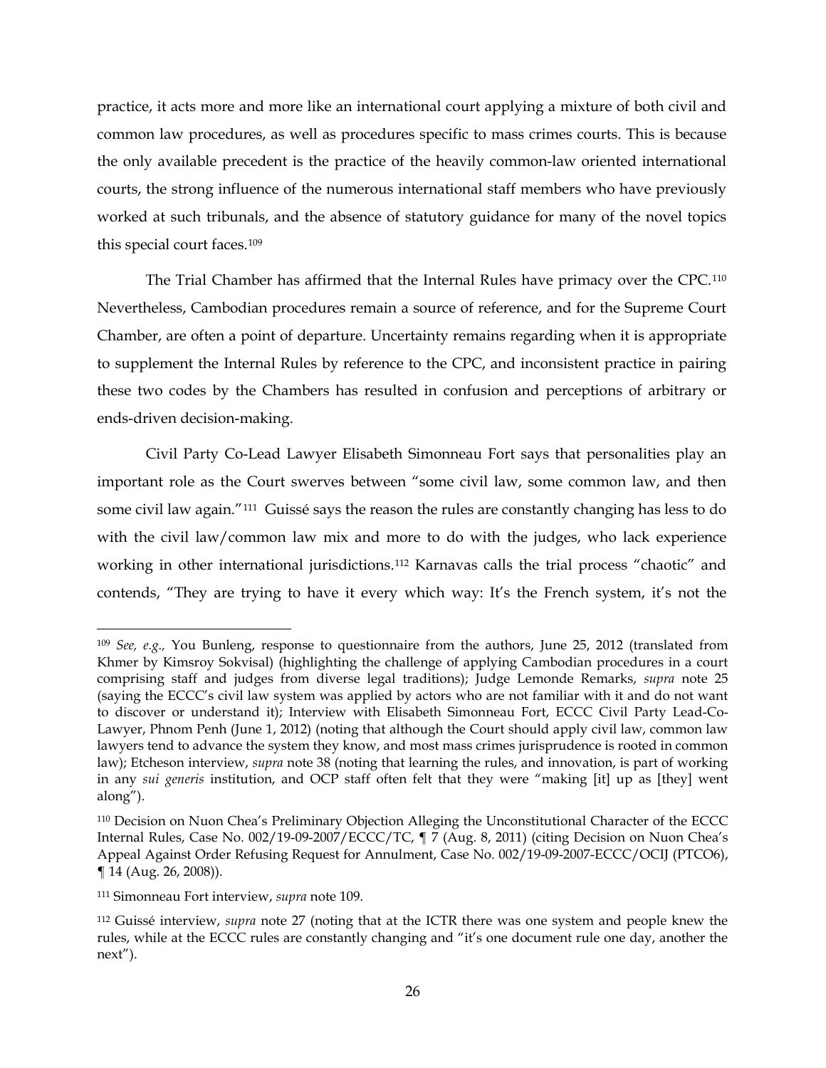practice, it acts more and more like an international court applying a mixture of both civil and common law procedures, as well as procedures specific to mass crimes courts. This is because the only available precedent is the practice of the heavily common-law oriented international courts, the strong influence of the numerous international staff members who have previously worked at such tribunals, and the absence of statutory guidance for many of the novel topics this special court faces.[109]

The Trial Chamber has affirmed that the Internal Rules have primacy over the CPC.[110] Nevertheless, Cambodian procedures remain a source of reference, and for the Supreme Court Chamber, are often a point of departure. Uncertainty remains regarding when it is appropriate to supplement the Internal Rules by reference to the CPC, and inconsistent practice in pairing these two codes by the Chambers has resulted in confusion and perceptions of arbitrary or ends-driven decision-making.

Civil Party Co-Lead Lawyer Elisabeth Simonneau Fort says that personalities play an important role as the Court swerves between "some civil law, some common law, and then some civil law again."[111] Guissé says the reason the rules are constantly changing has less to do with the civil law/common law mix and more to do with the judges, who lack experience working in other international jurisdictions.[112] Karnavas calls the trial process "chaotic" and contends, "They are trying to have it every which way: It's the French system, it's not the

---

[109] *See, e.g.,* You Bunleng, response to questionnaire from the authors, June 25, 2012 (translated from Khmer by Kimsroy Sokvisal) (highlighting the challenge of applying Cambodian procedures in a court comprising staff and judges from diverse legal traditions); Judge Lemonde Remarks, *supra* note 25 (saying the ECCC's civil law system was applied by actors who are not familiar with it and do not want to discover or understand it); Interview with Elisabeth Simonneau Fort, ECCC Civil Party Lead-Co-Lawyer, Phnom Penh (June 1, 2012) (noting that although the Court should apply civil law, common law lawyers tend to advance the system they know, and most mass crimes jurisprudence is rooted in common law); Etcheson interview, *supra* note 38 (noting that learning the rules, and innovation, is part of working in any *sui generis* institution, and OCP staff often felt that they were "making [it] up as [they] went along").

[110] Decision on Nuon Chea's Preliminary Objection Alleging the Unconstitutional Character of the ECCC Internal Rules, Case No. 002/19-09-2007/ECCC/TC, ¶ 7 (Aug. 8, 2011) (citing Decision on Nuon Chea's Appeal Against Order Refusing Request for Annulment, Case No. 002/19-09-2007-ECCC/OCIJ (PTCO6), ¶ 14 (Aug. 26, 2008)).

[111] Simonneau Fort interview, *supra* note 109.

[112] Guissé interview, *supra* note 27 (noting that at the ICTR there was one system and people knew the rules, while at the ECCC rules are constantly changing and "it's one document rule one day, another the next").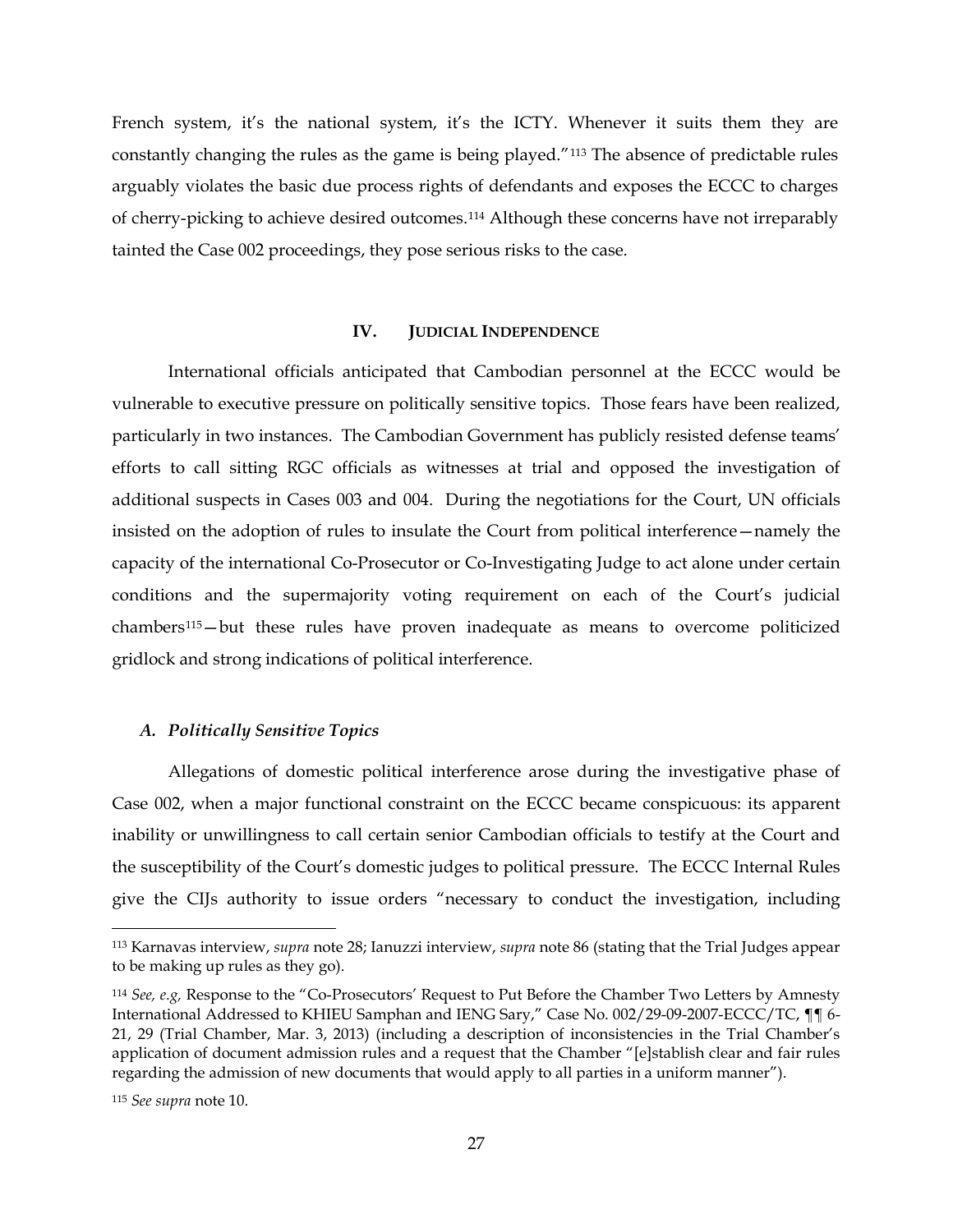French system, it's the national system, it's the ICTY. Whenever it suits them they are constantly changing the rules as the game is being played."[113] The absence of predictable rules arguably violates the basic due process rights of defendants and exposes the ECCC to charges of cherry-picking to achieve desired outcomes.[114] Although these concerns have not irreparably tainted the Case 002 proceedings, they pose serious risks to the case.

## IV. JUDICIAL INDEPENDENCE

International officials anticipated that Cambodian personnel at the ECCC would be vulnerable to executive pressure on politically sensitive topics. Those fears have been realized, particularly in two instances. The Cambodian Government has publicly resisted defense teams' efforts to call sitting RGC officials as witnesses at trial and opposed the investigation of additional suspects in Cases 003 and 004. During the negotiations for the Court, UN officials insisted on the adoption of rules to insulate the Court from political interference—namely the capacity of the international Co-Prosecutor or Co-Investigating Judge to act alone under certain conditions and the supermajority voting requirement on each of the Court's judicial chambers[115]—but these rules have proven inadequate as means to overcome politicized gridlock and strong indications of political interference.

### *A. Politically Sensitive Topics*

Allegations of domestic political interference arose during the investigative phase of Case 002, when a major functional constraint on the ECCC became conspicuous: its apparent inability or unwillingness to call certain senior Cambodian officials to testify at the Court and the susceptibility of the Court's domestic judges to political pressure. The ECCC Internal Rules give the CIJs authority to issue orders "necessary to conduct the investigation, including

---

[113] Karnavas interview, *supra* note 28; Ianuzzi interview, *supra* note 86 (stating that the Trial Judges appear to be making up rules as they go).

[114] *See, e.g,* Response to the "Co-Prosecutors' Request to Put Before the Chamber Two Letters by Amnesty International Addressed to KHIEU Samphan and IENG Sary," Case No. 002/29-09-2007-ECCC/TC, ¶¶ 6-21, 29 (Trial Chamber, Mar. 3, 2013) (including a description of inconsistencies in the Trial Chamber's application of document admission rules and a request that the Chamber "[e]stablish clear and fair rules regarding the admission of new documents that would apply to all parties in a uniform manner").

[115] *See supra* note 10.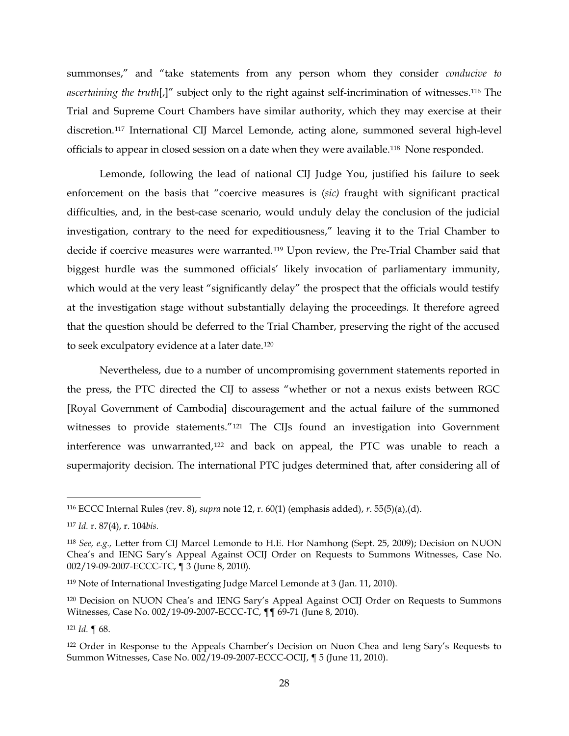summonses," and "take statements from any person whom they consider *conducive to ascertaining the truth*[,]" subject only to the right against self-incrimination of witnesses.[116] The Trial and Supreme Court Chambers have similar authority, which they may exercise at their discretion.[117] International CIJ Marcel Lemonde, acting alone, summoned several high-level officials to appear in closed session on a date when they were available.[118] None responded.

Lemonde, following the lead of national CIJ Judge You, justified his failure to seek enforcement on the basis that "coercive measures is (*sic)* fraught with significant practical difficulties, and, in the best-case scenario, would unduly delay the conclusion of the judicial investigation, contrary to the need for expeditiousness," leaving it to the Trial Chamber to decide if coercive measures were warranted.[119] Upon review, the Pre-Trial Chamber said that biggest hurdle was the summoned officials' likely invocation of parliamentary immunity, which would at the very least "significantly delay" the prospect that the officials would testify at the investigation stage without substantially delaying the proceedings. It therefore agreed that the question should be deferred to the Trial Chamber, preserving the right of the accused to seek exculpatory evidence at a later date.[120]

Nevertheless, due to a number of uncompromising government statements reported in the press, the PTC directed the CIJ to assess "whether or not a nexus exists between RGC [Royal Government of Cambodia] discouragement and the actual failure of the summoned witnesses to provide statements."[121] The CIJs found an investigation into Government interference was unwarranted,[122] and back on appeal, the PTC was unable to reach a supermajority decision. The international PTC judges determined that, after considering all of

---

[116] ECCC Internal Rules (rev. 8), *supra* note 12, r. 60(1) (emphasis added), *r.* 55(5)(a),(d).

[117] *Id.* r. 87(4), r. 104*bis.*

[118] *See, e.g.,* Letter from CIJ Marcel Lemonde to H.E. Hor Namhong (Sept. 25, 2009); Decision on NUON Chea's and IENG Sary's Appeal Against OCIJ Order on Requests to Summons Witnesses, Case No. 002/19-09-2007-ECCC-TC, ¶ 3 (June 8, 2010).

[119] Note of International Investigating Judge Marcel Lemonde at 3 (Jan. 11, 2010).

[120] Decision on NUON Chea's and IENG Sary's Appeal Against OCIJ Order on Requests to Summons Witnesses, Case No. 002/19-09-2007-ECCC-TC, ¶¶ 69-71 (June 8, 2010).

[121] *Id.* ¶ 68.

[122] Order in Response to the Appeals Chamber's Decision on Nuon Chea and Ieng Sary's Requests to Summon Witnesses, Case No. 002/19-09-2007-ECCC-OCIJ, ¶ 5 (June 11, 2010).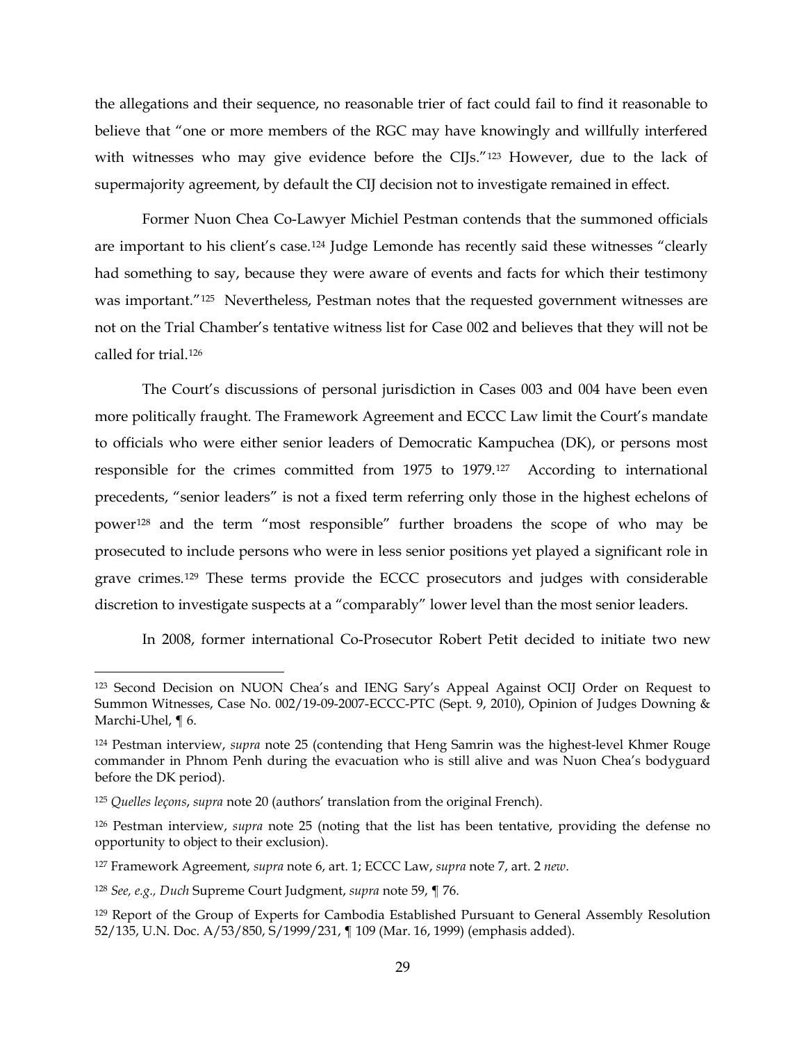the allegations and their sequence, no reasonable trier of fact could fail to find it reasonable to believe that "one or more members of the RGC may have knowingly and willfully interfered with witnesses who may give evidence before the CIJs."[123] However, due to the lack of supermajority agreement, by default the CIJ decision not to investigate remained in effect.

Former Nuon Chea Co-Lawyer Michiel Pestman contends that the summoned officials are important to his client's case.[124] Judge Lemonde has recently said these witnesses "clearly had something to say, because they were aware of events and facts for which their testimony was important."[125] Nevertheless, Pestman notes that the requested government witnesses are not on the Trial Chamber's tentative witness list for Case 002 and believes that they will not be called for trial.[126]

The Court's discussions of personal jurisdiction in Cases 003 and 004 have been even more politically fraught. The Framework Agreement and ECCC Law limit the Court's mandate to officials who were either senior leaders of Democratic Kampuchea (DK), or persons most responsible for the crimes committed from 1975 to 1979.[127] According to international precedents, "senior leaders" is not a fixed term referring only those in the highest echelons of power[128] and the term "most responsible" further broadens the scope of who may be prosecuted to include persons who were in less senior positions yet played a significant role in grave crimes.[129] These terms provide the ECCC prosecutors and judges with considerable discretion to investigate suspects at a "comparably" lower level than the most senior leaders.

In 2008, former international Co-Prosecutor Robert Petit decided to initiate two new

---

[123] Second Decision on NUON Chea's and IENG Sary's Appeal Against OCIJ Order on Request to Summon Witnesses, Case No. 002/19-09-2007-ECCC-PTC (Sept. 9, 2010), Opinion of Judges Downing & Marchi-Uhel, ¶ 6.

[124] Pestman interview, *supra* note 25 (contending that Heng Samrin was the highest-level Khmer Rouge commander in Phnom Penh during the evacuation who is still alive and was Nuon Chea's bodyguard before the DK period).

[125] *Quelles leçons*, *supra* note 20 (authors' translation from the original French).

[126] Pestman interview, *supra* note 25 (noting that the list has been tentative, providing the defense no opportunity to object to their exclusion).

[127] Framework Agreement, *supra* note 6, art. 1; ECCC Law, *supra* note 7, art. 2 *new*.

[128] *See, e.g., Duch* Supreme Court Judgment, *supra* note 59, ¶ 76.

[129] Report of the Group of Experts for Cambodia Established Pursuant to General Assembly Resolution 52/135, U.N. Doc. A/53/850, S/1999/231, ¶ 109 (Mar. 16, 1999) (emphasis added).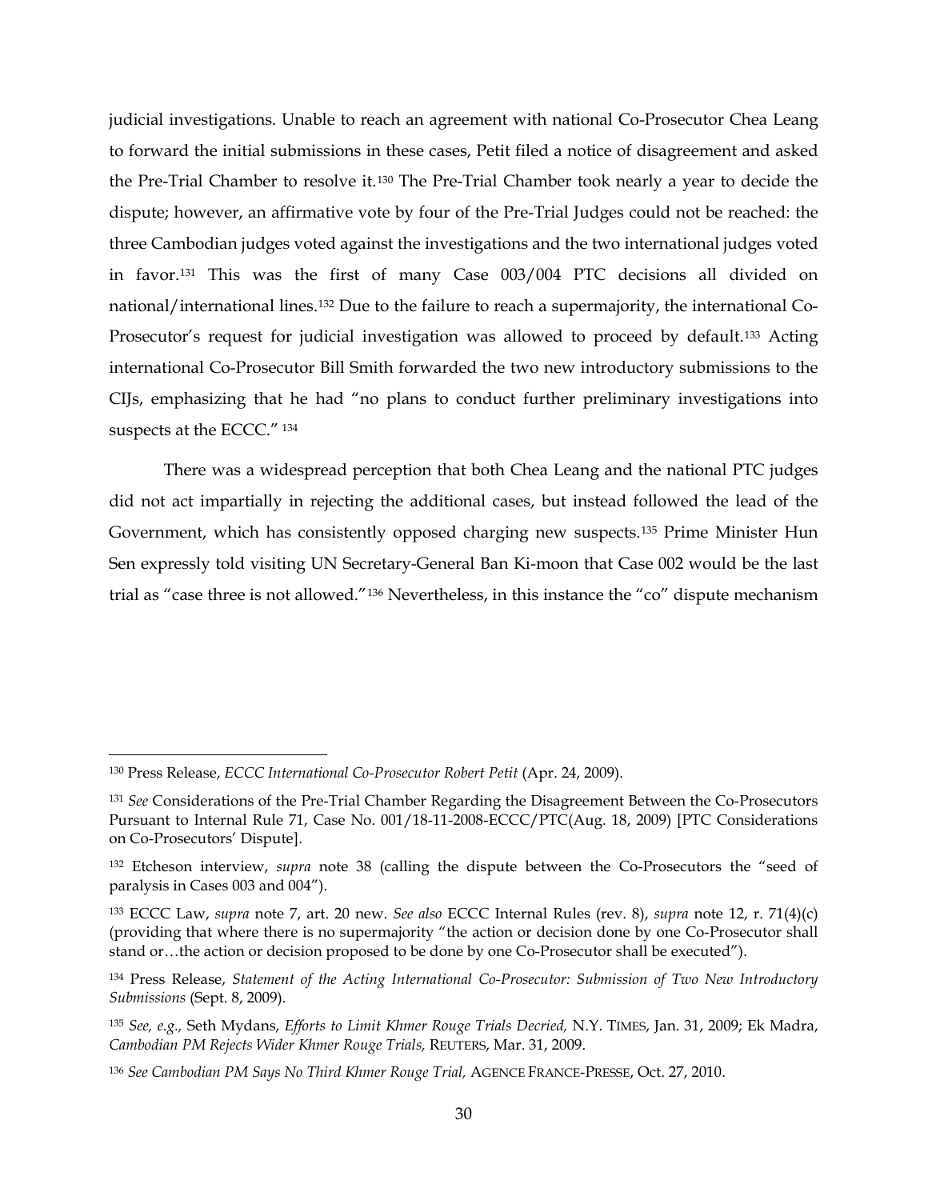judicial investigations. Unable to reach an agreement with national Co-Prosecutor Chea Leang to forward the initial submissions in these cases, Petit filed a notice of disagreement and asked the Pre-Trial Chamber to resolve it.[130] The Pre-Trial Chamber took nearly a year to decide the dispute; however, an affirmative vote by four of the Pre-Trial Judges could not be reached: the three Cambodian judges voted against the investigations and the two international judges voted in favor.[131] This was the first of many Case 003/004 PTC decisions all divided on national/international lines.[132] Due to the failure to reach a supermajority, the international Co-Prosecutor's request for judicial investigation was allowed to proceed by default.[133] Acting international Co-Prosecutor Bill Smith forwarded the two new introductory submissions to the CIJs, emphasizing that he had "no plans to conduct further preliminary investigations into suspects at the ECCC." [134]

There was a widespread perception that both Chea Leang and the national PTC judges did not act impartially in rejecting the additional cases, but instead followed the lead of the Government, which has consistently opposed charging new suspects.[135] Prime Minister Hun Sen expressly told visiting UN Secretary-General Ban Ki-moon that Case 002 would be the last trial as "case three is not allowed."[136] Nevertheless, in this instance the "co" dispute mechanism

---

[130] Press Release, *ECCC International Co-Prosecutor Robert Petit* (Apr. 24, 2009).

[131] *See* Considerations of the Pre-Trial Chamber Regarding the Disagreement Between the Co-Prosecutors Pursuant to Internal Rule 71, Case No. 001/18-11-2008-ECCC/PTC(Aug. 18, 2009) [PTC Considerations on Co-Prosecutors' Dispute].

[132] Etcheson interview, *supra* note 38 (calling the dispute between the Co-Prosecutors the "seed of paralysis in Cases 003 and 004").

[133] ECCC Law, *supra* note 7, art. 20 new. *See also* ECCC Internal Rules (rev. 8), *supra* note 12, r. 71(4)(c) (providing that where there is no supermajority "the action or decision done by one Co-Prosecutor shall stand or…the action or decision proposed to be done by one Co-Prosecutor shall be executed").

[134] Press Release, *Statement of the Acting International Co-Prosecutor: Submission of Two New Introductory Submissions* (Sept. 8, 2009).

[135] *See, e.g.,* Seth Mydans, *Efforts to Limit Khmer Rouge Trials Decried,* N.Y. TIMES, Jan. 31, 2009; Ek Madra, *Cambodian PM Rejects Wider Khmer Rouge Trials,* REUTERS, Mar. 31, 2009.

[136] *See Cambodian PM Says No Third Khmer Rouge Trial,* AGENCE FRANCE-PRESSE, Oct. 27, 2010.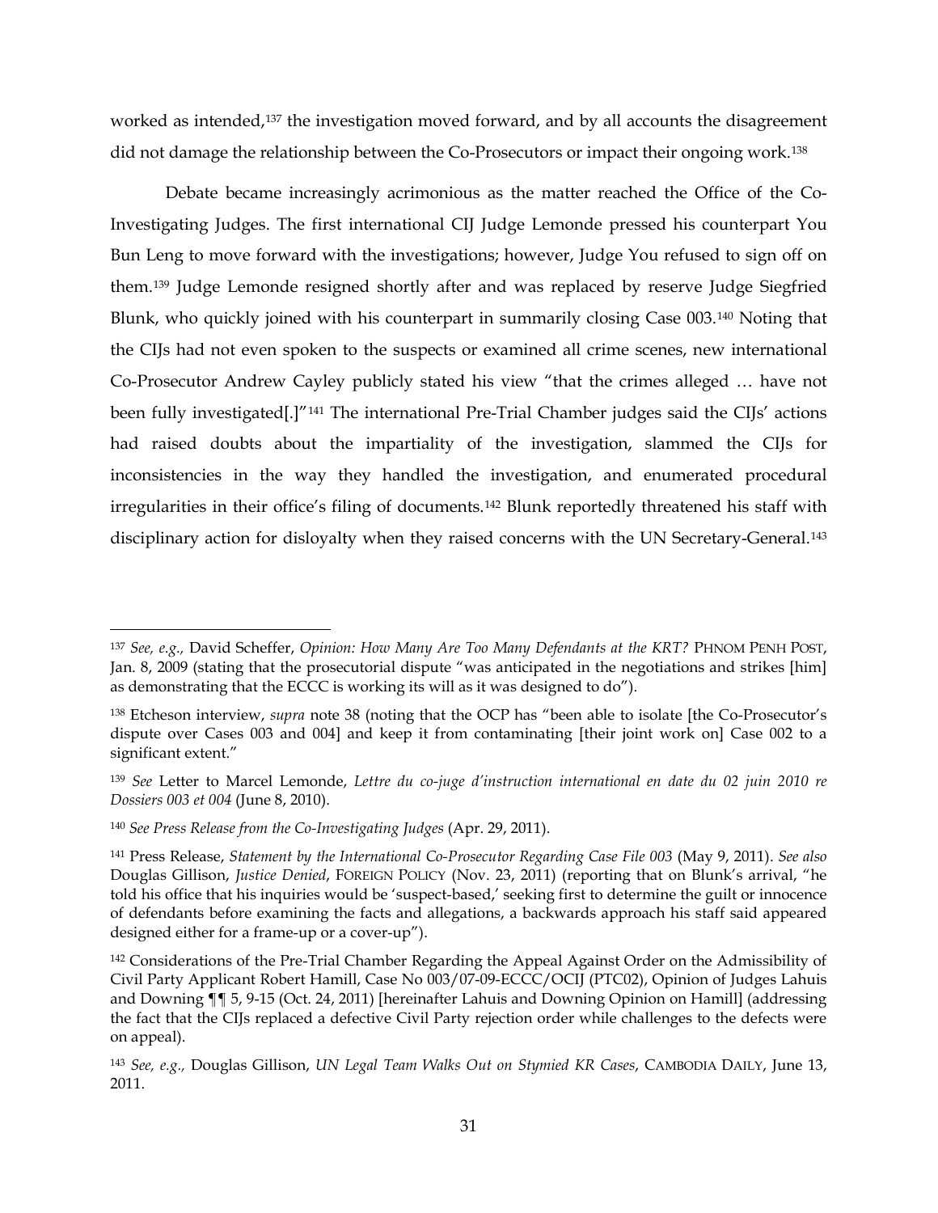worked as intended,[137] the investigation moved forward, and by all accounts the disagreement did not damage the relationship between the Co-Prosecutors or impact their ongoing work.[138]

Debate became increasingly acrimonious as the matter reached the Office of the Co-Investigating Judges. The first international CIJ Judge Lemonde pressed his counterpart You Bun Leng to move forward with the investigations; however, Judge You refused to sign off on them.[139] Judge Lemonde resigned shortly after and was replaced by reserve Judge Siegfried Blunk, who quickly joined with his counterpart in summarily closing Case 003.[140] Noting that the CIJs had not even spoken to the suspects or examined all crime scenes, new international Co-Prosecutor Andrew Cayley publicly stated his view "that the crimes alleged … have not been fully investigated[.]"[141] The international Pre-Trial Chamber judges said the CIJs' actions had raised doubts about the impartiality of the investigation, slammed the CIJs for inconsistencies in the way they handled the investigation, and enumerated procedural irregularities in their office's filing of documents.[142] Blunk reportedly threatened his staff with disciplinary action for disloyalty when they raised concerns with the UN Secretary-General.[143]

---

[137] *See, e.g.,* David Scheffer, *Opinion: How Many Are Too Many Defendants at the KRT?* PHNOM PENH POST, Jan. 8, 2009 (stating that the prosecutorial dispute "was anticipated in the negotiations and strikes [him] as demonstrating that the ECCC is working its will as it was designed to do").

[138] Etcheson interview, *supra* note 38 (noting that the OCP has "been able to isolate [the Co-Prosecutor's dispute over Cases 003 and 004] and keep it from contaminating [their joint work on] Case 002 to a significant extent."

[139] *See* Letter to Marcel Lemonde, *Lettre du co-juge d'instruction international en date du 02 juin 2010 re Dossiers 003 et 004* (June 8, 2010).

[140] *See Press Release from the Co-Investigating Judges* (Apr. 29, 2011).

[141] Press Release, *Statement by the International Co-Prosecutor Regarding Case File 003* (May 9, 2011). *See also* Douglas Gillison, *Justice Denied*, FOREIGN POLICY (Nov. 23, 2011) (reporting that on Blunk's arrival, "he told his office that his inquiries would be 'suspect-based,' seeking first to determine the guilt or innocence of defendants before examining the facts and allegations, a backwards approach his staff said appeared designed either for a frame-up or a cover-up").

[142] Considerations of the Pre-Trial Chamber Regarding the Appeal Against Order on the Admissibility of Civil Party Applicant Robert Hamill, Case No 003/07-09-ECCC/OCIJ (PTC02), Opinion of Judges Lahuis and Downing ¶¶ 5, 9-15 (Oct. 24, 2011) [hereinafter Lahuis and Downing Opinion on Hamill] (addressing the fact that the CIJs replaced a defective Civil Party rejection order while challenges to the defects were on appeal).

[143] *See, e.g.,* Douglas Gillison, *UN Legal Team Walks Out on Stymied KR Cases*, CAMBODIA DAILY, June 13, 2011.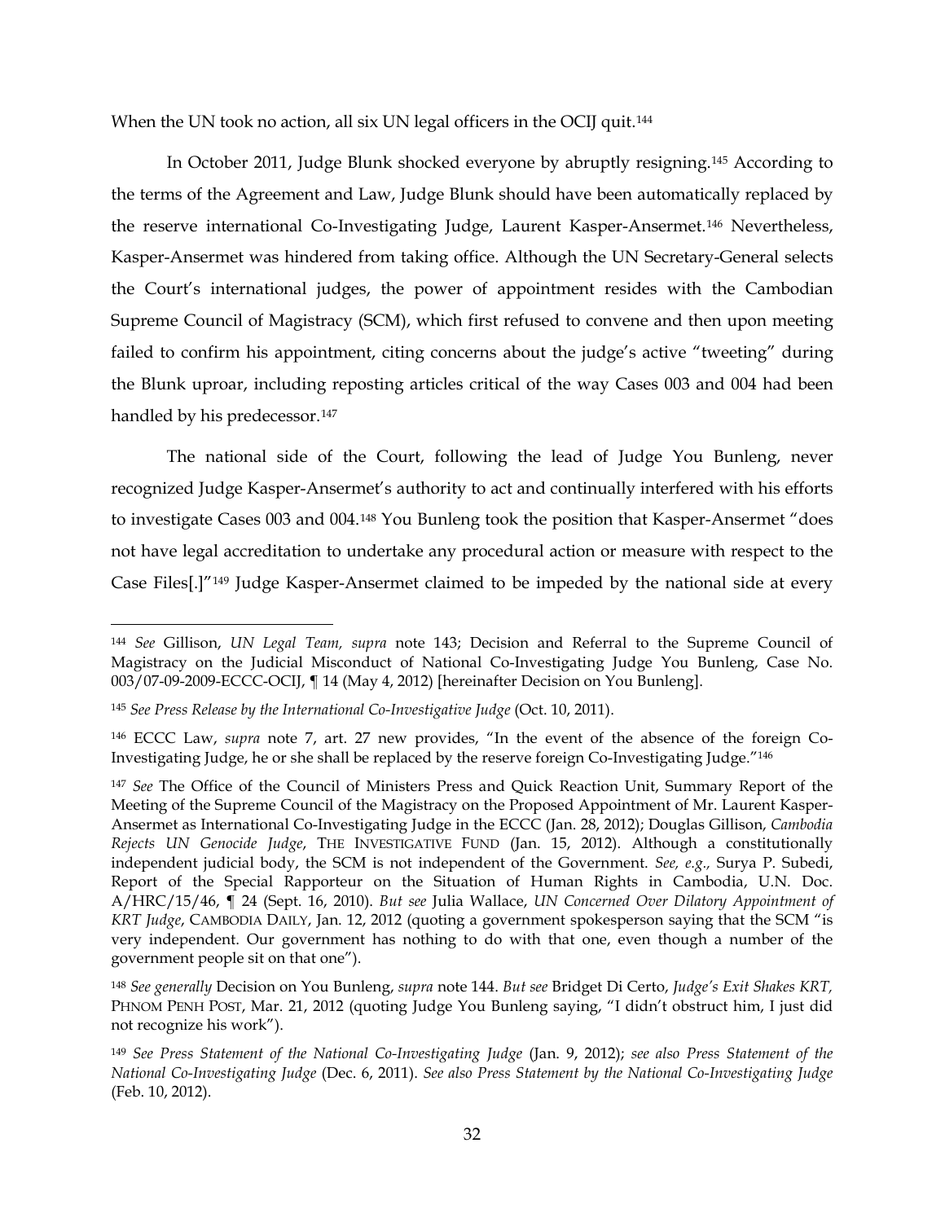When the UN took no action, all six UN legal officers in the OCIJ quit.[144]

In October 2011, Judge Blunk shocked everyone by abruptly resigning.[145] According to the terms of the Agreement and Law, Judge Blunk should have been automatically replaced by the reserve international Co-Investigating Judge, Laurent Kasper-Ansermet.[146] Nevertheless, Kasper-Ansermet was hindered from taking office. Although the UN Secretary-General selects the Court's international judges, the power of appointment resides with the Cambodian Supreme Council of Magistracy (SCM), which first refused to convene and then upon meeting failed to confirm his appointment, citing concerns about the judge's active "tweeting" during the Blunk uproar, including reposting articles critical of the way Cases 003 and 004 had been handled by his predecessor.[147]

The national side of the Court, following the lead of Judge You Bunleng, never recognized Judge Kasper-Ansermet's authority to act and continually interfered with his efforts to investigate Cases 003 and 004.[148] You Bunleng took the position that Kasper-Ansermet "does not have legal accreditation to undertake any procedural action or measure with respect to the Case Files[.]"[149] Judge Kasper-Ansermet claimed to be impeded by the national side at every

---

[144] *See* Gillison, *UN Legal Team, supra* note 143; Decision and Referral to the Supreme Council of Magistracy on the Judicial Misconduct of National Co-Investigating Judge You Bunleng, Case No. 003/07-09-2009-ECCC-OCIJ, ¶ 14 (May 4, 2012) [hereinafter Decision on You Bunleng].

[145] *See Press Release by the International Co-Investigative Judge* (Oct. 10, 2011).

[146] ECCC Law, *supra* note 7, art. 27 new provides, "In the event of the absence of the foreign Co-Investigating Judge, he or she shall be replaced by the reserve foreign Co-Investigating Judge."[146]

[147] *See* The Office of the Council of Ministers Press and Quick Reaction Unit, Summary Report of the Meeting of the Supreme Council of the Magistracy on the Proposed Appointment of Mr. Laurent Kasper-Ansermet as International Co-Investigating Judge in the ECCC (Jan. 28, 2012); Douglas Gillison, *Cambodia Rejects UN Genocide Judge*, THE INVESTIGATIVE FUND (Jan. 15, 2012). Although a constitutionally independent judicial body, the SCM is not independent of the Government. *See, e.g.,* Surya P. Subedi, Report of the Special Rapporteur on the Situation of Human Rights in Cambodia, U.N. Doc. A/HRC/15/46, ¶ 24 (Sept. 16, 2010). *But see* Julia Wallace, *UN Concerned Over Dilatory Appointment of KRT Judge*, CAMBODIA DAILY, Jan. 12, 2012 (quoting a government spokesperson saying that the SCM "is very independent. Our government has nothing to do with that one, even though a number of the government people sit on that one").

[148] *See generally* Decision on You Bunleng, *supra* note 144. *But see* Bridget Di Certo, *Judge's Exit Shakes KRT,* PHNOM PENH POST, Mar. 21, 2012 (quoting Judge You Bunleng saying, "I didn't obstruct him, I just did not recognize his work").

[149] *See Press Statement of the National Co-Investigating Judge* (Jan. 9, 2012); *see also Press Statement of the National Co-Investigating Judge* (Dec. 6, 2011). *See also Press Statement by the National Co-Investigating Judge* (Feb. 10, 2012).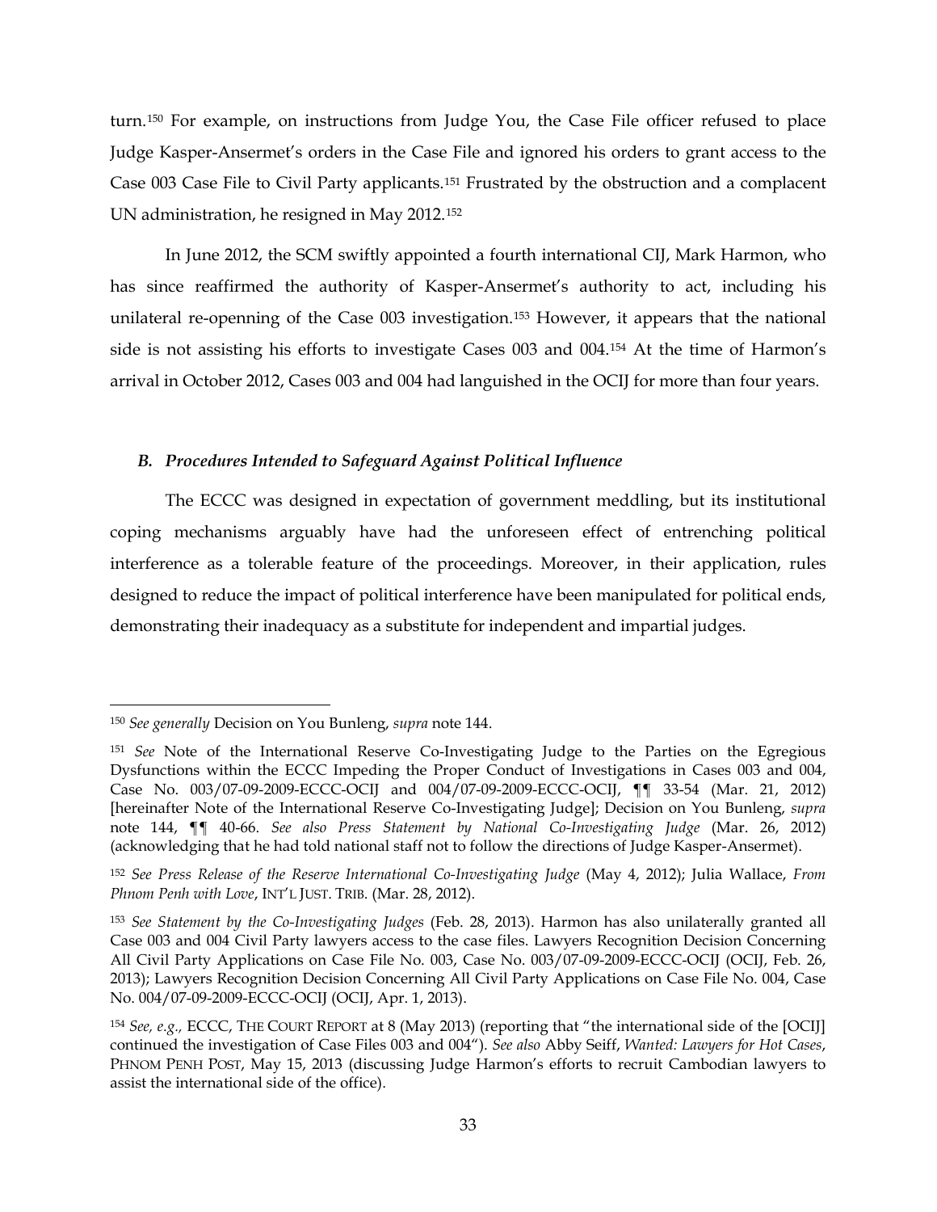turn.[150] For example, on instructions from Judge You, the Case File officer refused to place Judge Kasper-Ansermet's orders in the Case File and ignored his orders to grant access to the Case 003 Case File to Civil Party applicants.[151] Frustrated by the obstruction and a complacent UN administration, he resigned in May 2012.[152]

In June 2012, the SCM swiftly appointed a fourth international CIJ, Mark Harmon, who has since reaffirmed the authority of Kasper-Ansermet's authority to act, including his unilateral re-openning of the Case 003 investigation.[153] However, it appears that the national side is not assisting his efforts to investigate Cases 003 and 004.[154] At the time of Harmon's arrival in October 2012, Cases 003 and 004 had languished in the OCIJ for more than four years.

### *B. Procedures Intended to Safeguard Against Political Influence*

The ECCC was designed in expectation of government meddling, but its institutional coping mechanisms arguably have had the unforeseen effect of entrenching political interference as a tolerable feature of the proceedings. Moreover, in their application, rules designed to reduce the impact of political interference have been manipulated for political ends, demonstrating their inadequacy as a substitute for independent and impartial judges.

---

[150] *See generally* Decision on You Bunleng, *supra* note 144.

[151] *See* Note of the International Reserve Co-Investigating Judge to the Parties on the Egregious Dysfunctions within the ECCC Impeding the Proper Conduct of Investigations in Cases 003 and 004, Case No. 003/07-09-2009-ECCC-OCIJ and 004/07-09-2009-ECCC-OCIJ, ¶¶ 33-54 (Mar. 21, 2012) [hereinafter Note of the International Reserve Co-Investigating Judge]; Decision on You Bunleng, *supra* note 144, ¶¶ 40-66. *See also Press Statement by National Co-Investigating Judge* (Mar. 26, 2012) (acknowledging that he had told national staff not to follow the directions of Judge Kasper-Ansermet).

[152] *See Press Release of the Reserve International Co-Investigating Judge* (May 4, 2012); Julia Wallace, *From Phnom Penh with Love*, INT'L JUST. TRIB. (Mar. 28, 2012).

[153] *See Statement by the Co-Investigating Judges* (Feb. 28, 2013). Harmon has also unilaterally granted all Case 003 and 004 Civil Party lawyers access to the case files. Lawyers Recognition Decision Concerning All Civil Party Applications on Case File No. 003, Case No. 003/07-09-2009-ECCC-OCIJ (OCIJ, Feb. 26, 2013); Lawyers Recognition Decision Concerning All Civil Party Applications on Case File No. 004, Case No. 004/07-09-2009-ECCC-OCIJ (OCIJ, Apr. 1, 2013).

[154] *See, e.g.*, ECCC, THE COURT REPORT at 8 (May 2013) (reporting that "the international side of the [OCIJ] continued the investigation of Case Files 003 and 004"). *See also* Abby Seiff, *Wanted: Lawyers for Hot Cases*, PHNOM PENH POST, May 15, 2013 (discussing Judge Harmon's efforts to recruit Cambodian lawyers to assist the international side of the office).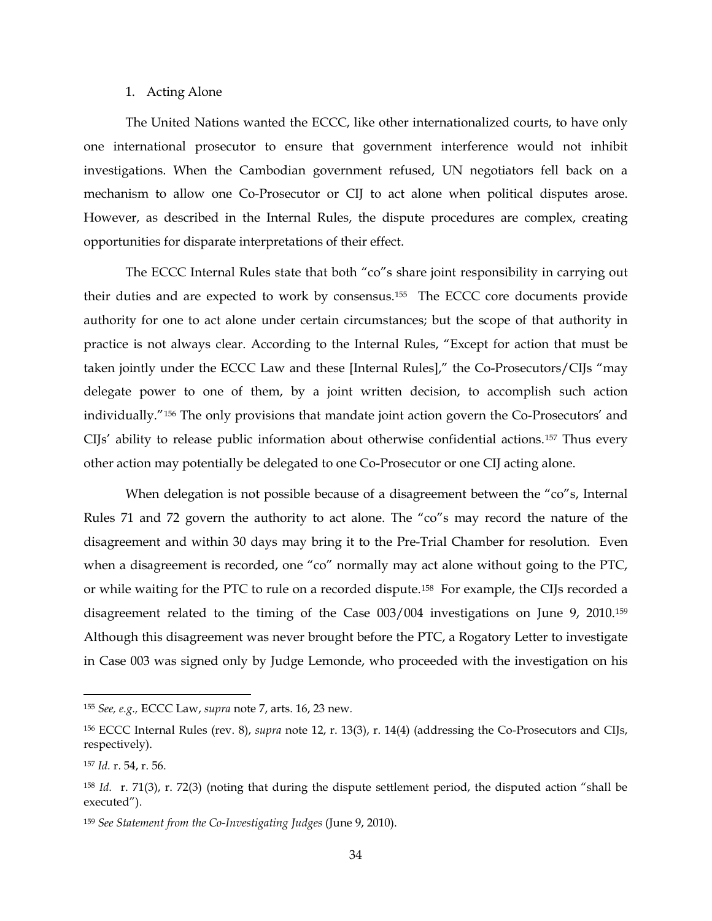1. Acting Alone

The United Nations wanted the ECCC, like other internationalized courts, to have only one international prosecutor to ensure that government interference would not inhibit investigations. When the Cambodian government refused, UN negotiators fell back on a mechanism to allow one Co-Prosecutor or CIJ to act alone when political disputes arose. However, as described in the Internal Rules, the dispute procedures are complex, creating opportunities for disparate interpretations of their effect.

The ECCC Internal Rules state that both "co"s share joint responsibility in carrying out their duties and are expected to work by consensus.[155] The ECCC core documents provide authority for one to act alone under certain circumstances; but the scope of that authority in practice is not always clear. According to the Internal Rules, "Except for action that must be taken jointly under the ECCC Law and these [Internal Rules]," the Co-Prosecutors/CIJs "may delegate power to one of them, by a joint written decision, to accomplish such action individually."[156] The only provisions that mandate joint action govern the Co-Prosecutors' and CIJs' ability to release public information about otherwise confidential actions.[157] Thus every other action may potentially be delegated to one Co-Prosecutor or one CIJ acting alone.

When delegation is not possible because of a disagreement between the "co"s, Internal Rules 71 and 72 govern the authority to act alone. The "co"s may record the nature of the disagreement and within 30 days may bring it to the Pre-Trial Chamber for resolution. Even when a disagreement is recorded, one "co" normally may act alone without going to the PTC, or while waiting for the PTC to rule on a recorded dispute.[158] For example, the CIJs recorded a disagreement related to the timing of the Case 003/004 investigations on June 9, 2010.[159] Although this disagreement was never brought before the PTC, a Rogatory Letter to investigate in Case 003 was signed only by Judge Lemonde, who proceeded with the investigation on his

---

[155] *See, e.g.,* ECCC Law, *supra* note 7, arts. 16, 23 new.

[156] ECCC Internal Rules (rev. 8), *supra* note 12, r. 13(3), r. 14(4) (addressing the Co-Prosecutors and CIJs, respectively).

[157] *Id.* r. 54, r. 56.

[158] *Id.* r. 71(3), r. 72(3) (noting that during the dispute settlement period, the disputed action "shall be executed").

[159] *See Statement from the Co-Investigating Judges* (June 9, 2010).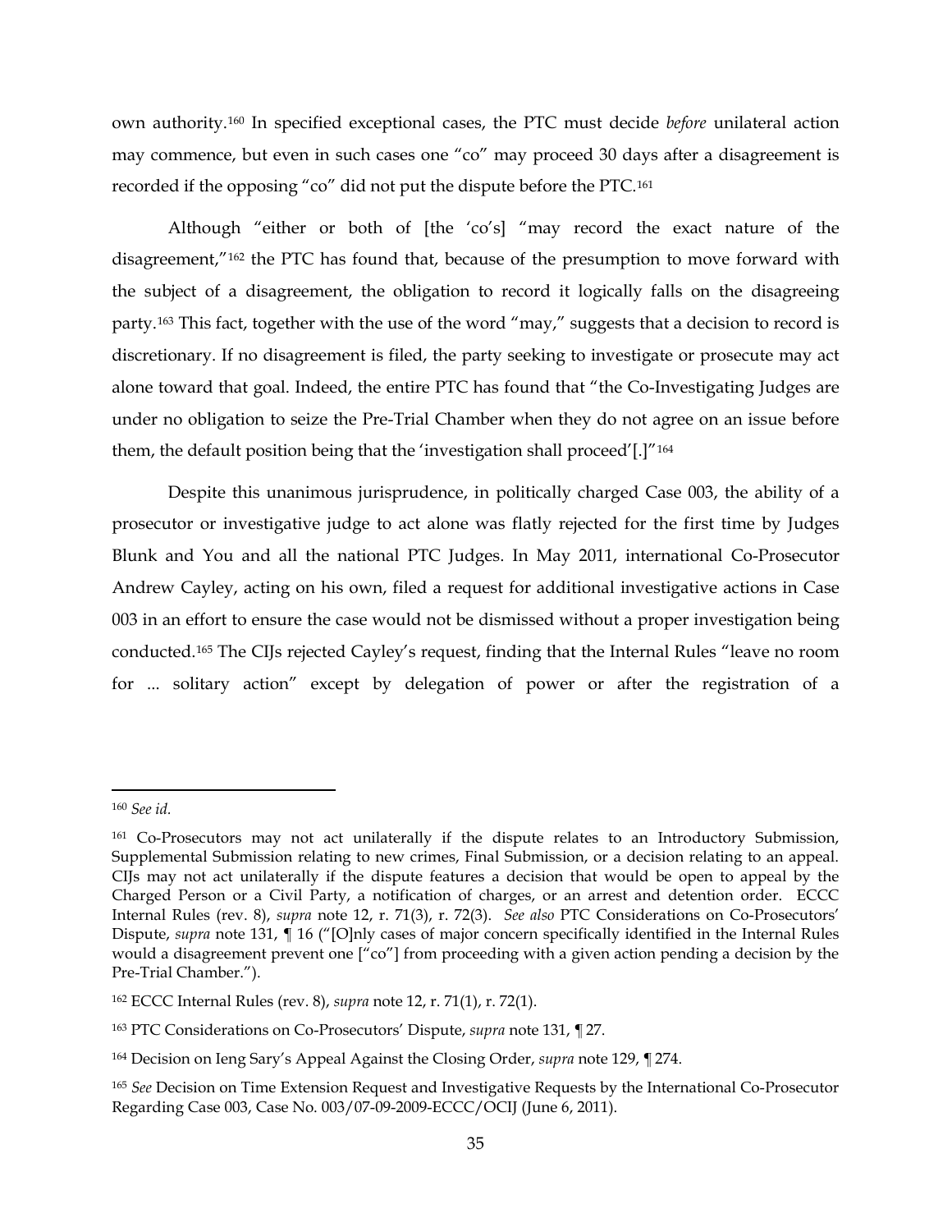own authority.[160] In specified exceptional cases, the PTC must decide *before* unilateral action may commence, but even in such cases one "co" may proceed 30 days after a disagreement is recorded if the opposing "co" did not put the dispute before the PTC.[161]

Although "either or both of [the 'co's] "may record the exact nature of the disagreement,"[162] the PTC has found that, because of the presumption to move forward with the subject of a disagreement, the obligation to record it logically falls on the disagreeing party.[163] This fact, together with the use of the word "may," suggests that a decision to record is discretionary. If no disagreement is filed, the party seeking to investigate or prosecute may act alone toward that goal. Indeed, the entire PTC has found that "the Co-Investigating Judges are under no obligation to seize the Pre-Trial Chamber when they do not agree on an issue before them, the default position being that the 'investigation shall proceed'[.]"[164]

Despite this unanimous jurisprudence, in politically charged Case 003, the ability of a prosecutor or investigative judge to act alone was flatly rejected for the first time by Judges Blunk and You and all the national PTC Judges. In May 2011, international Co-Prosecutor Andrew Cayley, acting on his own, filed a request for additional investigative actions in Case 003 in an effort to ensure the case would not be dismissed without a proper investigation being conducted.[165] The CIJs rejected Cayley's request, finding that the Internal Rules "leave no room for ... solitary action" except by delegation of power or after the registration of a

---

[160] *See id.*

[161] Co-Prosecutors may not act unilaterally if the dispute relates to an Introductory Submission, Supplemental Submission relating to new crimes, Final Submission, or a decision relating to an appeal. CIJs may not act unilaterally if the dispute features a decision that would be open to appeal by the Charged Person or a Civil Party, a notification of charges, or an arrest and detention order. ECCC Internal Rules (rev. 8), *supra* note 12, r. 71(3), r. 72(3). *See also* PTC Considerations on Co-Prosecutors' Dispute, *supra* note 131, ¶ 16 ("[O]nly cases of major concern specifically identified in the Internal Rules would a disagreement prevent one ["co"] from proceeding with a given action pending a decision by the Pre-Trial Chamber.").

[162] ECCC Internal Rules (rev. 8), *supra* note 12, r. 71(1), r. 72(1).

[163] PTC Considerations on Co-Prosecutors' Dispute, *supra* note 131, ¶ 27.

[164] Decision on Ieng Sary's Appeal Against the Closing Order, *supra* note 129, ¶ 274.

[165] *See* Decision on Time Extension Request and Investigative Requests by the International Co-Prosecutor Regarding Case 003, Case No. 003/07-09-2009-ECCC/OCIJ (June 6, 2011).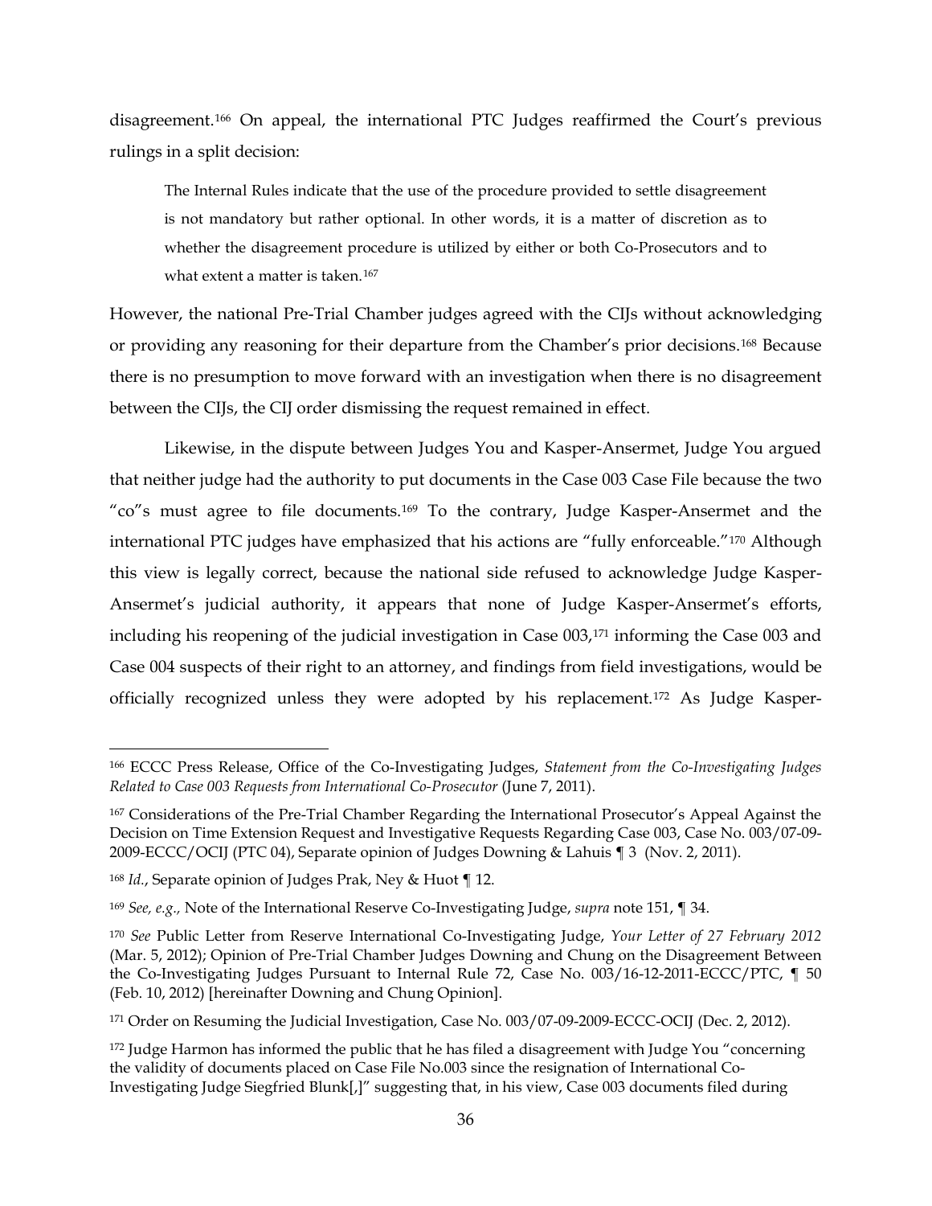disagreement.[166] On appeal, the international PTC Judges reaffirmed the Court's previous rulings in a split decision:

> The Internal Rules indicate that the use of the procedure provided to settle disagreement is not mandatory but rather optional. In other words, it is a matter of discretion as to whether the disagreement procedure is utilized by either or both Co-Prosecutors and to what extent a matter is taken.[167]

However, the national Pre-Trial Chamber judges agreed with the CIJs without acknowledging or providing any reasoning for their departure from the Chamber's prior decisions.[168] Because there is no presumption to move forward with an investigation when there is no disagreement between the CIJs, the CIJ order dismissing the request remained in effect.

Likewise, in the dispute between Judges You and Kasper-Ansermet, Judge You argued that neither judge had the authority to put documents in the Case 003 Case File because the two "co"s must agree to file documents.[169] To the contrary, Judge Kasper-Ansermet and the international PTC judges have emphasized that his actions are "fully enforceable."[170] Although this view is legally correct, because the national side refused to acknowledge Judge Kasper-Ansermet's judicial authority, it appears that none of Judge Kasper-Ansermet's efforts, including his reopening of the judicial investigation in Case 003,[171] informing the Case 003 and Case 004 suspects of their right to an attorney, and findings from field investigations, would be officially recognized unless they were adopted by his replacement.[172] As Judge Kasper-

---

[166] ECCC Press Release, Office of the Co-Investigating Judges, *Statement from the Co-Investigating Judges Related to Case 003 Requests from International Co-Prosecutor* (June 7, 2011).

[167] Considerations of the Pre-Trial Chamber Regarding the International Prosecutor's Appeal Against the Decision on Time Extension Request and Investigative Requests Regarding Case 003, Case No. 003/07-09-2009-ECCC/OCIJ (PTC 04), Separate opinion of Judges Downing & Lahuis ¶ 3 (Nov. 2, 2011).

[168] *Id.*, Separate opinion of Judges Prak, Ney & Huot ¶ 12.

[169] *See, e.g.,* Note of the International Reserve Co-Investigating Judge, *supra* note 151, ¶ 34.

[170] *See* Public Letter from Reserve International Co-Investigating Judge, *Your Letter of 27 February 2012* (Mar. 5, 2012); Opinion of Pre-Trial Chamber Judges Downing and Chung on the Disagreement Between the Co-Investigating Judges Pursuant to Internal Rule 72, Case No. 003/16-12-2011-ECCC/PTC, ¶ 50 (Feb. 10, 2012) [hereinafter Downing and Chung Opinion].

[171] Order on Resuming the Judicial Investigation, Case No. 003/07-09-2009-ECCC-OCIJ (Dec. 2, 2012).

[172] Judge Harmon has informed the public that he has filed a disagreement with Judge You "concerning the validity of documents placed on Case File No.003 since the resignation of International Co-Investigating Judge Siegfried Blunk[,]" suggesting that, in his view, Case 003 documents filed during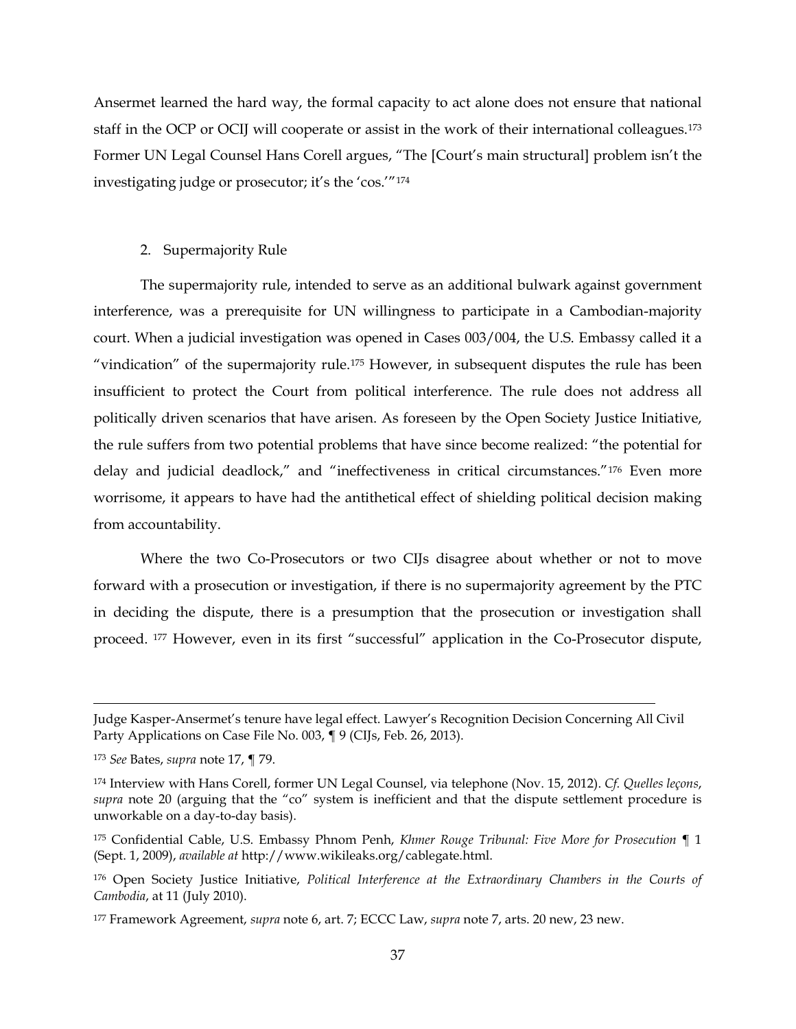Ansermet learned the hard way, the formal capacity to act alone does not ensure that national staff in the OCP or OCIJ will cooperate or assist in the work of their international colleagues.[173] Former UN Legal Counsel Hans Corell argues, "The [Court's main structural] problem isn't the investigating judge or prosecutor; it's the 'cos.'"[174]

2. Supermajority Rule

The supermajority rule, intended to serve as an additional bulwark against government interference, was a prerequisite for UN willingness to participate in a Cambodian-majority court. When a judicial investigation was opened in Cases 003/004, the U.S. Embassy called it a "vindication" of the supermajority rule.[175] However, in subsequent disputes the rule has been insufficient to protect the Court from political interference. The rule does not address all politically driven scenarios that have arisen. As foreseen by the Open Society Justice Initiative, the rule suffers from two potential problems that have since become realized: "the potential for delay and judicial deadlock," and "ineffectiveness in critical circumstances."[176] Even more worrisome, it appears to have had the antithetical effect of shielding political decision making from accountability.

Where the two Co-Prosecutors or two CIJs disagree about whether or not to move forward with a prosecution or investigation, if there is no supermajority agreement by the PTC in deciding the dispute, there is a presumption that the prosecution or investigation shall proceed.[177] However, even in its first "successful" application in the Co-Prosecutor dispute,

---

Judge Kasper-Ansermet's tenure have legal effect. Lawyer's Recognition Decision Concerning All Civil Party Applications on Case File No. 003, ¶ 9 (CIJs, Feb. 26, 2013).

[173] *See* Bates, *supra* note 17, ¶ 79.

[174] Interview with Hans Corell, former UN Legal Counsel, via telephone (Nov. 15, 2012). *Cf. Quelles leçons*, *supra* note 20 (arguing that the "co" system is inefficient and that the dispute settlement procedure is unworkable on a day-to-day basis).

[175] Confidential Cable, U.S. Embassy Phnom Penh, *Khmer Rouge Tribunal: Five More for Prosecution* ¶ 1 (Sept. 1, 2009), *available at* http://www.wikileaks.org/cablegate.html.

[176] Open Society Justice Initiative, *Political Interference at the Extraordinary Chambers in the Courts of Cambodia*, at 11 (July 2010).

[177] Framework Agreement, *supra* note 6, art. 7; ECCC Law, *supra* note 7, arts. 20 new, 23 new.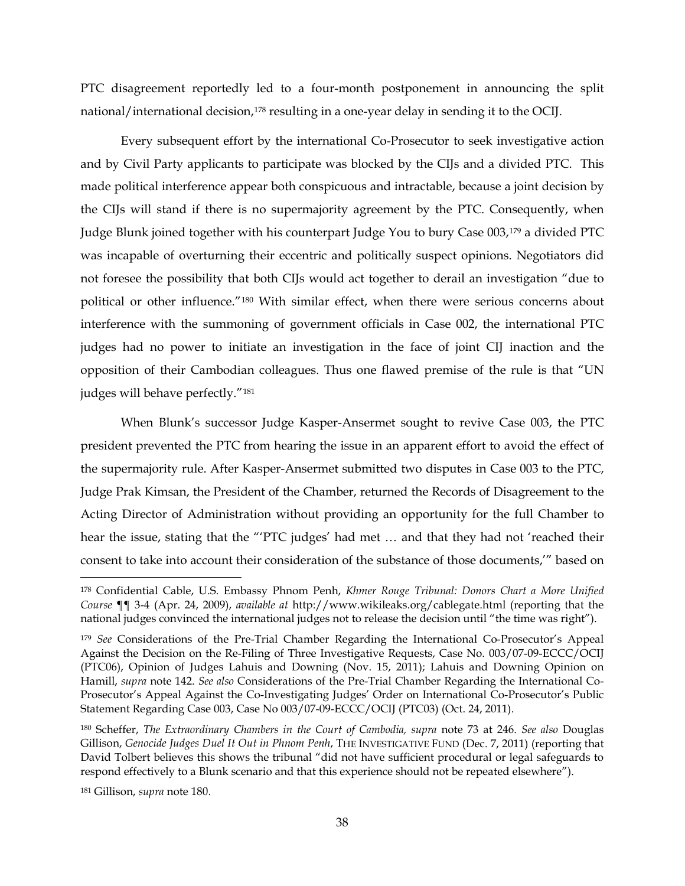PTC disagreement reportedly led to a four-month postponement in announcing the split national/international decision,[178] resulting in a one-year delay in sending it to the OCIJ.

Every subsequent effort by the international Co-Prosecutor to seek investigative action and by Civil Party applicants to participate was blocked by the CIJs and a divided PTC. This made political interference appear both conspicuous and intractable, because a joint decision by the CIJs will stand if there is no supermajority agreement by the PTC. Consequently, when Judge Blunk joined together with his counterpart Judge You to bury Case 003,[179] a divided PTC was incapable of overturning their eccentric and politically suspect opinions. Negotiators did not foresee the possibility that both CIJs would act together to derail an investigation "due to political or other influence."[180] With similar effect, when there were serious concerns about interference with the summoning of government officials in Case 002, the international PTC judges had no power to initiate an investigation in the face of joint CIJ inaction and the opposition of their Cambodian colleagues. Thus one flawed premise of the rule is that "UN judges will behave perfectly."[181]

When Blunk's successor Judge Kasper-Ansermet sought to revive Case 003, the PTC president prevented the PTC from hearing the issue in an apparent effort to avoid the effect of the supermajority rule. After Kasper-Ansermet submitted two disputes in Case 003 to the PTC, Judge Prak Kimsan, the President of the Chamber, returned the Records of Disagreement to the Acting Director of Administration without providing an opportunity for the full Chamber to hear the issue, stating that the "'PTC judges' had met … and that they had not 'reached their consent to take into account their consideration of the substance of those documents,'" based on

---

[178] Confidential Cable, U.S. Embassy Phnom Penh, *Khmer Rouge Tribunal: Donors Chart a More Unified Course* ¶¶ 3-4 (Apr. 24, 2009), *available at* http://www.wikileaks.org/cablegate.html (reporting that the national judges convinced the international judges not to release the decision until "the time was right").

[179] *See* Considerations of the Pre-Trial Chamber Regarding the International Co-Prosecutor's Appeal Against the Decision on the Re-Filing of Three Investigative Requests, Case No. 003/07-09-ECCC/OCIJ (PTC06), Opinion of Judges Lahuis and Downing (Nov. 15, 2011); Lahuis and Downing Opinion on Hamill, *supra* note 142. *See also* Considerations of the Pre-Trial Chamber Regarding the International Co-Prosecutor's Appeal Against the Co-Investigating Judges' Order on International Co-Prosecutor's Public Statement Regarding Case 003, Case No 003/07-09-ECCC/OCIJ (PTC03) (Oct. 24, 2011).

[180] Scheffer, *The Extraordinary Chambers in the Court of Cambodia, supra* note 73 at 246. *See also* Douglas Gillison, *Genocide Judges Duel It Out in Phnom Penh*, THE INVESTIGATIVE FUND (Dec. 7, 2011) (reporting that David Tolbert believes this shows the tribunal "did not have sufficient procedural or legal safeguards to respond effectively to a Blunk scenario and that this experience should not be repeated elsewhere").

[181] Gillison, *supra* note 180.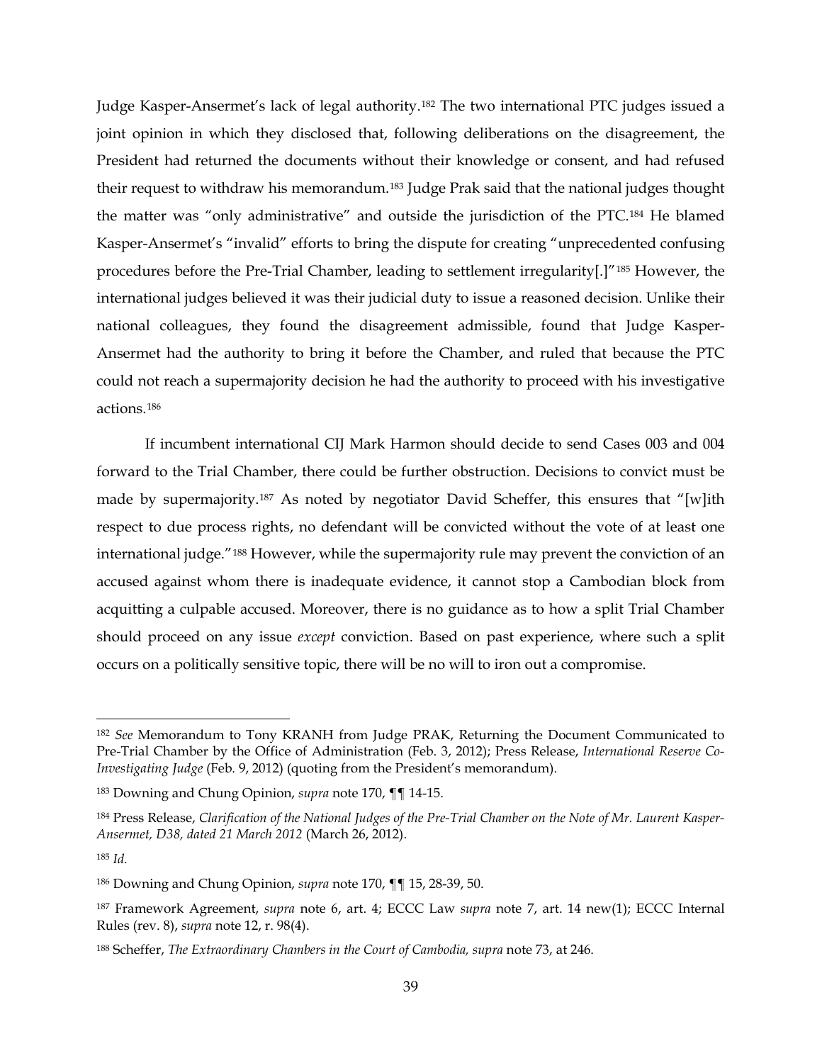Judge Kasper-Ansermet's lack of legal authority.[182] The two international PTC judges issued a joint opinion in which they disclosed that, following deliberations on the disagreement, the President had returned the documents without their knowledge or consent, and had refused their request to withdraw his memorandum.[183] Judge Prak said that the national judges thought the matter was "only administrative" and outside the jurisdiction of the PTC.[184] He blamed Kasper-Ansermet's "invalid" efforts to bring the dispute for creating "unprecedented confusing procedures before the Pre-Trial Chamber, leading to settlement irregularity[.]"[185] However, the international judges believed it was their judicial duty to issue a reasoned decision. Unlike their national colleagues, they found the disagreement admissible, found that Judge Kasper-Ansermet had the authority to bring it before the Chamber, and ruled that because the PTC could not reach a supermajority decision he had the authority to proceed with his investigative actions.[186]

If incumbent international CIJ Mark Harmon should decide to send Cases 003 and 004 forward to the Trial Chamber, there could be further obstruction. Decisions to convict must be made by supermajority.[187] As noted by negotiator David Scheffer, this ensures that "[w]ith respect to due process rights, no defendant will be convicted without the vote of at least one international judge."[188] However, while the supermajority rule may prevent the conviction of an accused against whom there is inadequate evidence, it cannot stop a Cambodian block from acquitting a culpable accused. Moreover, there is no guidance as to how a split Trial Chamber should proceed on any issue *except* conviction. Based on past experience, where such a split occurs on a politically sensitive topic, there will be no will to iron out a compromise.

---

[182] *See* Memorandum to Tony KRANH from Judge PRAK, Returning the Document Communicated to Pre-Trial Chamber by the Office of Administration (Feb. 3, 2012); Press Release, *International Reserve Co-Investigating Judge* (Feb. 9, 2012) (quoting from the President's memorandum).

[183] Downing and Chung Opinion, *supra* note 170, ¶¶ 14-15.

[184] Press Release, *Clarification of the National Judges of the Pre-Trial Chamber on the Note of Mr. Laurent Kasper-Ansermet, D38, dated 21 March 2012* (March 26, 2012).

[185] *Id.*

[186] Downing and Chung Opinion, *supra* note 170, ¶¶ 15, 28-39, 50.

[187] Framework Agreement, *supra* note 6, art. 4; ECCC Law *supra* note 7, art. 14 new(1); ECCC Internal Rules (rev. 8), *supra* note 12, r. 98(4).

[188] Scheffer, *The Extraordinary Chambers in the Court of Cambodia, supra* note 73, at 246.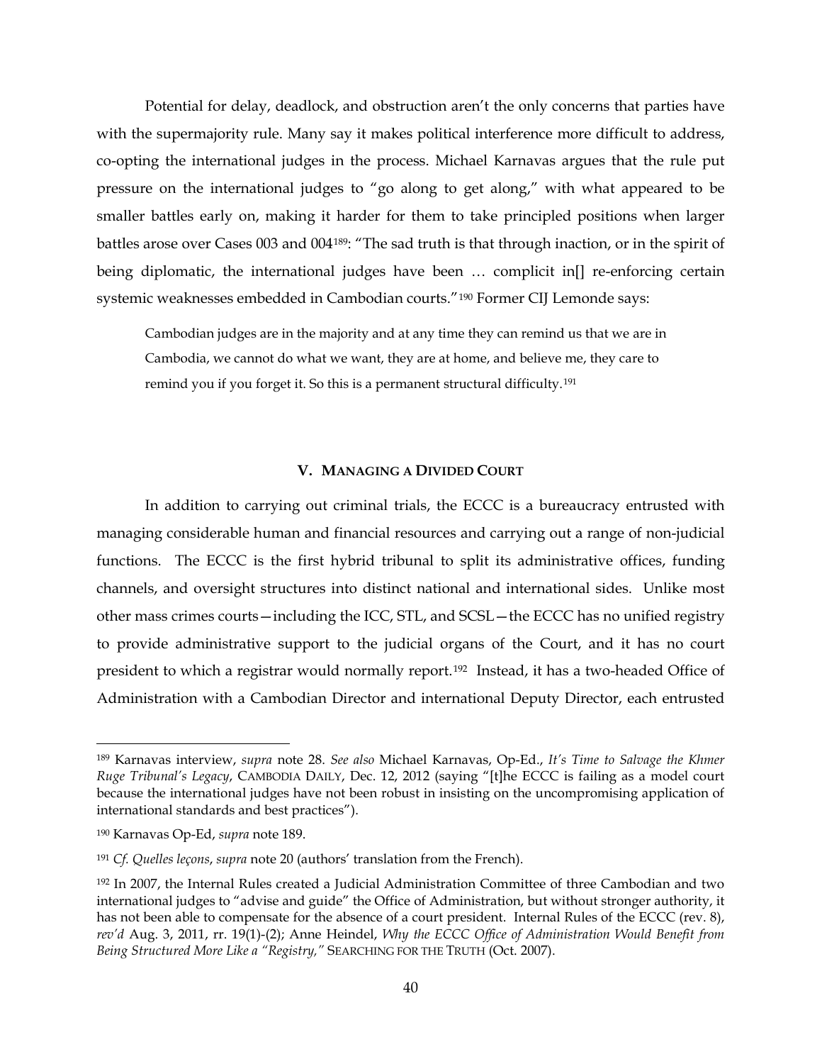Potential for delay, deadlock, and obstruction aren't the only concerns that parties have with the supermajority rule. Many say it makes political interference more difficult to address, co-opting the international judges in the process. Michael Karnavas argues that the rule put pressure on the international judges to "go along to get along," with what appeared to be smaller battles early on, making it harder for them to take principled positions when larger battles arose over Cases 003 and 004[189]: "The sad truth is that through inaction, or in the spirit of being diplomatic, the international judges have been … complicit in[] re-enforcing certain systemic weaknesses embedded in Cambodian courts."[190] Former CIJ Lemonde says:

> Cambodian judges are in the majority and at any time they can remind us that we are in Cambodia, we cannot do what we want, they are at home, and believe me, they care to remind you if you forget it. So this is a permanent structural difficulty.[191]

## V. MANAGING A DIVIDED COURT

In addition to carrying out criminal trials, the ECCC is a bureaucracy entrusted with managing considerable human and financial resources and carrying out a range of non-judicial functions. The ECCC is the first hybrid tribunal to split its administrative offices, funding channels, and oversight structures into distinct national and international sides. Unlike most other mass crimes courts—including the ICC, STL, and SCSL—the ECCC has no unified registry to provide administrative support to the judicial organs of the Court, and it has no court president to which a registrar would normally report.[192] Instead, it has a two-headed Office of Administration with a Cambodian Director and international Deputy Director, each entrusted

---

[189] Karnavas interview, *supra* note 28. *See also* Michael Karnavas, Op-Ed., *It's Time to Salvage the Khmer Ruge Tribunal's Legacy*, CAMBODIA DAILY, Dec. 12, 2012 (saying "[t]he ECCC is failing as a model court because the international judges have not been robust in insisting on the uncompromising application of international standards and best practices").

[190] Karnavas Op-Ed, *supra* note 189.

[191] *Cf. Quelles leçons*, *supra* note 20 (authors' translation from the French).

[192] In 2007, the Internal Rules created a Judicial Administration Committee of three Cambodian and two international judges to "advise and guide" the Office of Administration, but without stronger authority, it has not been able to compensate for the absence of a court president. Internal Rules of the ECCC (rev. 8), *rev'd* Aug. 3, 2011, rr. 19(1)-(2); Anne Heindel, *Why the ECCC Office of Administration Would Benefit from Being Structured More Like a "Registry,"* SEARCHING FOR THE TRUTH (Oct. 2007).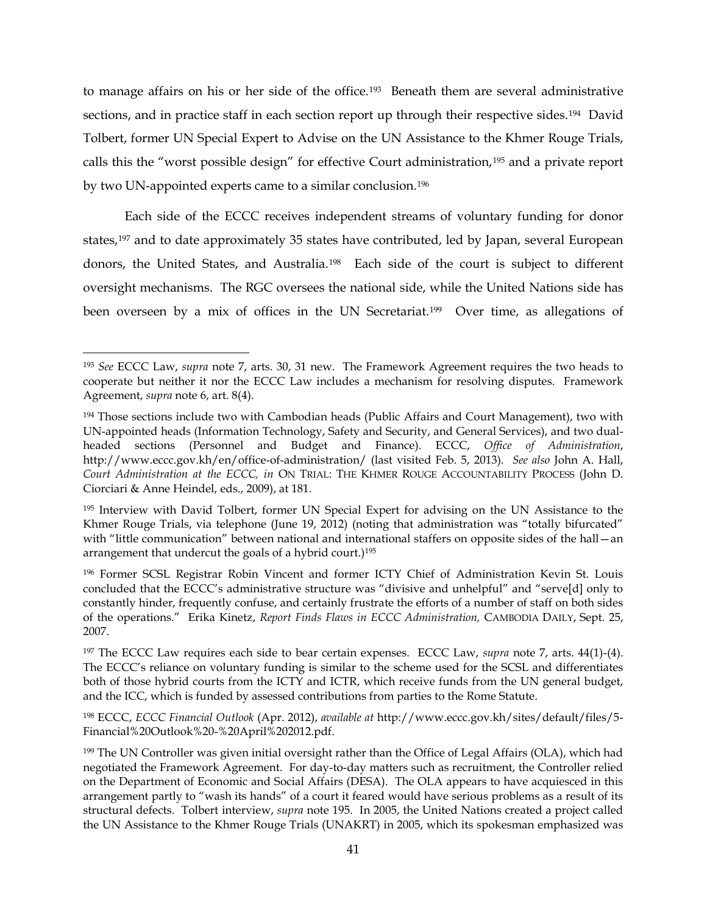to manage affairs on his or her side of the office.[193] Beneath them are several administrative sections, and in practice staff in each section report up through their respective sides.[194] David Tolbert, former UN Special Expert to Advise on the UN Assistance to the Khmer Rouge Trials, calls this the "worst possible design" for effective Court administration,[195] and a private report by two UN-appointed experts came to a similar conclusion.[196]

Each side of the ECCC receives independent streams of voluntary funding for donor states,[197] and to date approximately 35 states have contributed, led by Japan, several European donors, the United States, and Australia.[198] Each side of the court is subject to different oversight mechanisms. The RGC oversees the national side, while the United Nations side has been overseen by a mix of offices in the UN Secretariat.[199] Over time, as allegations of

---

[193] *See* ECCC Law, *supra* note 7, arts. 30, 31 new. The Framework Agreement requires the two heads to cooperate but neither it nor the ECCC Law includes a mechanism for resolving disputes. Framework Agreement, *supra* note 6, art. 8(4).

[194] Those sections include two with Cambodian heads (Public Affairs and Court Management), two with UN-appointed heads (Information Technology, Safety and Security, and General Services), and two dual-headed sections (Personnel and Budget and Finance). ECCC, *Office of Administration*, http://www.eccc.gov.kh/en/office-of-administration/ (last visited Feb. 5, 2013). *See also* John A. Hall, *Court Administration at the ECCC, in* ON TRIAL: THE KHMER ROUGE ACCOUNTABILITY PROCESS (John D. Ciorciari & Anne Heindel, eds., 2009), at 181.

[195] Interview with David Tolbert, former UN Special Expert for advising on the UN Assistance to the Khmer Rouge Trials, via telephone (June 19, 2012) (noting that administration was "totally bifurcated" with "little communication" between national and international staffers on opposite sides of the hall—an arrangement that undercut the goals of a hybrid court.)[195]

[196] Former SCSL Registrar Robin Vincent and former ICTY Chief of Administration Kevin St. Louis concluded that the ECCC's administrative structure was "divisive and unhelpful" and "serve[d] only to constantly hinder, frequently confuse, and certainly frustrate the efforts of a number of staff on both sides of the operations." Erika Kinetz, *Report Finds Flaws in ECCC Administration,* CAMBODIA DAILY, Sept. 25, 2007.

[197] The ECCC Law requires each side to bear certain expenses. ECCC Law, *supra* note 7, arts. 44(1)-(4). The ECCC's reliance on voluntary funding is similar to the scheme used for the SCSL and differentiates both of those hybrid courts from the ICTY and ICTR, which receive funds from the UN general budget, and the ICC, which is funded by assessed contributions from parties to the Rome Statute.

[198] ECCC, *ECCC Financial Outlook* (Apr. 2012), *available at* http://www.eccc.gov.kh/sites/default/files/5-Financial%20Outlook%20-%20April%202012.pdf.

[199] The UN Controller was given initial oversight rather than the Office of Legal Affairs (OLA), which had negotiated the Framework Agreement. For day-to-day matters such as recruitment, the Controller relied on the Department of Economic and Social Affairs (DESA). The OLA appears to have acquiesced in this arrangement partly to "wash its hands" of a court it feared would have serious problems as a result of its structural defects. Tolbert interview, *supra* note 195. In 2005, the United Nations created a project called the UN Assistance to the Khmer Rouge Trials (UNAKRT) in 2005, which its spokesman emphasized was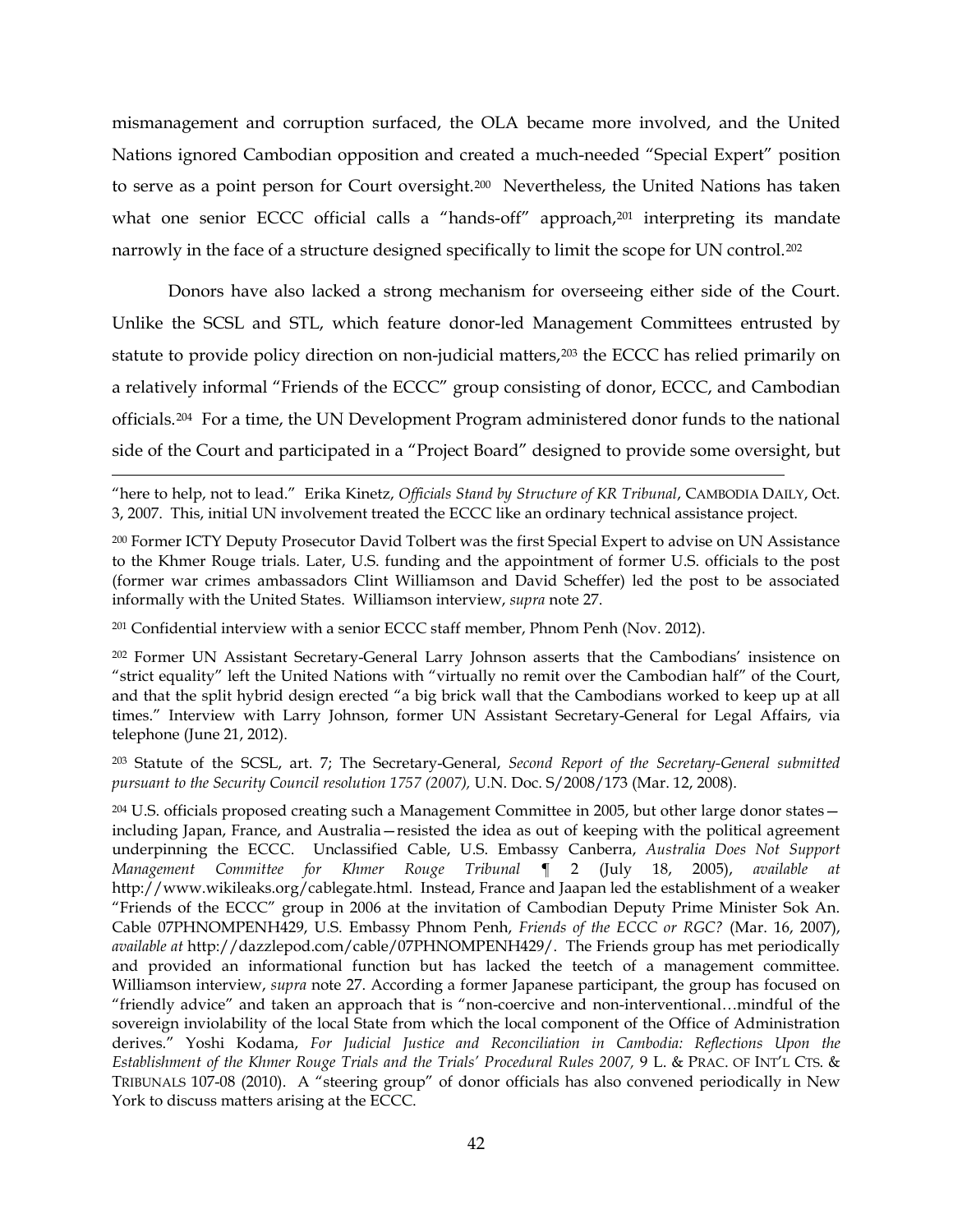mismanagement and corruption surfaced, the OLA became more involved, and the United Nations ignored Cambodian opposition and created a much-needed "Special Expert" position to serve as a point person for Court oversight.[200] Nevertheless, the United Nations has taken what one senior ECCC official calls a "hands-off" approach,[201] interpreting its mandate narrowly in the face of a structure designed specifically to limit the scope for UN control.[202]

Donors have also lacked a strong mechanism for overseeing either side of the Court. Unlike the SCSL and STL, which feature donor-led Management Committees entrusted by statute to provide policy direction on non-judicial matters,[203] the ECCC has relied primarily on a relatively informal "Friends of the ECCC" group consisting of donor, ECCC, and Cambodian officials.[204] For a time, the UN Development Program administered donor funds to the national side of the Court and participated in a "Project Board" designed to provide some oversight, but

---

"here to help, not to lead." Erika Kinetz, *Officials Stand by Structure of KR Tribunal*, CAMBODIA DAILY, Oct. 3, 2007. This, initial UN involvement treated the ECCC like an ordinary technical assistance project.

[200] Former ICTY Deputy Prosecutor David Tolbert was the first Special Expert to advise on UN Assistance to the Khmer Rouge trials. Later, U.S. funding and the appointment of former U.S. officials to the post (former war crimes ambassadors Clint Williamson and David Scheffer) led the post to be associated informally with the United States. Williamson interview, *supra* note 27.

[201] Confidential interview with a senior ECCC staff member, Phnom Penh (Nov. 2012).

[202] Former UN Assistant Secretary-General Larry Johnson asserts that the Cambodians' insistence on "strict equality" left the United Nations with "virtually no remit over the Cambodian half" of the Court, and that the split hybrid design erected "a big brick wall that the Cambodians worked to keep up at all times." Interview with Larry Johnson, former UN Assistant Secretary-General for Legal Affairs, via telephone (June 21, 2012).

[203] Statute of the SCSL, art. 7; The Secretary-General, *Second Report of the Secretary-General submitted pursuant to the Security Council resolution 1757 (2007),* U.N. Doc. S/2008/173 (Mar. 12, 2008).

[204] U.S. officials proposed creating such a Management Committee in 2005, but other large donor states—including Japan, France, and Australia—resisted the idea as out of keeping with the political agreement underpinning the ECCC. Unclassified Cable, U.S. Embassy Canberra, *Australia Does Not Support Management Committee for Khmer Rouge Tribunal* ¶ 2 (July 18, 2005), *available at* http://www.wikileaks.org/cablegate.html. Instead, France and Jaapan led the establishment of a weaker "Friends of the ECCC" group in 2006 at the invitation of Cambodian Deputy Prime Minister Sok An. Cable 07PHNOMPENH429, U.S. Embassy Phnom Penh, *Friends of the ECCC or RGC?* (Mar. 16, 2007), *available at* http://dazzlepod.com/cable/07PHNOMPENH429/. The Friends group has met periodically and provided an informational function but has lacked the teetch of a management committee. Williamson interview, *supra* note 27. According a former Japanese participant, the group has focused on "friendly advice" and taken an approach that is "non-coercive and non-interventional…mindful of the sovereign inviolability of the local State from which the local component of the Office of Administration derives." Yoshi Kodama, *For Judicial Justice and Reconciliation in Cambodia: Reflections Upon the Establishment of the Khmer Rouge Trials and the Trials' Procedural Rules 2007,* 9 L. & PRAC. OF INT'L CTS. & TRIBUNALS 107-08 (2010). A "steering group" of donor officials has also convened periodically in New York to discuss matters arising at the ECCC.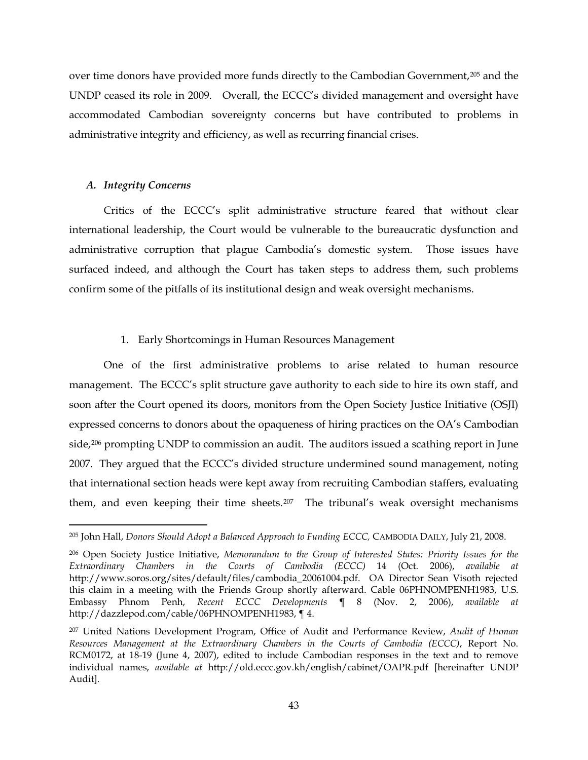over time donors have provided more funds directly to the Cambodian Government,[205] and the UNDP ceased its role in 2009. Overall, the ECCC's divided management and oversight have accommodated Cambodian sovereignty concerns but have contributed to problems in administrative integrity and efficiency, as well as recurring financial crises.

### *A. Integrity Concerns*

Critics of the ECCC's split administrative structure feared that without clear international leadership, the Court would be vulnerable to the bureaucratic dysfunction and administrative corruption that plague Cambodia's domestic system. Those issues have surfaced indeed, and although the Court has taken steps to address them, such problems confirm some of the pitfalls of its institutional design and weak oversight mechanisms.

#### 1. Early Shortcomings in Human Resources Management

One of the first administrative problems to arise related to human resource management. The ECCC's split structure gave authority to each side to hire its own staff, and soon after the Court opened its doors, monitors from the Open Society Justice Initiative (OSJI) expressed concerns to donors about the opaqueness of hiring practices on the OA's Cambodian side,[206] prompting UNDP to commission an audit. The auditors issued a scathing report in June 2007. They argued that the ECCC's divided structure undermined sound management, noting that international section heads were kept away from recruiting Cambodian staffers, evaluating them, and even keeping their time sheets.[207] The tribunal's weak oversight mechanisms

---

[205] John Hall, *Donors Should Adopt a Balanced Approach to Funding ECCC,* CAMBODIA DAILY, July 21, 2008.

[206] Open Society Justice Initiative, *Memorandum to the Group of Interested States: Priority Issues for the Extraordinary Chambers in the Courts of Cambodia (ECCC)* 14 (Oct. 2006), *available at* http://www.soros.org/sites/default/files/cambodia_20061004.pdf. OA Director Sean Visoth rejected this claim in a meeting with the Friends Group shortly afterward. Cable 06PHNOMPENH1983, U.S. Embassy Phnom Penh, *Recent ECCC Developments* ¶ 8 (Nov. 2, 2006), *available at* http://dazzlepod.com/cable/06PHNOMPENH1983, ¶ 4.

[207] United Nations Development Program, Office of Audit and Performance Review, *Audit of Human Resources Management at the Extraordinary Chambers in the Courts of Cambodia (ECCC)*, Report No. RCM0172, at 18-19 (June 4, 2007), edited to include Cambodian responses in the text and to remove individual names, *available at* http://old.eccc.gov.kh/english/cabinet/OAPR.pdf [hereinafter UNDP Audit].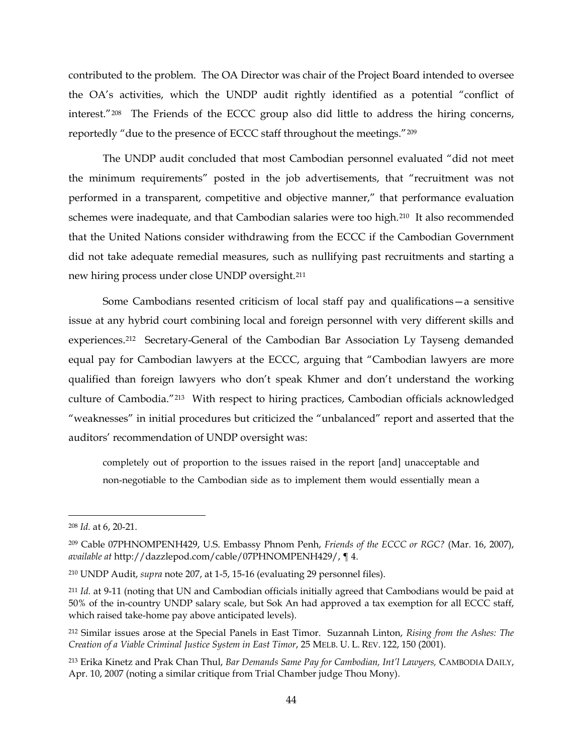contributed to the problem. The OA Director was chair of the Project Board intended to oversee the OA's activities, which the UNDP audit rightly identified as a potential "conflict of interest."[208] The Friends of the ECCC group also did little to address the hiring concerns, reportedly "due to the presence of ECCC staff throughout the meetings."[209]

The UNDP audit concluded that most Cambodian personnel evaluated "did not meet the minimum requirements" posted in the job advertisements, that "recruitment was not performed in a transparent, competitive and objective manner," that performance evaluation schemes were inadequate, and that Cambodian salaries were too high.[210] It also recommended that the United Nations consider withdrawing from the ECCC if the Cambodian Government did not take adequate remedial measures, such as nullifying past recruitments and starting a new hiring process under close UNDP oversight.[211]

Some Cambodians resented criticism of local staff pay and qualifications—a sensitive issue at any hybrid court combining local and foreign personnel with very different skills and experiences.[212] Secretary-General of the Cambodian Bar Association Ly Tayseng demanded equal pay for Cambodian lawyers at the ECCC, arguing that "Cambodian lawyers are more qualified than foreign lawyers who don't speak Khmer and don't understand the working culture of Cambodia."[213] With respect to hiring practices, Cambodian officials acknowledged "weaknesses" in initial procedures but criticized the "unbalanced" report and asserted that the auditors' recommendation of UNDP oversight was:

> completely out of proportion to the issues raised in the report [and] unacceptable and non-negotiable to the Cambodian side as to implement them would essentially mean a

---

[208] *Id.* at 6, 20-21.

[209] Cable 07PHNOMPENH429, U.S. Embassy Phnom Penh, *Friends of the ECCC or RGC?* (Mar. 16, 2007), *available at* http://dazzlepod.com/cable/07PHNOMPENH429/, ¶ 4.

[210] UNDP Audit, *supra* note 207, at 1-5, 15-16 (evaluating 29 personnel files).

[211] *Id.* at 9-11 (noting that UN and Cambodian officials initially agreed that Cambodians would be paid at 50% of the in-country UNDP salary scale, but Sok An had approved a tax exemption for all ECCC staff, which raised take-home pay above anticipated levels).

[212] Similar issues arose at the Special Panels in East Timor. Suzannah Linton, *Rising from the Ashes: The Creation of a Viable Criminal Justice System in East Timor*, 25 MELB. U. L. REV. 122, 150 (2001).

[213] Erika Kinetz and Prak Chan Thul, *Bar Demands Same Pay for Cambodian, Int'l Lawyers,* CAMBODIA DAILY, Apr. 10, 2007 (noting a similar critique from Trial Chamber judge Thou Mony).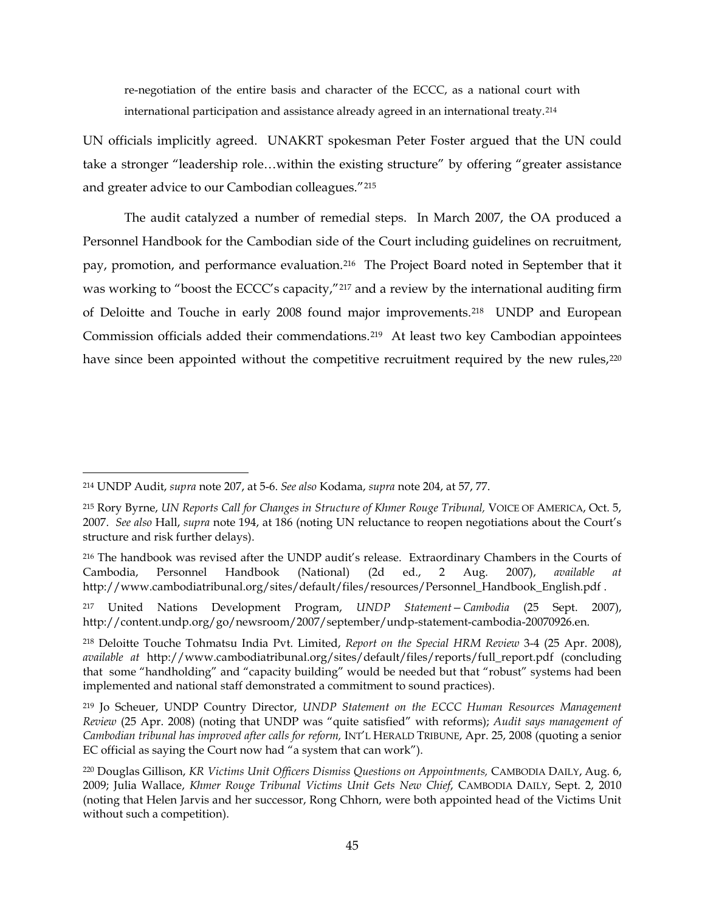re-negotiation of the entire basis and character of the ECCC, as a national court with international participation and assistance already agreed in an international treaty.[214]

UN officials implicitly agreed. UNAKRT spokesman Peter Foster argued that the UN could take a stronger "leadership role…within the existing structure" by offering "greater assistance and greater advice to our Cambodian colleagues."[215]

The audit catalyzed a number of remedial steps. In March 2007, the OA produced a Personnel Handbook for the Cambodian side of the Court including guidelines on recruitment, pay, promotion, and performance evaluation.[216] The Project Board noted in September that it was working to "boost the ECCC's capacity,"[217] and a review by the international auditing firm of Deloitte and Touche in early 2008 found major improvements.[218] UNDP and European Commission officials added their commendations.[219] At least two key Cambodian appointees have since been appointed without the competitive recruitment required by the new rules,[220]

---

[214] UNDP Audit, *supra* note 207, at 5-6. *See also* Kodama, *supra* note 204, at 57, 77.

[215] Rory Byrne, *UN Reports Call for Changes in Structure of Khmer Rouge Tribunal,* VOICE OF AMERICA, Oct. 5, 2007. *See also* Hall, *supra* note 194, at 186 (noting UN reluctance to reopen negotiations about the Court's structure and risk further delays).

[216] The handbook was revised after the UNDP audit's release. Extraordinary Chambers in the Courts of Cambodia, Personnel Handbook (National) (2d ed., 2 Aug. 2007), *available at* http://www.cambodiatribunal.org/sites/default/files/resources/Personnel_Handbook_English.pdf .

[217] United Nations Development Program, *UNDP Statement—Cambodia* (25 Sept. 2007), http://content.undp.org/go/newsroom/2007/september/undp-statement-cambodia-20070926.en.

[218] Deloitte Touche Tohmatsu India Pvt. Limited, *Report on the Special HRM Review* 3-4 (25 Apr. 2008), *available at* http://www.cambodiatribunal.org/sites/default/files/reports/full_report.pdf (concluding that some "handholding" and "capacity building" would be needed but that "robust" systems had been implemented and national staff demonstrated a commitment to sound practices).

[219] Jo Scheuer, UNDP Country Director, *UNDP Statement on the ECCC Human Resources Management Review* (25 Apr. 2008) (noting that UNDP was "quite satisfied" with reforms); *Audit says management of Cambodian tribunal has improved after calls for reform,* INT'L HERALD TRIBUNE, Apr. 25, 2008 (quoting a senior EC official as saying the Court now had "a system that can work").

[220] Douglas Gillison, *KR Victims Unit Officers Dismiss Questions on Appointments,* CAMBODIA DAILY, Aug. 6, 2009; Julia Wallace, *Khmer Rouge Tribunal Victims Unit Gets New Chief*, CAMBODIA DAILY, Sept. 2, 2010 (noting that Helen Jarvis and her successor, Rong Chhorn, were both appointed head of the Victims Unit without such a competition).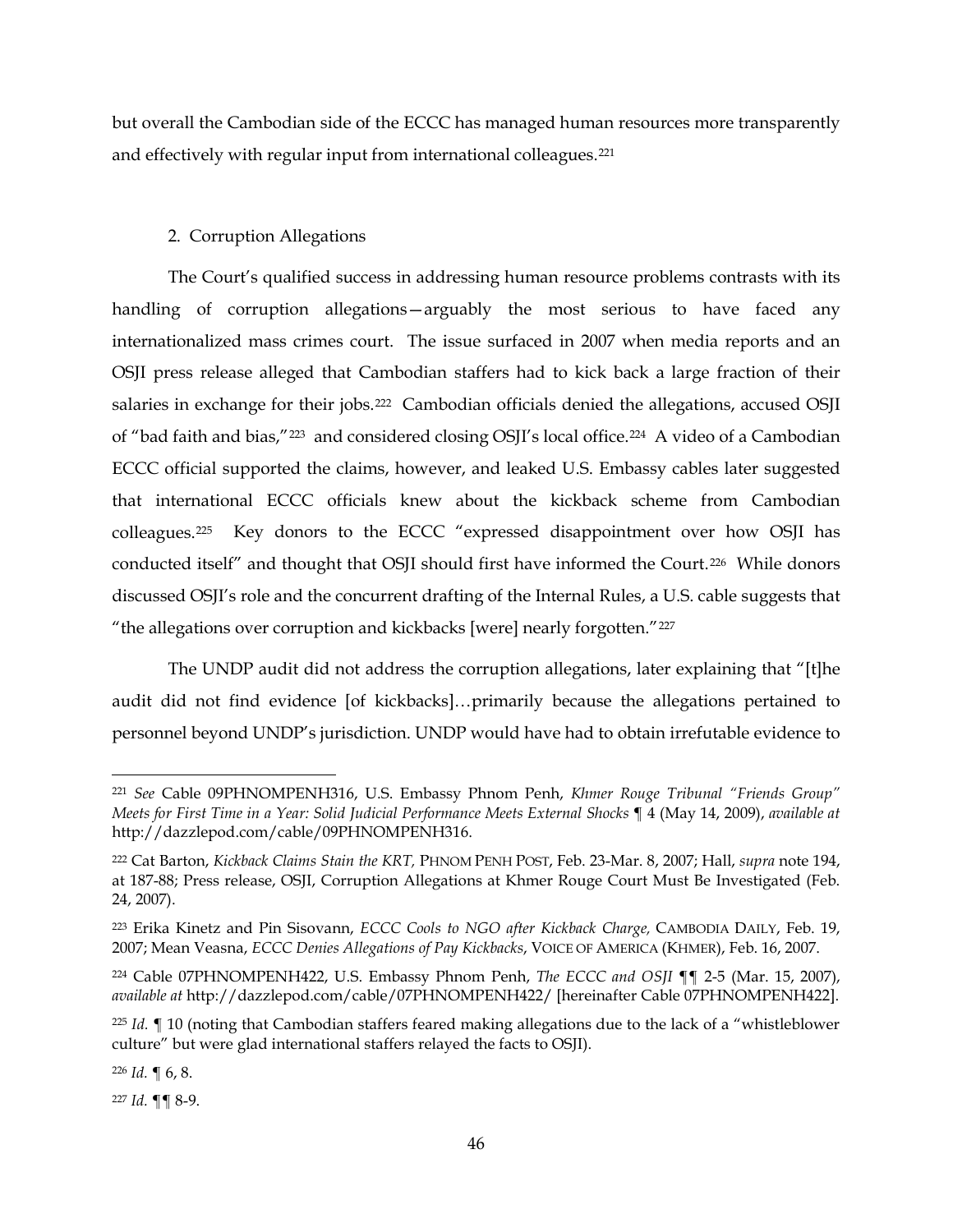but overall the Cambodian side of the ECCC has managed human resources more transparently and effectively with regular input from international colleagues.[221]

### 2. Corruption Allegations

The Court's qualified success in addressing human resource problems contrasts with its handling of corruption allegations—arguably the most serious to have faced any internationalized mass crimes court. The issue surfaced in 2007 when media reports and an OSJI press release alleged that Cambodian staffers had to kick back a large fraction of their salaries in exchange for their jobs.[222] Cambodian officials denied the allegations, accused OSJI of "bad faith and bias,"[223] and considered closing OSJI's local office.[224] A video of a Cambodian ECCC official supported the claims, however, and leaked U.S. Embassy cables later suggested that international ECCC officials knew about the kickback scheme from Cambodian colleagues.[225] Key donors to the ECCC "expressed disappointment over how OSJI has conducted itself" and thought that OSJI should first have informed the Court.[226] While donors discussed OSJI's role and the concurrent drafting of the Internal Rules, a U.S. cable suggests that "the allegations over corruption and kickbacks [were] nearly forgotten."[227]

The UNDP audit did not address the corruption allegations, later explaining that "[t]he audit did not find evidence [of kickbacks]…primarily because the allegations pertained to personnel beyond UNDP's jurisdiction. UNDP would have had to obtain irrefutable evidence to

---

[221] *See* Cable 09PHNOMPENH316, U.S. Embassy Phnom Penh, *Khmer Rouge Tribunal "Friends Group" Meets for First Time in a Year: Solid Judicial Performance Meets External Shocks* ¶ 4 (May 14, 2009), *available at* http://dazzlepod.com/cable/09PHNOMPENH316.

[222] Cat Barton, *Kickback Claims Stain the KRT,* PHNOM PENH POST, Feb. 23-Mar. 8, 2007; Hall, *supra* note 194, at 187-88; Press release, OSJI, Corruption Allegations at Khmer Rouge Court Must Be Investigated (Feb. 24, 2007).

[223] Erika Kinetz and Pin Sisovann, *ECCC Cools to NGO after Kickback Charge,* CAMBODIA DAILY, Feb. 19, 2007; Mean Veasna, *ECCC Denies Allegations of Pay Kickbacks*, VOICE OF AMERICA (KHMER), Feb. 16, 2007.

[224] Cable 07PHNOMPENH422, U.S. Embassy Phnom Penh, *The ECCC and OSJI* ¶¶ 2-5 (Mar. 15, 2007), *available at* http://dazzlepod.com/cable/07PHNOMPENH422/ [hereinafter Cable 07PHNOMPENH422].

[225] *Id.* ¶ 10 (noting that Cambodian staffers feared making allegations due to the lack of a "whistleblower culture" but were glad international staffers relayed the facts to OSJI).

[226] *Id.* ¶ 6, 8.

[227] *Id.* ¶¶ 8-9.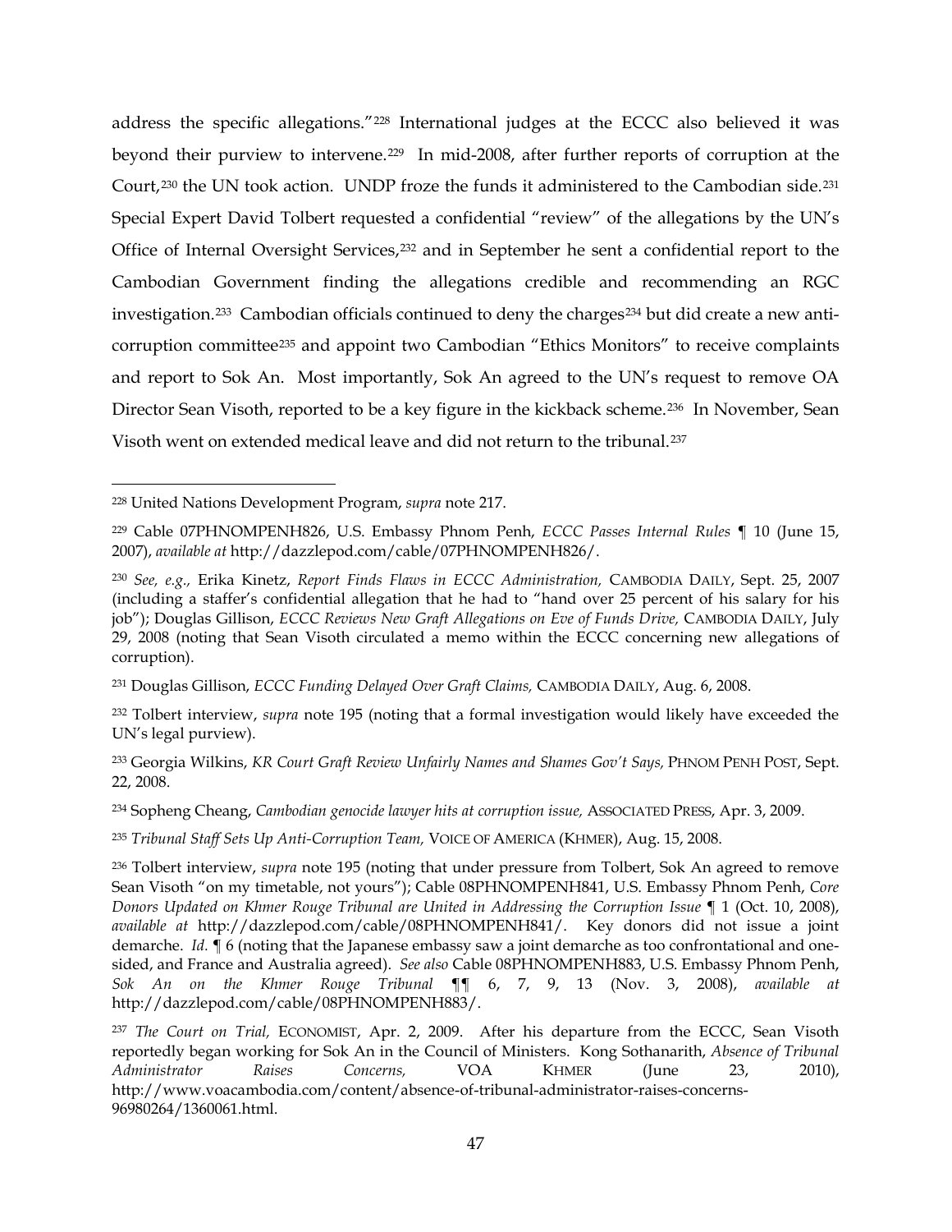address the specific allegations."[228] International judges at the ECCC also believed it was beyond their purview to intervene.[229] In mid-2008, after further reports of corruption at the Court,[230] the UN took action. UNDP froze the funds it administered to the Cambodian side.[231] Special Expert David Tolbert requested a confidential "review" of the allegations by the UN's Office of Internal Oversight Services,[232] and in September he sent a confidential report to the Cambodian Government finding the allegations credible and recommending an RGC investigation.[233] Cambodian officials continued to deny the charges[234] but did create a new anti-corruption committee[235] and appoint two Cambodian "Ethics Monitors" to receive complaints and report to Sok An. Most importantly, Sok An agreed to the UN's request to remove OA Director Sean Visoth, reported to be a key figure in the kickback scheme.[236] In November, Sean Visoth went on extended medical leave and did not return to the tribunal.[237]

---

[228] United Nations Development Program, *supra* note 217.

[229] Cable 07PHNOMPENH826, U.S. Embassy Phnom Penh, *ECCC Passes Internal Rules* ¶ 10 (June 15, 2007), *available at* http://dazzlepod.com/cable/07PHNOMPENH826/.

[230] *See, e.g.,* Erika Kinetz, *Report Finds Flaws in ECCC Administration,* CAMBODIA DAILY, Sept. 25, 2007 (including a staffer's confidential allegation that he had to "hand over 25 percent of his salary for his job"); Douglas Gillison, *ECCC Reviews New Graft Allegations on Eve of Funds Drive,* CAMBODIA DAILY, July 29, 2008 (noting that Sean Visoth circulated a memo within the ECCC concerning new allegations of corruption).

[231] Douglas Gillison, *ECCC Funding Delayed Over Graft Claims,* CAMBODIA DAILY, Aug. 6, 2008.

[232] Tolbert interview, *supra* note 195 (noting that a formal investigation would likely have exceeded the UN's legal purview).

[233] Georgia Wilkins, *KR Court Graft Review Unfairly Names and Shames Gov't Says,* PHNOM PENH POST, Sept. 22, 2008.

[234] Sopheng Cheang, *Cambodian genocide lawyer hits at corruption issue,* ASSOCIATED PRESS, Apr. 3, 2009.

[235] *Tribunal Staff Sets Up Anti-Corruption Team,* VOICE OF AMERICA (KHMER), Aug. 15, 2008.

[236] Tolbert interview, *supra* note 195 (noting that under pressure from Tolbert, Sok An agreed to remove Sean Visoth "on my timetable, not yours"); Cable 08PHNOMPENH841, U.S. Embassy Phnom Penh, *Core Donors Updated on Khmer Rouge Tribunal are United in Addressing the Corruption Issue* ¶ 1 (Oct. 10, 2008), *available at* http://dazzlepod.com/cable/08PHNOMPENH841/. Key donors did not issue a joint demarche. *Id.* ¶ 6 (noting that the Japanese embassy saw a joint demarche as too confrontational and one-sided, and France and Australia agreed). *See also* Cable 08PHNOMPENH883, U.S. Embassy Phnom Penh, *Sok An on the Khmer Rouge Tribunal* ¶¶ 6, 7, 9, 13 (Nov. 3, 2008), *available at* http://dazzlepod.com/cable/08PHNOMPENH883/.

[237] *The Court on Trial,* ECONOMIST, Apr. 2, 2009. After his departure from the ECCC, Sean Visoth reportedly began working for Sok An in the Council of Ministers. Kong Sothanarith, *Absence of Tribunal Administrator Raises Concerns,* VOA KHMER (June 23, 2010), http://www.voacambodia.com/content/absence-of-tribunal-administrator-raises-concerns-96980264/1360061.html.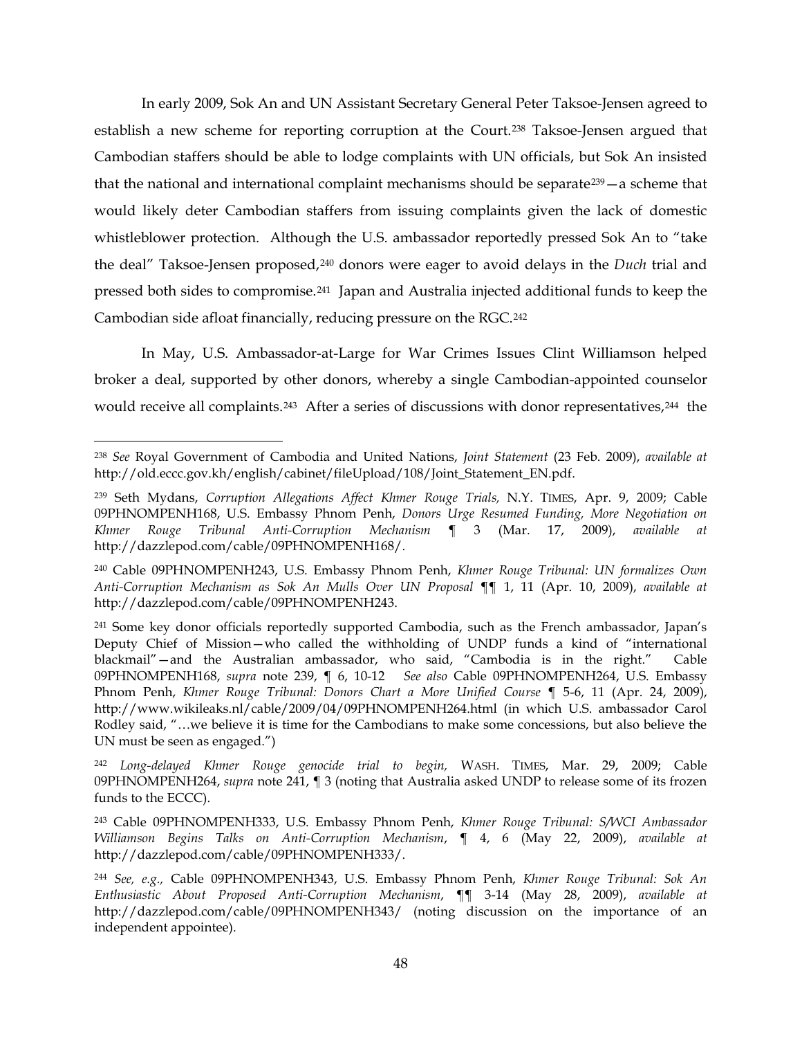In early 2009, Sok An and UN Assistant Secretary General Peter Taksoe-Jensen agreed to establish a new scheme for reporting corruption at the Court.[238] Taksoe-Jensen argued that Cambodian staffers should be able to lodge complaints with UN officials, but Sok An insisted that the national and international complaint mechanisms should be separate[239]—a scheme that would likely deter Cambodian staffers from issuing complaints given the lack of domestic whistleblower protection. Although the U.S. ambassador reportedly pressed Sok An to "take the deal" Taksoe-Jensen proposed,[240] donors were eager to avoid delays in the *Duch* trial and pressed both sides to compromise.[241] Japan and Australia injected additional funds to keep the Cambodian side afloat financially, reducing pressure on the RGC.[242]

In May, U.S. Ambassador-at-Large for War Crimes Issues Clint Williamson helped broker a deal, supported by other donors, whereby a single Cambodian-appointed counselor would receive all complaints.[243] After a series of discussions with donor representatives,[244] the

---

[238] *See* Royal Government of Cambodia and United Nations, *Joint Statement* (23 Feb. 2009), *available at* http://old.eccc.gov.kh/english/cabinet/fileUpload/108/Joint_Statement_EN.pdf.

[239] Seth Mydans, *Corruption Allegations Affect Khmer Rouge Trials,* N.Y. TIMES, Apr. 9, 2009; Cable 09PHNOMPENH168, U.S. Embassy Phnom Penh, *Donors Urge Resumed Funding, More Negotiation on Khmer Rouge Tribunal Anti-Corruption Mechanism* ¶ 3 (Mar. 17, 2009), *available at* http://dazzlepod.com/cable/09PHNOMPENH168/.

[240] Cable 09PHNOMPENH243, U.S. Embassy Phnom Penh, *Khmer Rouge Tribunal: UN formalizes Own Anti-Corruption Mechanism as Sok An Mulls Over UN Proposal* ¶¶ 1, 11 (Apr. 10, 2009), *available at* http://dazzlepod.com/cable/09PHNOMPENH243.

[241] Some key donor officials reportedly supported Cambodia, such as the French ambassador, Japan's Deputy Chief of Mission—who called the withholding of UNDP funds a kind of "international blackmail"—and the Australian ambassador, who said, "Cambodia is in the right." Cable 09PHNOMPENH168, *supra* note 239, ¶ 6, 10-12 *See also* Cable 09PHNOMPENH264, U.S. Embassy Phnom Penh, *Khmer Rouge Tribunal: Donors Chart a More Unified Course* ¶ 5-6, 11 (Apr. 24, 2009), http://www.wikileaks.nl/cable/2009/04/09PHNOMPENH264.html (in which U.S. ambassador Carol Rodley said, "…we believe it is time for the Cambodians to make some concessions, but also believe the UN must be seen as engaged.")

[242] *Long-delayed Khmer Rouge genocide trial to begin,* WASH. TIMES, Mar. 29, 2009; Cable 09PHNOMPENH264, *supra* note 241, ¶ 3 (noting that Australia asked UNDP to release some of its frozen funds to the ECCC).

[243] Cable 09PHNOMPENH333, U.S. Embassy Phnom Penh, *Khmer Rouge Tribunal: S/WCI Ambassador Williamson Begins Talks on Anti-Corruption Mechanism*, ¶ 4, 6 (May 22, 2009), *available at* http://dazzlepod.com/cable/09PHNOMPENH333/.

[244] *See, e.g.,* Cable 09PHNOMPENH343, U.S. Embassy Phnom Penh, *Khmer Rouge Tribunal: Sok An Enthusiastic About Proposed Anti-Corruption Mechanism*, ¶¶ 3-14 (May 28, 2009), *available at* http://dazzlepod.com/cable/09PHNOMPENH343/ (noting discussion on the importance of an independent appointee).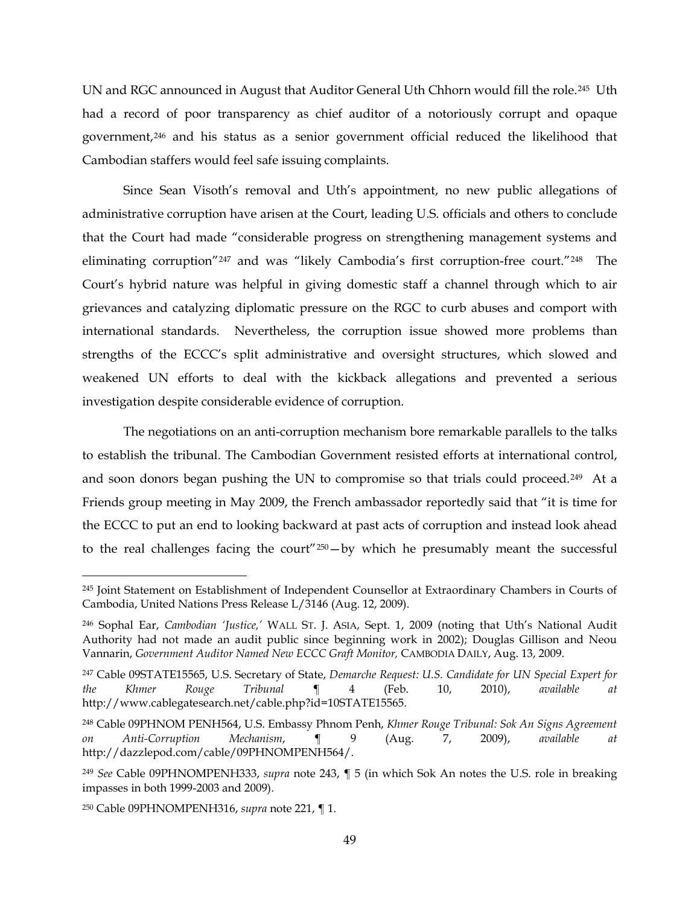UN and RGC announced in August that Auditor General Uth Chhorn would fill the role.[245] Uth had a record of poor transparency as chief auditor of a notoriously corrupt and opaque government,[246] and his status as a senior government official reduced the likelihood that Cambodian staffers would feel safe issuing complaints.

Since Sean Visoth's removal and Uth's appointment, no new public allegations of administrative corruption have arisen at the Court, leading U.S. officials and others to conclude that the Court had made "considerable progress on strengthening management systems and eliminating corruption"[247] and was "likely Cambodia's first corruption-free court."[248] The Court's hybrid nature was helpful in giving domestic staff a channel through which to air grievances and catalyzing diplomatic pressure on the RGC to curb abuses and comport with international standards. Nevertheless, the corruption issue showed more problems than strengths of the ECCC's split administrative and oversight structures, which slowed and weakened UN efforts to deal with the kickback allegations and prevented a serious investigation despite considerable evidence of corruption.

The negotiations on an anti-corruption mechanism bore remarkable parallels to the talks to establish the tribunal. The Cambodian Government resisted efforts at international control, and soon donors began pushing the UN to compromise so that trials could proceed.[249] At a Friends group meeting in May 2009, the French ambassador reportedly said that "it is time for the ECCC to put an end to looking backward at past acts of corruption and instead look ahead to the real challenges facing the court"[250]—by which he presumably meant the successful

---

[245] Joint Statement on Establishment of Independent Counsellor at Extraordinary Chambers in Courts of Cambodia, United Nations Press Release L/3146 (Aug. 12, 2009).

[246] Sophal Ear, *Cambodian 'Justice,'* WALL ST. J. ASIA, Sept. 1, 2009 (noting that Uth's National Audit Authority had not made an audit public since beginning work in 2002); Douglas Gillison and Neou Vannarin, *Government Auditor Named New ECCC Graft Monitor,* CAMBODIA DAILY, Aug. 13, 2009.

[247] Cable 09STATE15565, U.S. Secretary of State, *Demarche Request: U.S. Candidate for UN Special Expert for the Khmer Rouge Tribunal* ¶ 4 (Feb. 10, 2010), *available at* http://www.cablegatesearch.net/cable.php?id=10STATE15565.

[248] Cable 09PHNOM PENH564, U.S. Embassy Phnom Penh, *Khmer Rouge Tribunal: Sok An Signs Agreement on Anti-Corruption Mechanism*, ¶ 9 (Aug. 7, 2009), *available at* http://dazzlepod.com/cable/09PHNOMPENH564/.

[249] *See* Cable 09PHNOMPENH333, *supra* note 243, ¶ 5 (in which Sok An notes the U.S. role in breaking impasses in both 1999-2003 and 2009).

[250] Cable 09PHNOMPENH316, *supra* note 221, ¶ 1.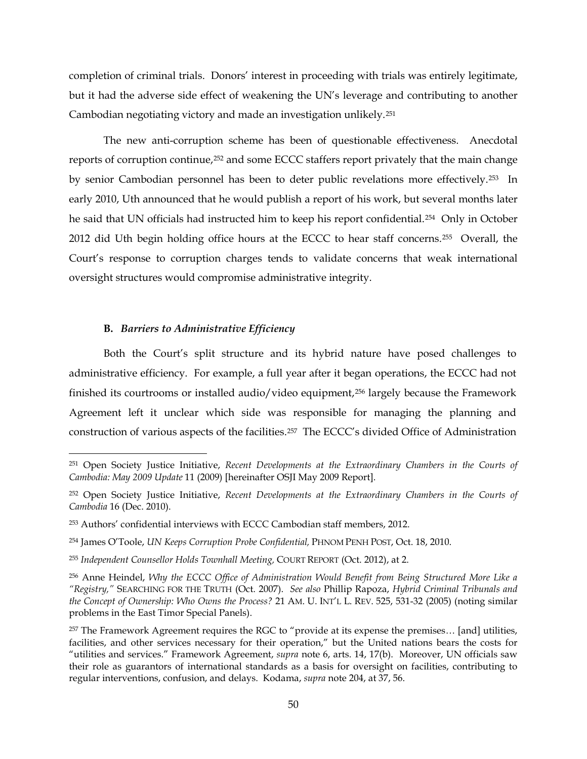completion of criminal trials. Donors' interest in proceeding with trials was entirely legitimate, but it had the adverse side effect of weakening the UN's leverage and contributing to another Cambodian negotiating victory and made an investigation unlikely.[251]

The new anti-corruption scheme has been of questionable effectiveness. Anecdotal reports of corruption continue,[252] and some ECCC staffers report privately that the main change by senior Cambodian personnel has been to deter public revelations more effectively.[253] In early 2010, Uth announced that he would publish a report of his work, but several months later he said that UN officials had instructed him to keep his report confidential.[254] Only in October 2012 did Uth begin holding office hours at the ECCC to hear staff concerns.[255] Overall, the Court's response to corruption charges tends to validate concerns that weak international oversight structures would compromise administrative integrity.

### B. *Barriers to Administrative Efficiency*

Both the Court's split structure and its hybrid nature have posed challenges to administrative efficiency. For example, a full year after it began operations, the ECCC had not finished its courtrooms or installed audio/video equipment,[256] largely because the Framework Agreement left it unclear which side was responsible for managing the planning and construction of various aspects of the facilities.[257] The ECCC's divided Office of Administration

---

[251] Open Society Justice Initiative, *Recent Developments at the Extraordinary Chambers in the Courts of Cambodia: May 2009 Update* 11 (2009) [hereinafter OSJI May 2009 Report].

[252] Open Society Justice Initiative, *Recent Developments at the Extraordinary Chambers in the Courts of Cambodia* 16 (Dec. 2010).

[253] Authors' confidential interviews with ECCC Cambodian staff members, 2012.

[254] James O'Toole, *UN Keeps Corruption Probe Confidential,* PHNOM PENH POST, Oct. 18, 2010.

[255] *Independent Counsellor Holds Townhall Meeting,* COURT REPORT (Oct. 2012), at 2.

[256] Anne Heindel, *Why the ECCC Office of Administration Would Benefit from Being Structured More Like a "Registry,"* SEARCHING FOR THE TRUTH (Oct. 2007). *See also* Phillip Rapoza, *Hybrid Criminal Tribunals and the Concept of Ownership: Who Owns the Process?* 21 AM. U. INT'L L. REV. 525, 531-32 (2005) (noting similar problems in the East Timor Special Panels).

[257] The Framework Agreement requires the RGC to "provide at its expense the premises… [and] utilities, facilities, and other services necessary for their operation," but the United nations bears the costs for "utilities and services." Framework Agreement, *supra* note 6, arts. 14, 17(b). Moreover, UN officials saw their role as guarantors of international standards as a basis for oversight on facilities, contributing to regular interventions, confusion, and delays. Kodama, *supra* note 204, at 37, 56.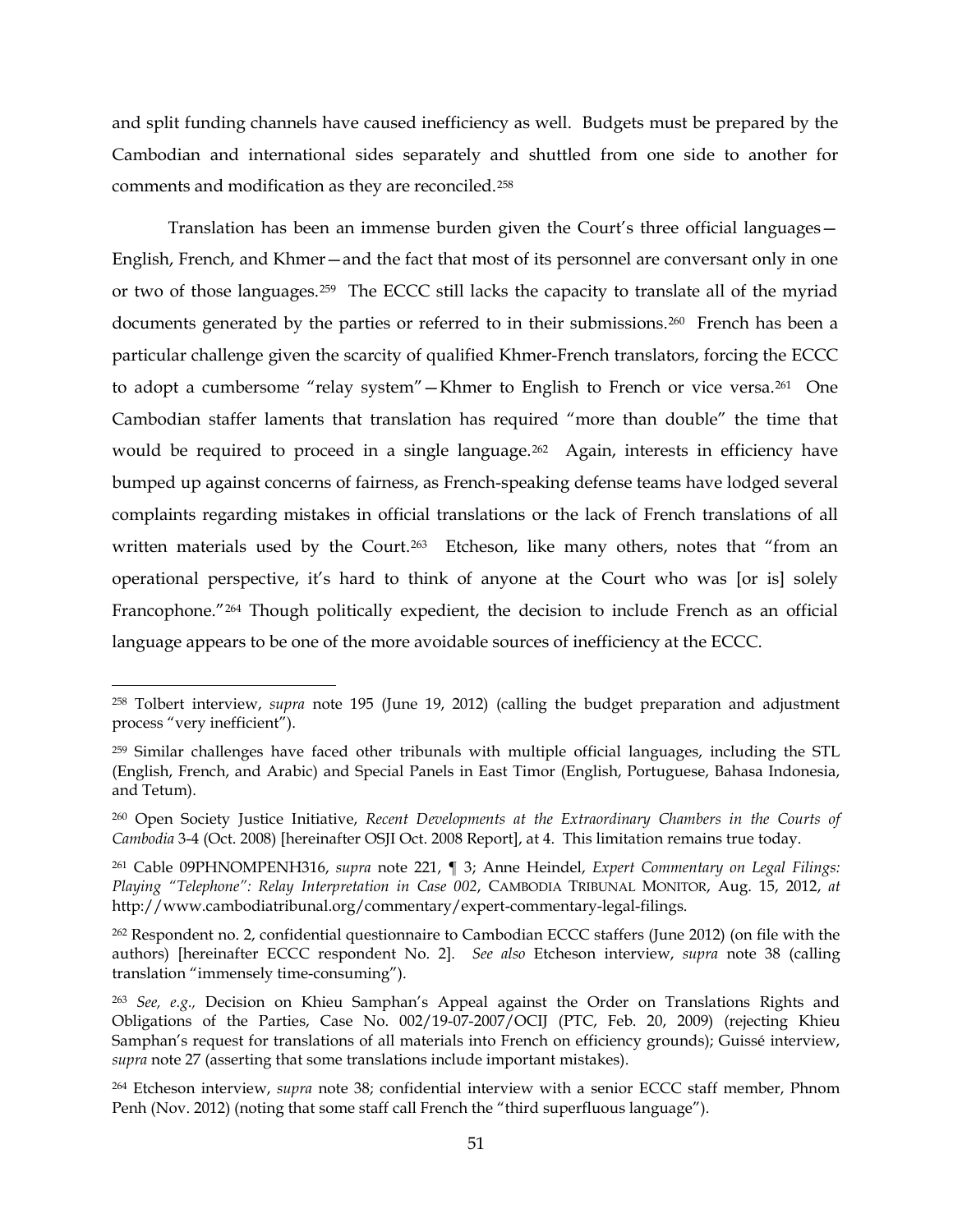and split funding channels have caused inefficiency as well. Budgets must be prepared by the Cambodian and international sides separately and shuttled from one side to another for comments and modification as they are reconciled.[258]

Translation has been an immense burden given the Court's three official languages—English, French, and Khmer—and the fact that most of its personnel are conversant only in one or two of those languages.[259] The ECCC still lacks the capacity to translate all of the myriad documents generated by the parties or referred to in their submissions.[260] French has been a particular challenge given the scarcity of qualified Khmer-French translators, forcing the ECCC to adopt a cumbersome "relay system"—Khmer to English to French or vice versa.[261] One Cambodian staffer laments that translation has required "more than double" the time that would be required to proceed in a single language.[262] Again, interests in efficiency have bumped up against concerns of fairness, as French-speaking defense teams have lodged several complaints regarding mistakes in official translations or the lack of French translations of all written materials used by the Court.[263] Etcheson, like many others, notes that "from an operational perspective, it's hard to think of anyone at the Court who was [or is] solely Francophone."[264] Though politically expedient, the decision to include French as an official language appears to be one of the more avoidable sources of inefficiency at the ECCC.

---

[258] Tolbert interview, *supra* note 195 (June 19, 2012) (calling the budget preparation and adjustment process "very inefficient").

[259] Similar challenges have faced other tribunals with multiple official languages, including the STL (English, French, and Arabic) and Special Panels in East Timor (English, Portuguese, Bahasa Indonesia, and Tetum).

[260] Open Society Justice Initiative, *Recent Developments at the Extraordinary Chambers in the Courts of Cambodia* 3-4 (Oct. 2008) [hereinafter OSJI Oct. 2008 Report], at 4. This limitation remains true today.

[261] Cable 09PHNOMPENH316, *supra* note 221, ¶ 3; Anne Heindel, *Expert Commentary on Legal Filings: Playing "Telephone": Relay Interpretation in Case 002*, CAMBODIA TRIBUNAL MONITOR, Aug. 15, 2012, *at* http://www.cambodiatribunal.org/commentary/expert-commentary-legal-filings.

[262] Respondent no. 2, confidential questionnaire to Cambodian ECCC staffers (June 2012) (on file with the authors) [hereinafter ECCC respondent No. 2]. *See also* Etcheson interview, *supra* note 38 (calling translation "immensely time-consuming").

[263] *See, e.g.*, Decision on Khieu Samphan's Appeal against the Order on Translations Rights and Obligations of the Parties, Case No. 002/19-07-2007/OCIJ (PTC, Feb. 20, 2009) (rejecting Khieu Samphan's request for translations of all materials into French on efficiency grounds); Guissé interview, *supra* note 27 (asserting that some translations include important mistakes).

[264] Etcheson interview, *supra* note 38; confidential interview with a senior ECCC staff member, Phnom Penh (Nov. 2012) (noting that some staff call French the "third superfluous language").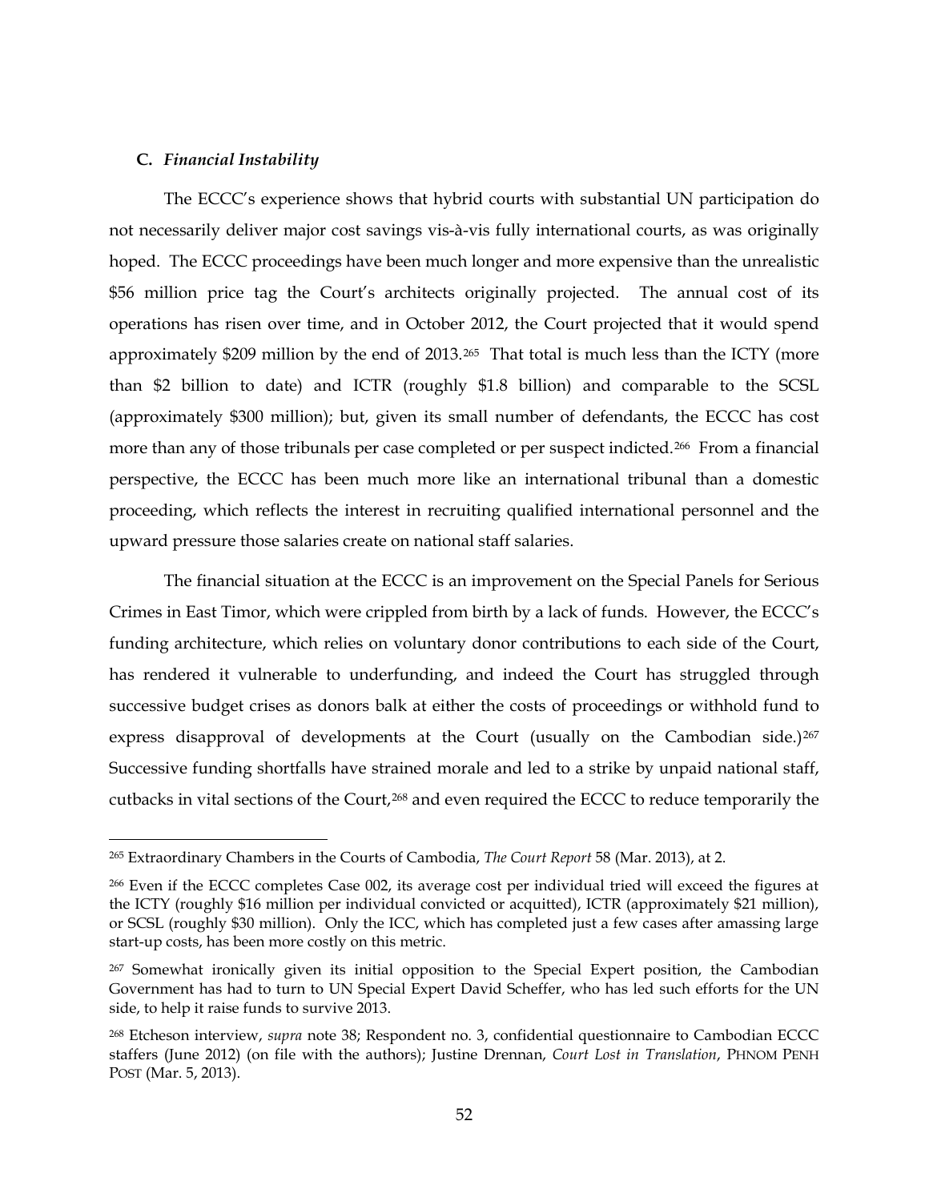### C. *Financial Instability*

The ECCC's experience shows that hybrid courts with substantial UN participation do not necessarily deliver major cost savings vis-à-vis fully international courts, as was originally hoped. The ECCC proceedings have been much longer and more expensive than the unrealistic \$56 million price tag the Court's architects originally projected. The annual cost of its operations has risen over time, and in October 2012, the Court projected that it would spend approximately \$209 million by the end of 2013.[265] That total is much less than the ICTY (more than \$2 billion to date) and ICTR (roughly \$1.8 billion) and comparable to the SCSL (approximately \$300 million); but, given its small number of defendants, the ECCC has cost more than any of those tribunals per case completed or per suspect indicted.[266] From a financial perspective, the ECCC has been much more like an international tribunal than a domestic proceeding, which reflects the interest in recruiting qualified international personnel and the upward pressure those salaries create on national staff salaries.

The financial situation at the ECCC is an improvement on the Special Panels for Serious Crimes in East Timor, which were crippled from birth by a lack of funds. However, the ECCC's funding architecture, which relies on voluntary donor contributions to each side of the Court, has rendered it vulnerable to underfunding, and indeed the Court has struggled through successive budget crises as donors balk at either the costs of proceedings or withhold fund to express disapproval of developments at the Court (usually on the Cambodian side.)[267] Successive funding shortfalls have strained morale and led to a strike by unpaid national staff, cutbacks in vital sections of the Court,[268] and even required the ECCC to reduce temporarily the

---

[265] Extraordinary Chambers in the Courts of Cambodia, *The Court Report* 58 (Mar. 2013), at 2.

[266] Even if the ECCC completes Case 002, its average cost per individual tried will exceed the figures at the ICTY (roughly \$16 million per individual convicted or acquitted), ICTR (approximately \$21 million), or SCSL (roughly \$30 million). Only the ICC, which has completed just a few cases after amassing large start-up costs, has been more costly on this metric.

[267] Somewhat ironically given its initial opposition to the Special Expert position, the Cambodian Government has had to turn to UN Special Expert David Scheffer, who has led such efforts for the UN side, to help it raise funds to survive 2013.

[268] Etcheson interview, *supra* note 38; Respondent no. 3, confidential questionnaire to Cambodian ECCC staffers (June 2012) (on file with the authors); Justine Drennan, *Court Lost in Translation*, PHNOM PENH POST (Mar. 5, 2013).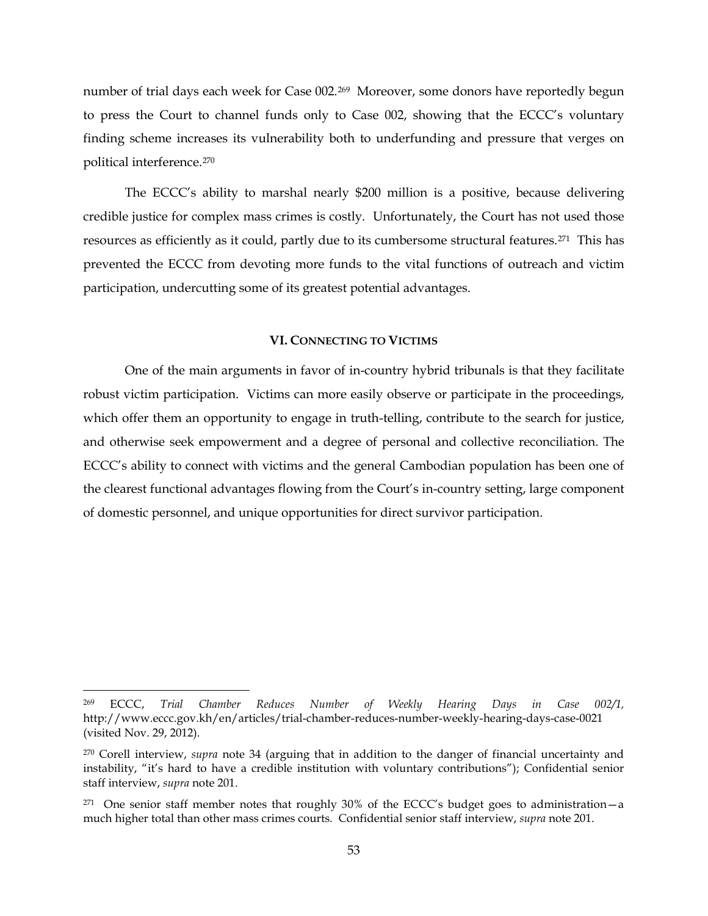number of trial days each week for Case 002.[269] Moreover, some donors have reportedly begun to press the Court to channel funds only to Case 002, showing that the ECCC's voluntary finding scheme increases its vulnerability both to underfunding and pressure that verges on political interference.[270]

The ECCC's ability to marshal nearly $200 million is a positive, because delivering credible justice for complex mass crimes is costly. Unfortunately, the Court has not used those resources as efficiently as it could, partly due to its cumbersome structural features.[271] This has prevented the ECCC from devoting more funds to the vital functions of outreach and victim participation, undercutting some of its greatest potential advantages.

## VI. CONNECTING TO VICTIMS

One of the main arguments in favor of in-country hybrid tribunals is that they facilitate robust victim participation. Victims can more easily observe or participate in the proceedings, which offer them an opportunity to engage in truth-telling, contribute to the search for justice, and otherwise seek empowerment and a degree of personal and collective reconciliation. The ECCC's ability to connect with victims and the general Cambodian population has been one of the clearest functional advantages flowing from the Court's in-country setting, large component of domestic personnel, and unique opportunities for direct survivor participation.

---

[269] ECCC, *Trial Chamber Reduces Number of Weekly Hearing Days in Case 002/1,* http://www.eccc.gov.kh/en/articles/trial-chamber-reduces-number-weekly-hearing-days-case-0021 (visited Nov. 29, 2012).

[270] Corell interview, *supra* note 34 (arguing that in addition to the danger of financial uncertainty and instability, "it's hard to have a credible institution with voluntary contributions"); Confidential senior staff interview, *supra* note 201.

[271] One senior staff member notes that roughly 30% of the ECCC's budget goes to administration—a much higher total than other mass crimes courts. Confidential senior staff interview, *supra* note 201.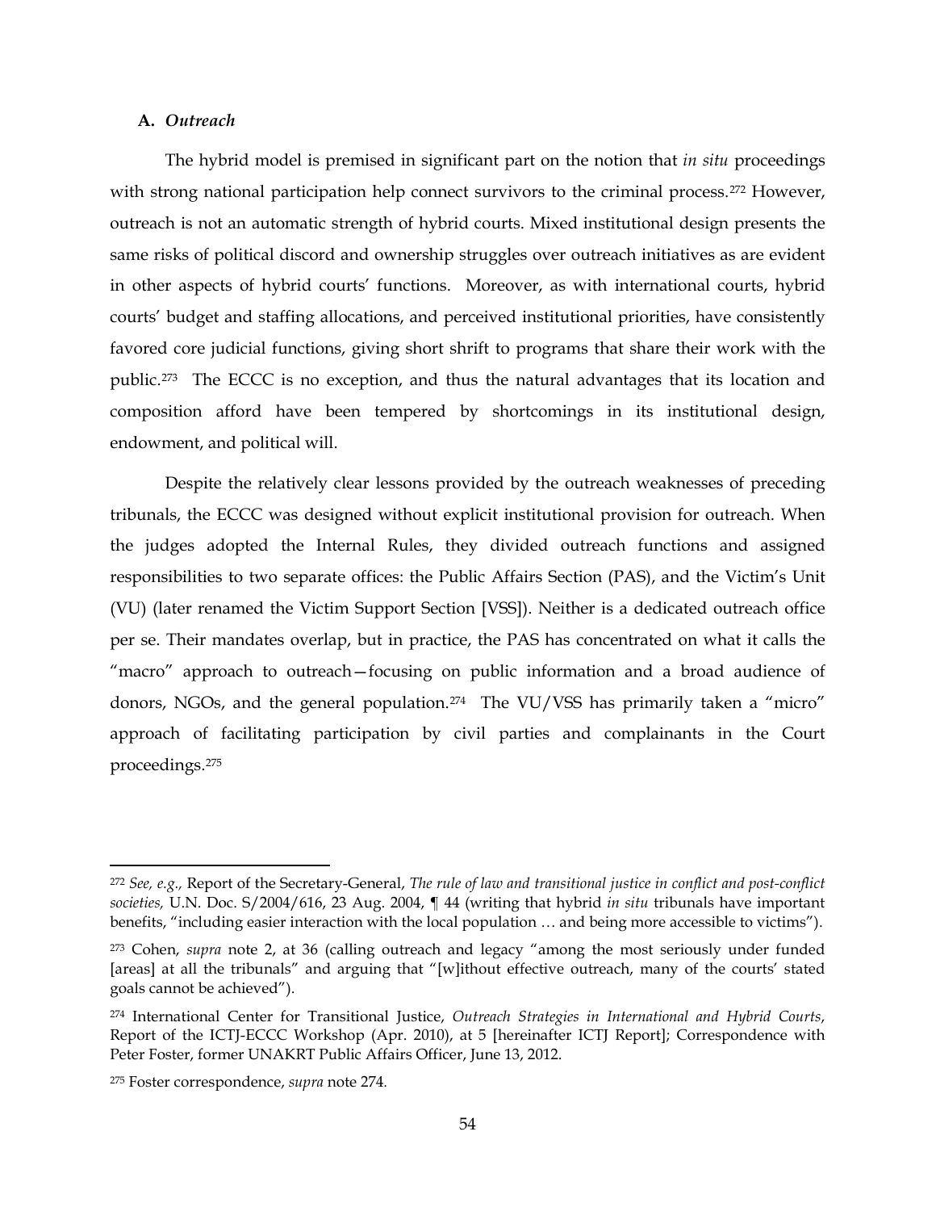### A. *Outreach*

The hybrid model is premised in significant part on the notion that *in situ* proceedings with strong national participation help connect survivors to the criminal process.[272] However, outreach is not an automatic strength of hybrid courts. Mixed institutional design presents the same risks of political discord and ownership struggles over outreach initiatives as are evident in other aspects of hybrid courts' functions. Moreover, as with international courts, hybrid courts' budget and staffing allocations, and perceived institutional priorities, have consistently favored core judicial functions, giving short shrift to programs that share their work with the public.[273] The ECCC is no exception, and thus the natural advantages that its location and composition afford have been tempered by shortcomings in its institutional design, endowment, and political will.

Despite the relatively clear lessons provided by the outreach weaknesses of preceding tribunals, the ECCC was designed without explicit institutional provision for outreach. When the judges adopted the Internal Rules, they divided outreach functions and assigned responsibilities to two separate offices: the Public Affairs Section (PAS), and the Victim's Unit (VU) (later renamed the Victim Support Section [VSS]). Neither is a dedicated outreach office per se. Their mandates overlap, but in practice, the PAS has concentrated on what it calls the "macro" approach to outreach—focusing on public information and a broad audience of donors, NGOs, and the general population.[274] The VU/VSS has primarily taken a "micro" approach of facilitating participation by civil parties and complainants in the Court proceedings.[275]

---

[272] *See, e.g.,* Report of the Secretary-General, *The rule of law and transitional justice in conflict and post-conflict societies,* U.N. Doc. S/2004/616, 23 Aug. 2004, ¶ 44 (writing that hybrid *in situ* tribunals have important benefits, "including easier interaction with the local population … and being more accessible to victims").

[273] Cohen, *supra* note 2, at 36 (calling outreach and legacy "among the most seriously under funded [areas] at all the tribunals" and arguing that "[w]ithout effective outreach, many of the courts' stated goals cannot be achieved").

[274] International Center for Transitional Justice, *Outreach Strategies in International and Hybrid Courts*, Report of the ICTJ-ECCC Workshop (Apr. 2010), at 5 [hereinafter ICTJ Report]; Correspondence with Peter Foster, former UNAKRT Public Affairs Officer, June 13, 2012.

[275] Foster correspondence, *supra* note 274.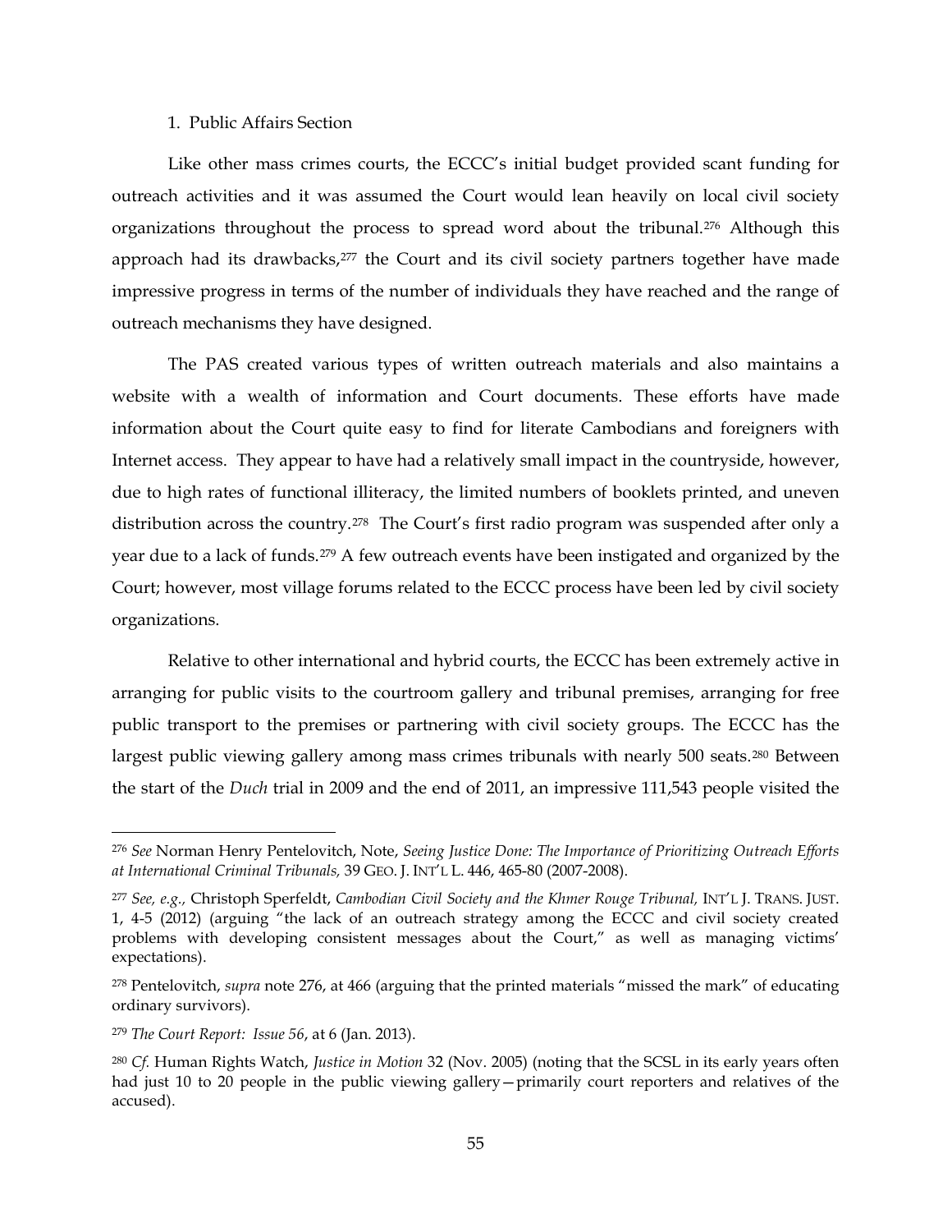1. Public Affairs Section

Like other mass crimes courts, the ECCC's initial budget provided scant funding for outreach activities and it was assumed the Court would lean heavily on local civil society organizations throughout the process to spread word about the tribunal.[276] Although this approach had its drawbacks,[277] the Court and its civil society partners together have made impressive progress in terms of the number of individuals they have reached and the range of outreach mechanisms they have designed.

The PAS created various types of written outreach materials and also maintains a website with a wealth of information and Court documents. These efforts have made information about the Court quite easy to find for literate Cambodians and foreigners with Internet access. They appear to have had a relatively small impact in the countryside, however, due to high rates of functional illiteracy, the limited numbers of booklets printed, and uneven distribution across the country.[278] The Court's first radio program was suspended after only a year due to a lack of funds.[279] A few outreach events have been instigated and organized by the Court; however, most village forums related to the ECCC process have been led by civil society organizations.

Relative to other international and hybrid courts, the ECCC has been extremely active in arranging for public visits to the courtroom gallery and tribunal premises, arranging for free public transport to the premises or partnering with civil society groups. The ECCC has the largest public viewing gallery among mass crimes tribunals with nearly 500 seats.[280] Between the start of the *Duch* trial in 2009 and the end of 2011, an impressive 111,543 people visited the

---

[276] *See* Norman Henry Pentelovitch, Note, *Seeing Justice Done: The Importance of Prioritizing Outreach Efforts at International Criminal Tribunals,* 39 GEO. J. INT'L L. 446, 465-80 (2007-2008).

[277] *See, e.g.,* Christoph Sperfeldt, *Cambodian Civil Society and the Khmer Rouge Tribunal,* INT'L J. TRANS. JUST. 1, 4-5 (2012) (arguing "the lack of an outreach strategy among the ECCC and civil society created problems with developing consistent messages about the Court," as well as managing victims' expectations).

[278] Pentelovitch, *supra* note 276, at 466 (arguing that the printed materials "missed the mark" of educating ordinary survivors).

[279] *The Court Report: Issue 56*, at 6 (Jan. 2013).

[280] *Cf.* Human Rights Watch, *Justice in Motion* 32 (Nov. 2005) (noting that the SCSL in its early years often had just 10 to 20 people in the public viewing gallery—primarily court reporters and relatives of the accused).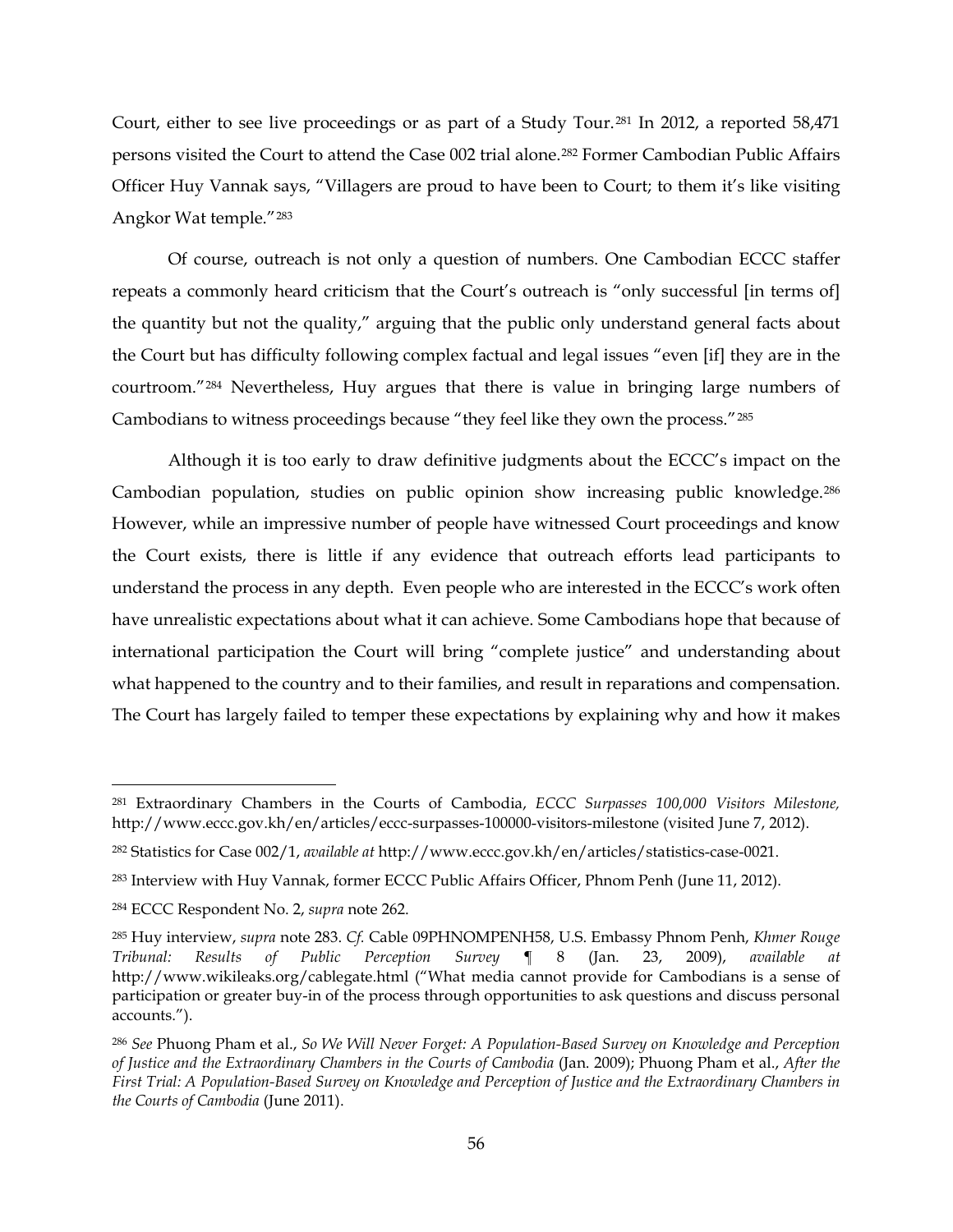Court, either to see live proceedings or as part of a Study Tour.[281] In 2012, a reported 58,471 persons visited the Court to attend the Case 002 trial alone.[282] Former Cambodian Public Affairs Officer Huy Vannak says, "Villagers are proud to have been to Court; to them it's like visiting Angkor Wat temple."[283]

Of course, outreach is not only a question of numbers. One Cambodian ECCC staffer repeats a commonly heard criticism that the Court's outreach is "only successful [in terms of] the quantity but not the quality," arguing that the public only understand general facts about the Court but has difficulty following complex factual and legal issues "even [if] they are in the courtroom."[284] Nevertheless, Huy argues that there is value in bringing large numbers of Cambodians to witness proceedings because "they feel like they own the process."[285]

Although it is too early to draw definitive judgments about the ECCC's impact on the Cambodian population, studies on public opinion show increasing public knowledge.[286] However, while an impressive number of people have witnessed Court proceedings and know the Court exists, there is little if any evidence that outreach efforts lead participants to understand the process in any depth. Even people who are interested in the ECCC's work often have unrealistic expectations about what it can achieve. Some Cambodians hope that because of international participation the Court will bring "complete justice" and understanding about what happened to the country and to their families, and result in reparations and compensation. The Court has largely failed to temper these expectations by explaining why and how it makes

---

[281] Extraordinary Chambers in the Courts of Cambodia, *ECCC Surpasses 100,000 Visitors Milestone,* http://www.eccc.gov.kh/en/articles/eccc-surpasses-100000-visitors-milestone (visited June 7, 2012).

[282] Statistics for Case 002/1, *available at* http://www.eccc.gov.kh/en/articles/statistics-case-0021.

[283] Interview with Huy Vannak, former ECCC Public Affairs Officer, Phnom Penh (June 11, 2012).

[284] ECCC Respondent No. 2, *supra* note 262.

[285] Huy interview, *supra* note 283. *Cf.* Cable 09PHNOMPENH58, U.S. Embassy Phnom Penh, *Khmer Rouge Tribunal: Results of Public Perception Survey* ¶ 8 (Jan. 23, 2009), *available at* http://www.wikileaks.org/cablegate.html ("What media cannot provide for Cambodians is a sense of participation or greater buy-in of the process through opportunities to ask questions and discuss personal accounts.").

[286] *See* Phuong Pham et al., *So We Will Never Forget: A Population-Based Survey on Knowledge and Perception of Justice and the Extraordinary Chambers in the Courts of Cambodia* (Jan. 2009); Phuong Pham et al., *After the First Trial: A Population-Based Survey on Knowledge and Perception of Justice and the Extraordinary Chambers in the Courts of Cambodia* (June 2011).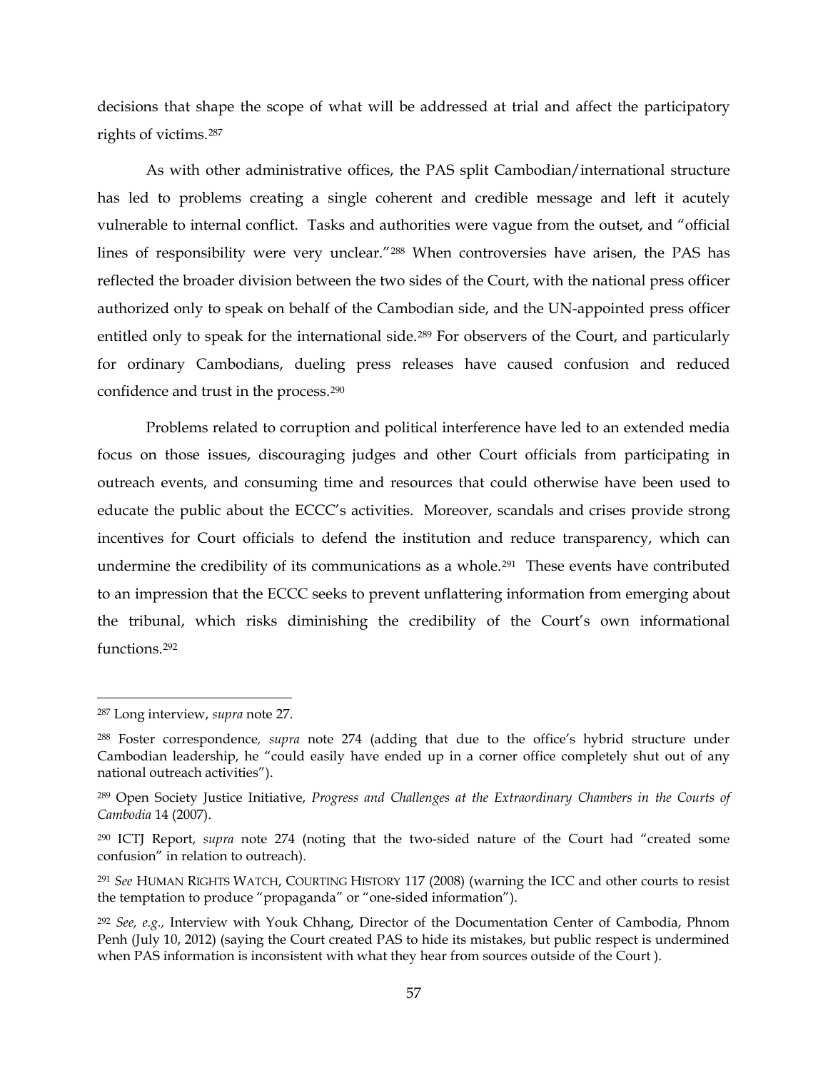decisions that shape the scope of what will be addressed at trial and affect the participatory rights of victims.[287]

As with other administrative offices, the PAS split Cambodian/international structure has led to problems creating a single coherent and credible message and left it acutely vulnerable to internal conflict. Tasks and authorities were vague from the outset, and "official lines of responsibility were very unclear."[288] When controversies have arisen, the PAS has reflected the broader division between the two sides of the Court, with the national press officer authorized only to speak on behalf of the Cambodian side, and the UN-appointed press officer entitled only to speak for the international side.[289] For observers of the Court, and particularly for ordinary Cambodians, dueling press releases have caused confusion and reduced confidence and trust in the process.[290]

Problems related to corruption and political interference have led to an extended media focus on those issues, discouraging judges and other Court officials from participating in outreach events, and consuming time and resources that could otherwise have been used to educate the public about the ECCC's activities. Moreover, scandals and crises provide strong incentives for Court officials to defend the institution and reduce transparency, which can undermine the credibility of its communications as a whole.[291] These events have contributed to an impression that the ECCC seeks to prevent unflattering information from emerging about the tribunal, which risks diminishing the credibility of the Court's own informational functions.[292]

---

[287] Long interview, *supra* note 27.

[288] Foster correspondence*, supra* note 274 (adding that due to the office's hybrid structure under Cambodian leadership, he "could easily have ended up in a corner office completely shut out of any national outreach activities").

[289] Open Society Justice Initiative, *Progress and Challenges at the Extraordinary Chambers in the Courts of Cambodia* 14 (2007).

[290] ICTJ Report, *supra* note 274 (noting that the two-sided nature of the Court had "created some confusion" in relation to outreach).

[291] *See* HUMAN RIGHTS WATCH, COURTING HISTORY 117 (2008) (warning the ICC and other courts to resist the temptation to produce "propaganda" or "one-sided information").

[292] *See, e.g.,* Interview with Youk Chhang, Director of the Documentation Center of Cambodia, Phnom Penh (July 10, 2012) (saying the Court created PAS to hide its mistakes, but public respect is undermined when PAS information is inconsistent with what they hear from sources outside of the Court ).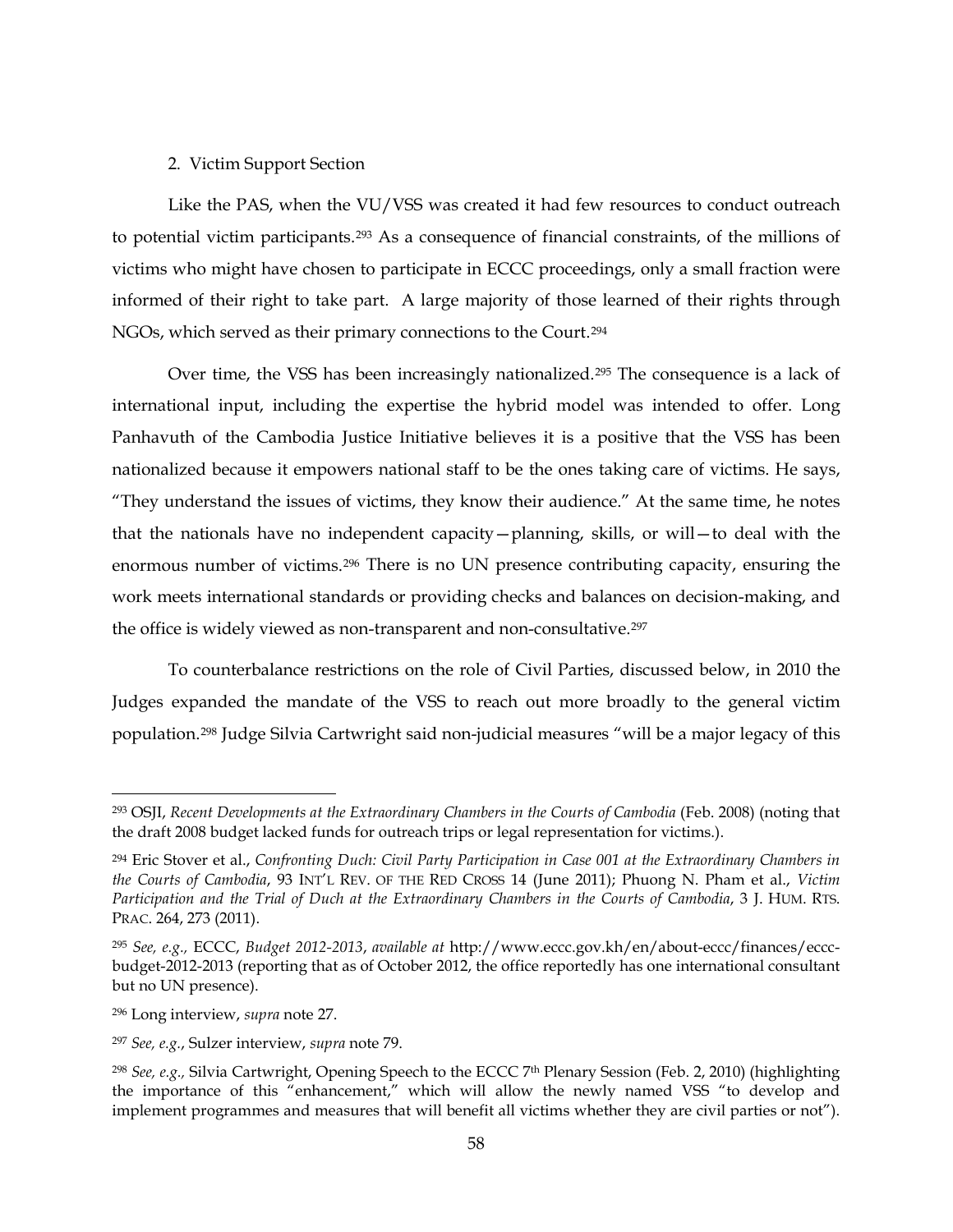### 2. Victim Support Section

Like the PAS, when the VU/VSS was created it had few resources to conduct outreach to potential victim participants.[293] As a consequence of financial constraints, of the millions of victims who might have chosen to participate in ECCC proceedings, only a small fraction were informed of their right to take part. A large majority of those learned of their rights through NGOs, which served as their primary connections to the Court.[294]

Over time, the VSS has been increasingly nationalized.[295] The consequence is a lack of international input, including the expertise the hybrid model was intended to offer. Long Panhavuth of the Cambodia Justice Initiative believes it is a positive that the VSS has been nationalized because it empowers national staff to be the ones taking care of victims. He says, "They understand the issues of victims, they know their audience." At the same time, he notes that the nationals have no independent capacity—planning, skills, or will—to deal with the enormous number of victims.[296] There is no UN presence contributing capacity, ensuring the work meets international standards or providing checks and balances on decision-making, and the office is widely viewed as non-transparent and non-consultative.[297]

To counterbalance restrictions on the role of Civil Parties, discussed below, in 2010 the Judges expanded the mandate of the VSS to reach out more broadly to the general victim population.[298] Judge Silvia Cartwright said non-judicial measures "will be a major legacy of this

---

[293] OSJI, *Recent Developments at the Extraordinary Chambers in the Courts of Cambodia* (Feb. 2008) (noting that the draft 2008 budget lacked funds for outreach trips or legal representation for victims.).

[294] Eric Stover et al., *Confronting Duch: Civil Party Participation in Case 001 at the Extraordinary Chambers in the Courts of Cambodia*, 93 INT'L REV. OF THE RED CROSS 14 (June 2011); Phuong N. Pham et al., *Victim Participation and the Trial of Duch at the Extraordinary Chambers in the Courts of Cambodia*, 3 J. HUM. RTS. PRAC. 264, 273 (2011).

[295] *See, e.g.,* ECCC, *Budget 2012-2013*, *available at* http://www.eccc.gov.kh/en/about-eccc/finances/eccc-budget-2012-2013 (reporting that as of October 2012, the office reportedly has one international consultant but no UN presence).

[296] Long interview, *supra* note 27.

[297] *See, e.g.*, Sulzer interview, *supra* note 79.

[298] *See, e.g.,* Silvia Cartwright, Opening Speech to the ECCC 7th Plenary Session (Feb. 2, 2010) (highlighting the importance of this "enhancement," which will allow the newly named VSS "to develop and implement programmes and measures that will benefit all victims whether they are civil parties or not").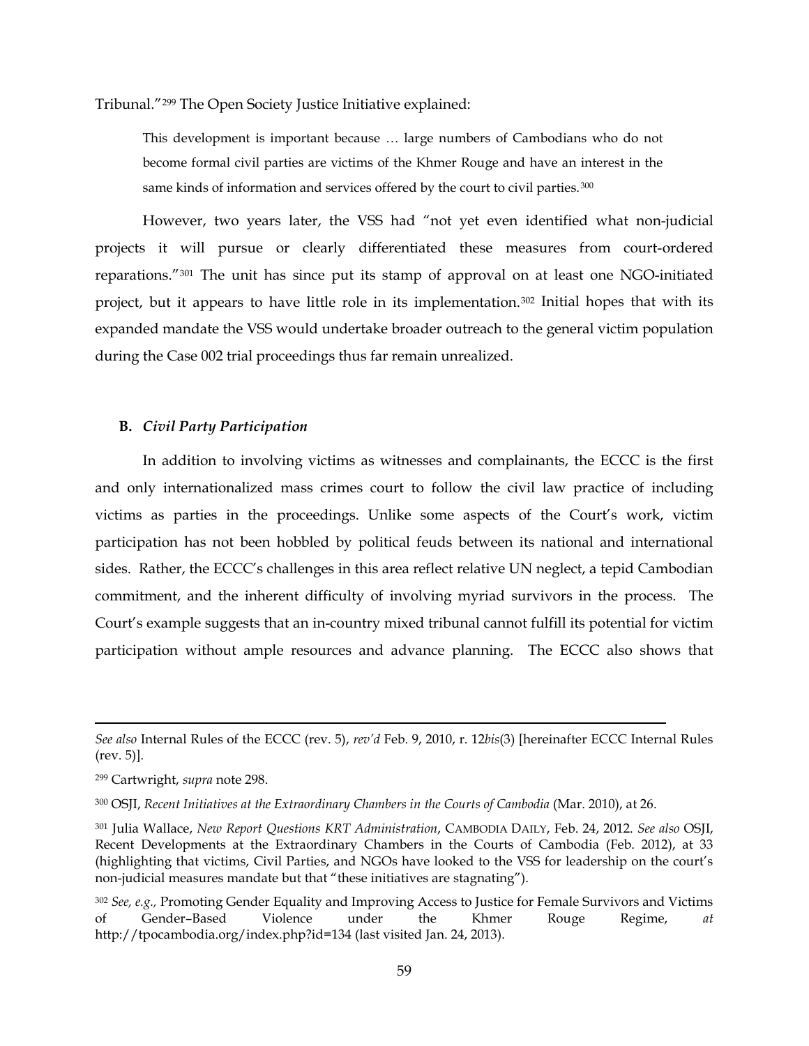Tribunal."[299] The Open Society Justice Initiative explained:

> This development is important because … large numbers of Cambodians who do not become formal civil parties are victims of the Khmer Rouge and have an interest in the same kinds of information and services offered by the court to civil parties.[300]

However, two years later, the VSS had "not yet even identified what non-judicial projects it will pursue or clearly differentiated these measures from court-ordered reparations."[301] The unit has since put its stamp of approval on at least one NGO-initiated project, but it appears to have little role in its implementation.[302] Initial hopes that with its expanded mandate the VSS would undertake broader outreach to the general victim population during the Case 002 trial proceedings thus far remain unrealized.

### B. *Civil Party Participation*

In addition to involving victims as witnesses and complainants, the ECCC is the first and only internationalized mass crimes court to follow the civil law practice of including victims as parties in the proceedings. Unlike some aspects of the Court's work, victim participation has not been hobbled by political feuds between its national and international sides. Rather, the ECCC's challenges in this area reflect relative UN neglect, a tepid Cambodian commitment, and the inherent difficulty of involving myriad survivors in the process. The Court's example suggests that an in-country mixed tribunal cannot fulfill its potential for victim participation without ample resources and advance planning. The ECCC also shows that

---

*See also* Internal Rules of the ECCC (rev. 5), *rev'd* Feb. 9, 2010, r. 12*bis*(3) [hereinafter ECCC Internal Rules (rev. 5)].

[299] Cartwright, *supra* note 298.

[300] OSJI, *Recent Initiatives at the Extraordinary Chambers in the Courts of Cambodia* (Mar. 2010), at 26.

[301] Julia Wallace, *New Report Questions KRT Administration*, CAMBODIA DAILY, Feb. 24, 2012. *See also* OSJI, Recent Developments at the Extraordinary Chambers in the Courts of Cambodia (Feb. 2012), at 33 (highlighting that victims, Civil Parties, and NGOs have looked to the VSS for leadership on the court's non-judicial measures mandate but that "these initiatives are stagnating").

[302] *See, e.g.,* Promoting Gender Equality and Improving Access to Justice for Female Survivors and Victims of Gender–Based Violence under the Khmer Rouge Regime, *at* http://tpocambodia.org/index.php?id=134 (last visited Jan. 24, 2013).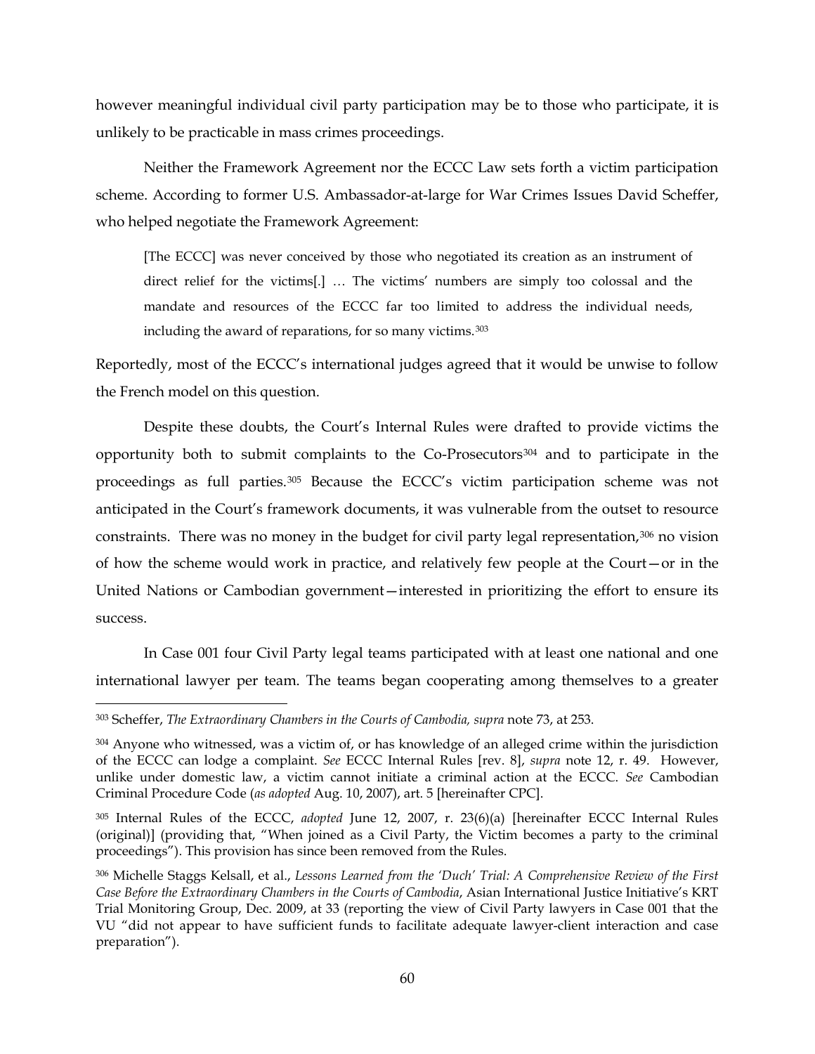however meaningful individual civil party participation may be to those who participate, it is unlikely to be practicable in mass crimes proceedings.

Neither the Framework Agreement nor the ECCC Law sets forth a victim participation scheme. According to former U.S. Ambassador-at-large for War Crimes Issues David Scheffer, who helped negotiate the Framework Agreement:

> [The ECCC] was never conceived by those who negotiated its creation as an instrument of direct relief for the victims[.] … The victims' numbers are simply too colossal and the mandate and resources of the ECCC far too limited to address the individual needs, including the award of reparations, for so many victims.[303]

Reportedly, most of the ECCC's international judges agreed that it would be unwise to follow the French model on this question.

Despite these doubts, the Court's Internal Rules were drafted to provide victims the opportunity both to submit complaints to the Co-Prosecutors[304] and to participate in the proceedings as full parties.[305] Because the ECCC's victim participation scheme was not anticipated in the Court's framework documents, it was vulnerable from the outset to resource constraints. There was no money in the budget for civil party legal representation,[306] no vision of how the scheme would work in practice, and relatively few people at the Court—or in the United Nations or Cambodian government—interested in prioritizing the effort to ensure its success.

In Case 001 four Civil Party legal teams participated with at least one national and one international lawyer per team. The teams began cooperating among themselves to a greater

---

[303] Scheffer, *The Extraordinary Chambers in the Courts of Cambodia, supra* note 73, at 253.

[304] Anyone who witnessed, was a victim of, or has knowledge of an alleged crime within the jurisdiction of the ECCC can lodge a complaint. *See* ECCC Internal Rules [rev. 8], *supra* note 12, r. 49. However, unlike under domestic law, a victim cannot initiate a criminal action at the ECCC. *See* Cambodian Criminal Procedure Code (*as adopted* Aug. 10, 2007), art. 5 [hereinafter CPC].

[305] Internal Rules of the ECCC, *adopted* June 12, 2007, r. 23(6)(a) [hereinafter ECCC Internal Rules (original)] (providing that, "When joined as a Civil Party, the Victim becomes a party to the criminal proceedings"). This provision has since been removed from the Rules.

[306] Michelle Staggs Kelsall, et al., *Lessons Learned from the 'Duch' Trial: A Comprehensive Review of the First Case Before the Extraordinary Chambers in the Courts of Cambodia*, Asian International Justice Initiative's KRT Trial Monitoring Group, Dec. 2009, at 33 (reporting the view of Civil Party lawyers in Case 001 that the VU "did not appear to have sufficient funds to facilitate adequate lawyer-client interaction and case preparation").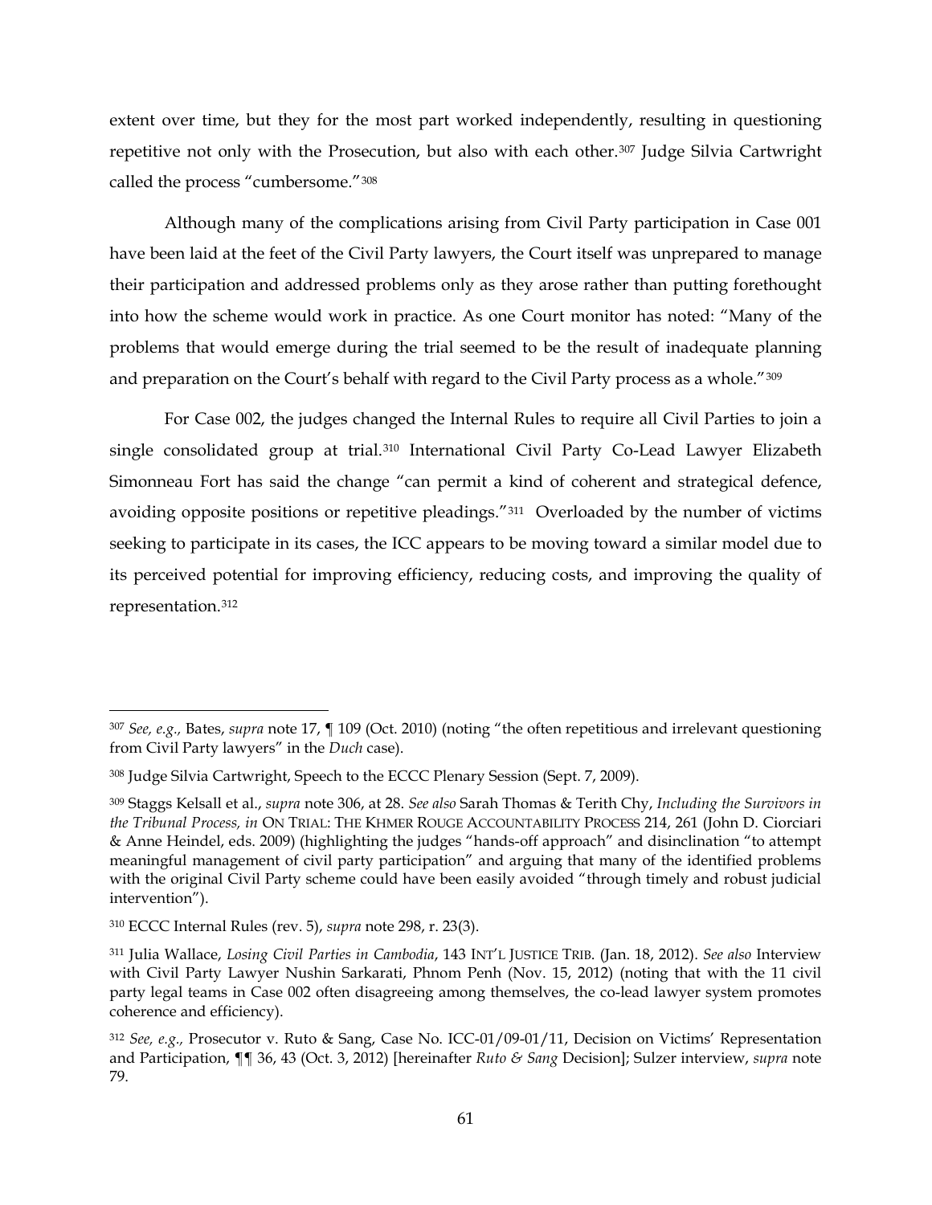extent over time, but they for the most part worked independently, resulting in questioning repetitive not only with the Prosecution, but also with each other.[307] Judge Silvia Cartwright called the process "cumbersome."[308]

Although many of the complications arising from Civil Party participation in Case 001 have been laid at the feet of the Civil Party lawyers, the Court itself was unprepared to manage their participation and addressed problems only as they arose rather than putting forethought into how the scheme would work in practice. As one Court monitor has noted: "Many of the problems that would emerge during the trial seemed to be the result of inadequate planning and preparation on the Court's behalf with regard to the Civil Party process as a whole."[309]

For Case 002, the judges changed the Internal Rules to require all Civil Parties to join a single consolidated group at trial.[310] International Civil Party Co-Lead Lawyer Elizabeth Simonneau Fort has said the change "can permit a kind of coherent and strategical defence, avoiding opposite positions or repetitive pleadings."[311] Overloaded by the number of victims seeking to participate in its cases, the ICC appears to be moving toward a similar model due to its perceived potential for improving efficiency, reducing costs, and improving the quality of representation.[312]

---

[307] *See, e.g.,* Bates, *supra* note 17, ¶ 109 (Oct. 2010) (noting "the often repetitious and irrelevant questioning from Civil Party lawyers" in the *Duch* case).

[308] Judge Silvia Cartwright, Speech to the ECCC Plenary Session (Sept. 7, 2009).

[309] Staggs Kelsall et al., *supra* note 306, at 28. *See also* Sarah Thomas & Terith Chy, *Including the Survivors in the Tribunal Process, in* ON TRIAL: THE KHMER ROUGE ACCOUNTABILITY PROCESS 214, 261 (John D. Ciorciari & Anne Heindel, eds. 2009) (highlighting the judges "hands-off approach" and disinclination "to attempt meaningful management of civil party participation" and arguing that many of the identified problems with the original Civil Party scheme could have been easily avoided "through timely and robust judicial intervention").

[310] ECCC Internal Rules (rev. 5), *supra* note 298, r. 23(3).

[311] Julia Wallace, *Losing Civil Parties in Cambodia*, 143 INT'L JUSTICE TRIB. (Jan. 18, 2012). *See also* Interview with Civil Party Lawyer Nushin Sarkarati, Phnom Penh (Nov. 15, 2012) (noting that with the 11 civil party legal teams in Case 002 often disagreeing among themselves, the co-lead lawyer system promotes coherence and efficiency).

[312] *See, e.g.,* Prosecutor v. Ruto & Sang, Case No. ICC-01/09-01/11, Decision on Victims' Representation and Participation, ¶¶ 36, 43 (Oct. 3, 2012) [hereinafter *Ruto & Sang* Decision]; Sulzer interview, *supra* note 79.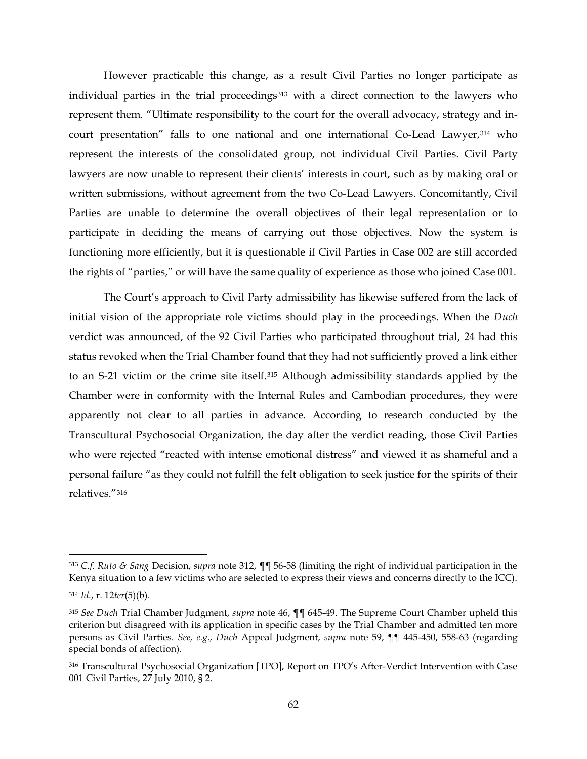However practicable this change, as a result Civil Parties no longer participate as individual parties in the trial proceedings[313] with a direct connection to the lawyers who represent them. "Ultimate responsibility to the court for the overall advocacy, strategy and in-court presentation" falls to one national and one international Co-Lead Lawyer,[314] who represent the interests of the consolidated group, not individual Civil Parties. Civil Party lawyers are now unable to represent their clients' interests in court, such as by making oral or written submissions, without agreement from the two Co-Lead Lawyers. Concomitantly, Civil Parties are unable to determine the overall objectives of their legal representation or to participate in deciding the means of carrying out those objectives. Now the system is functioning more efficiently, but it is questionable if Civil Parties in Case 002 are still accorded the rights of "parties," or will have the same quality of experience as those who joined Case 001.

The Court's approach to Civil Party admissibility has likewise suffered from the lack of initial vision of the appropriate role victims should play in the proceedings. When the *Duch* verdict was announced, of the 92 Civil Parties who participated throughout trial, 24 had this status revoked when the Trial Chamber found that they had not sufficiently proved a link either to an S-21 victim or the crime site itself.[315] Although admissibility standards applied by the Chamber were in conformity with the Internal Rules and Cambodian procedures, they were apparently not clear to all parties in advance. According to research conducted by the Transcultural Psychosocial Organization, the day after the verdict reading, those Civil Parties who were rejected "reacted with intense emotional distress" and viewed it as shameful and a personal failure "as they could not fulfill the felt obligation to seek justice for the spirits of their relatives."[316]

---

[313] *C.f. Ruto & Sang* Decision, *supra* note 312, ¶¶ 56-58 (limiting the right of individual participation in the Kenya situation to a few victims who are selected to express their views and concerns directly to the ICC).

[314] *Id.*, r. 12*ter*(5)(b).

[315] *See Duch* Trial Chamber Judgment, *supra* note 46, ¶¶ 645-49. The Supreme Court Chamber upheld this criterion but disagreed with its application in specific cases by the Trial Chamber and admitted ten more persons as Civil Parties. *See, e.g., Duch* Appeal Judgment, *supra* note 59, ¶¶ 445-450, 558-63 (regarding special bonds of affection).

[316] Transcultural Psychosocial Organization [TPO], Report on TPO's After-Verdict Intervention with Case 001 Civil Parties, 27 July 2010, § 2.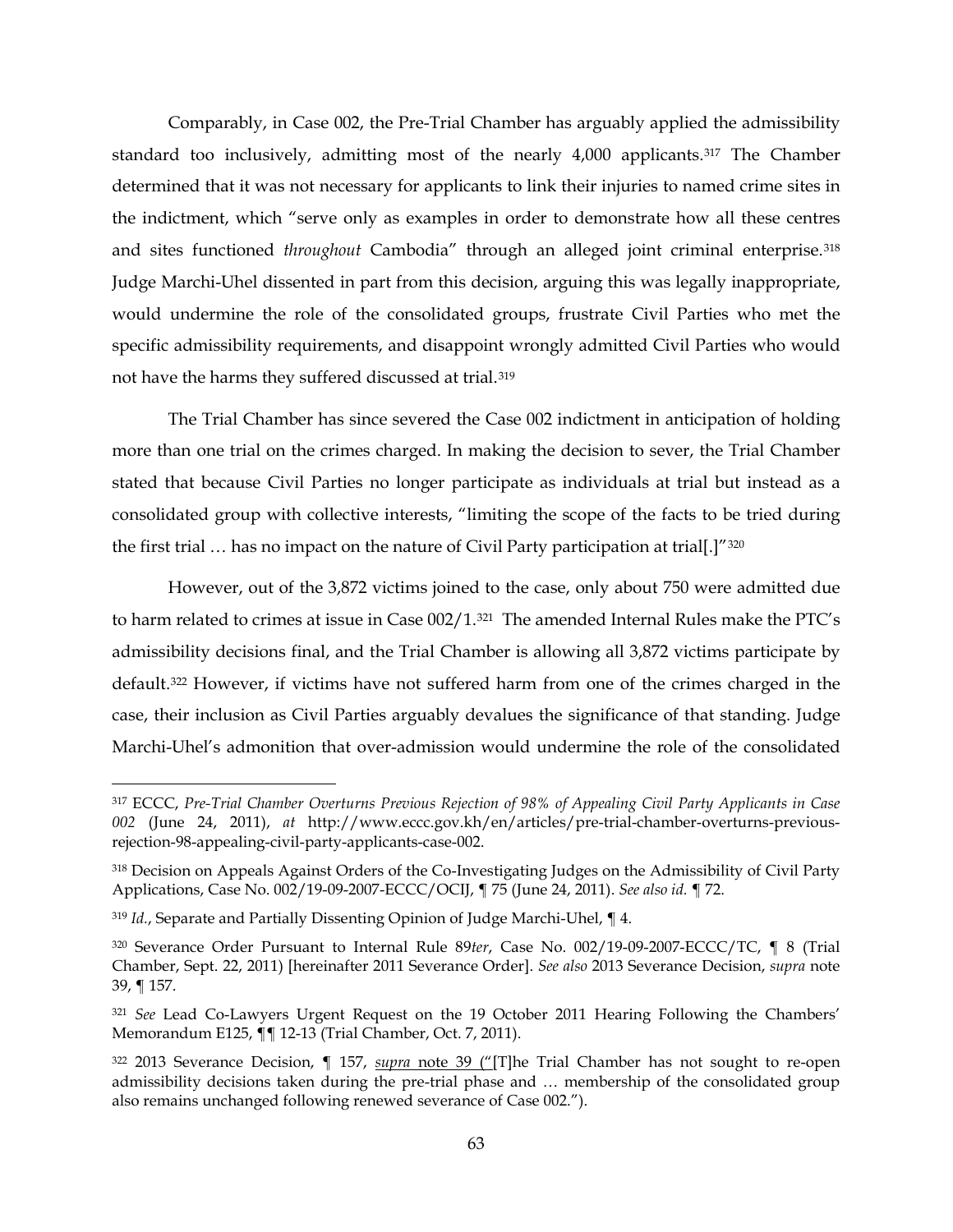Comparably, in Case 002, the Pre-Trial Chamber has arguably applied the admissibility standard too inclusively, admitting most of the nearly 4,000 applicants.[317] The Chamber determined that it was not necessary for applicants to link their injuries to named crime sites in the indictment, which "serve only as examples in order to demonstrate how all these centres and sites functioned *throughout* Cambodia" through an alleged joint criminal enterprise.[318] Judge Marchi-Uhel dissented in part from this decision, arguing this was legally inappropriate, would undermine the role of the consolidated groups, frustrate Civil Parties who met the specific admissibility requirements, and disappoint wrongly admitted Civil Parties who would not have the harms they suffered discussed at trial.[319]

The Trial Chamber has since severed the Case 002 indictment in anticipation of holding more than one trial on the crimes charged. In making the decision to sever, the Trial Chamber stated that because Civil Parties no longer participate as individuals at trial but instead as a consolidated group with collective interests, "limiting the scope of the facts to be tried during the first trial … has no impact on the nature of Civil Party participation at trial[.]"[320]

However, out of the 3,872 victims joined to the case, only about 750 were admitted due to harm related to crimes at issue in Case 002/1.[321] The amended Internal Rules make the PTC's admissibility decisions final, and the Trial Chamber is allowing all 3,872 victims participate by default.[322] However, if victims have not suffered harm from one of the crimes charged in the case, their inclusion as Civil Parties arguably devalues the significance of that standing. Judge Marchi-Uhel's admonition that over-admission would undermine the role of the consolidated

---

[317] ECCC, *Pre-Trial Chamber Overturns Previous Rejection of 98% of Appealing Civil Party Applicants in Case 002* (June 24, 2011), *at* http://www.eccc.gov.kh/en/articles/pre-trial-chamber-overturns-previous-rejection-98-appealing-civil-party-applicants-case-002.

[318] Decision on Appeals Against Orders of the Co-Investigating Judges on the Admissibility of Civil Party Applications, Case No. 002/19-09-2007-ECCC/OCIJ, ¶ 75 (June 24, 2011). *See also id.* ¶ 72.

[319] *Id.*, Separate and Partially Dissenting Opinion of Judge Marchi-Uhel, ¶ 4.

[320] Severance Order Pursuant to Internal Rule 89*ter*, Case No. 002/19-09-2007-ECCC/TC, ¶ 8 (Trial Chamber, Sept. 22, 2011) [hereinafter 2011 Severance Order]. *See also* 2013 Severance Decision, *supra* note 39, ¶ 157.

[321] *See* Lead Co-Lawyers Urgent Request on the 19 October 2011 Hearing Following the Chambers' Memorandum E125, ¶¶ 12-13 (Trial Chamber, Oct. 7, 2011).

[322] 2013 Severance Decision, ¶ 157, *supra* note 39 ("[T]he Trial Chamber has not sought to re-open admissibility decisions taken during the pre-trial phase and … membership of the consolidated group also remains unchanged following renewed severance of Case 002.").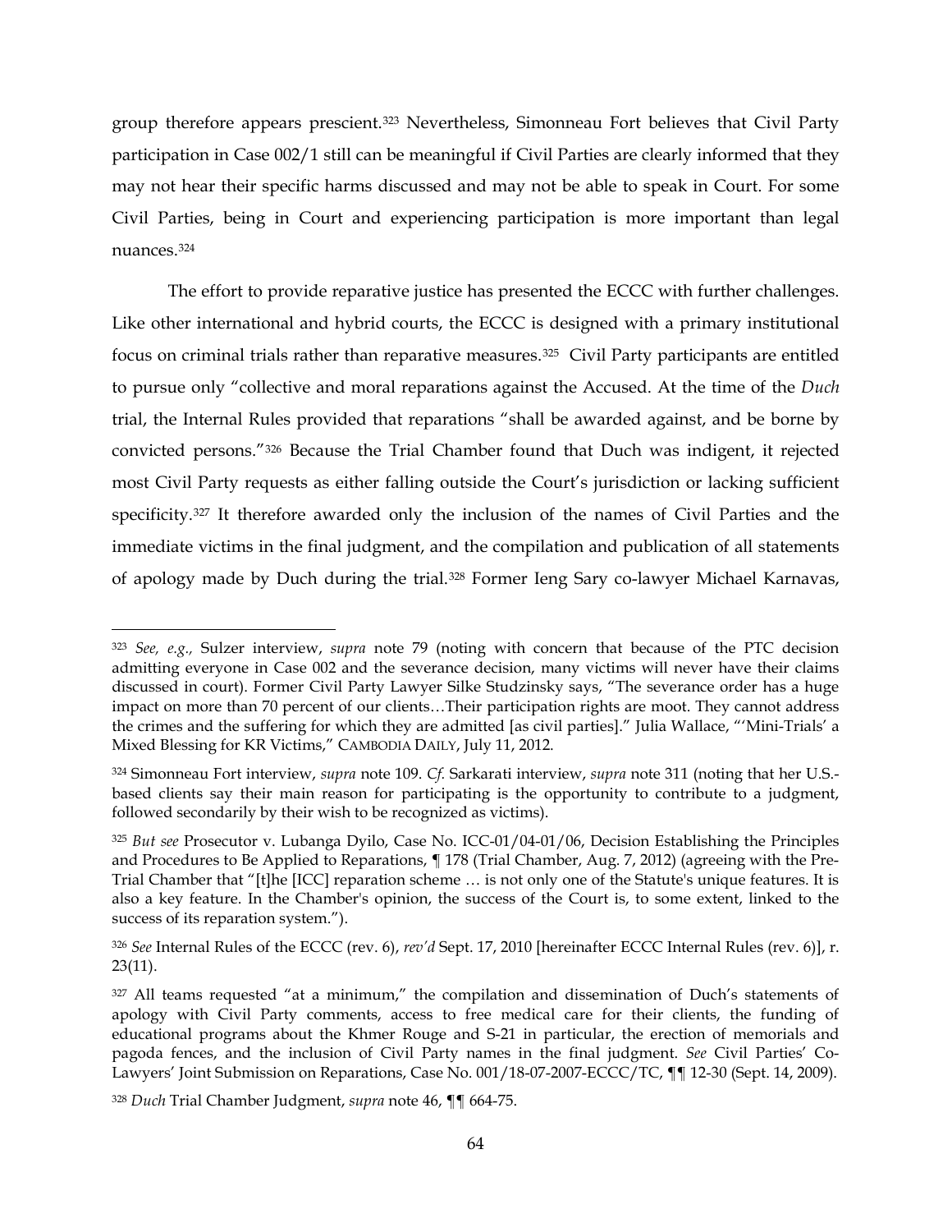group therefore appears prescient.[323] Nevertheless, Simonneau Fort believes that Civil Party participation in Case 002/1 still can be meaningful if Civil Parties are clearly informed that they may not hear their specific harms discussed and may not be able to speak in Court. For some Civil Parties, being in Court and experiencing participation is more important than legal nuances.[324]

The effort to provide reparative justice has presented the ECCC with further challenges. Like other international and hybrid courts, the ECCC is designed with a primary institutional focus on criminal trials rather than reparative measures.[325] Civil Party participants are entitled to pursue only "collective and moral reparations against the Accused. At the time of the *Duch* trial, the Internal Rules provided that reparations "shall be awarded against, and be borne by convicted persons."[326] Because the Trial Chamber found that Duch was indigent, it rejected most Civil Party requests as either falling outside the Court's jurisdiction or lacking sufficient specificity.[327] It therefore awarded only the inclusion of the names of Civil Parties and the immediate victims in the final judgment, and the compilation and publication of all statements of apology made by Duch during the trial.[328] Former Ieng Sary co-lawyer Michael Karnavas,

---

[323] *See, e.g.,* Sulzer interview, *supra* note 79 (noting with concern that because of the PTC decision admitting everyone in Case 002 and the severance decision, many victims will never have their claims discussed in court). Former Civil Party Lawyer Silke Studzinsky says, "The severance order has a huge impact on more than 70 percent of our clients…Their participation rights are moot. They cannot address the crimes and the suffering for which they are admitted [as civil parties]." Julia Wallace, "'Mini-Trials' a Mixed Blessing for KR Victims," CAMBODIA DAILY, July 11, 2012.

[324] Simonneau Fort interview, *supra* note 109. *Cf.* Sarkarati interview, *supra* note 311 (noting that her U.S.-based clients say their main reason for participating is the opportunity to contribute to a judgment, followed secondarily by their wish to be recognized as victims).

[325] *But see* Prosecutor v. Lubanga Dyilo, Case No. ICC-01/04-01/06, Decision Establishing the Principles and Procedures to Be Applied to Reparations, ¶ 178 (Trial Chamber, Aug. 7, 2012) (agreeing with the Pre-Trial Chamber that "[t]he [ICC] reparation scheme … is not only one of the Statute's unique features. It is also a key feature. In the Chamber's opinion, the success of the Court is, to some extent, linked to the success of its reparation system.").

[326] *See* Internal Rules of the ECCC (rev. 6), *rev'd* Sept. 17, 2010 [hereinafter ECCC Internal Rules (rev. 6)], r. 23(11).

[327] All teams requested "at a minimum," the compilation and dissemination of Duch's statements of apology with Civil Party comments, access to free medical care for their clients, the funding of educational programs about the Khmer Rouge and S-21 in particular, the erection of memorials and pagoda fences, and the inclusion of Civil Party names in the final judgment. *See* Civil Parties' Co-Lawyers' Joint Submission on Reparations, Case No. 001/18-07-2007-ECCC/TC, ¶¶ 12-30 (Sept. 14, 2009).

[328] *Duch* Trial Chamber Judgment, *supra* note 46, ¶¶ 664-75.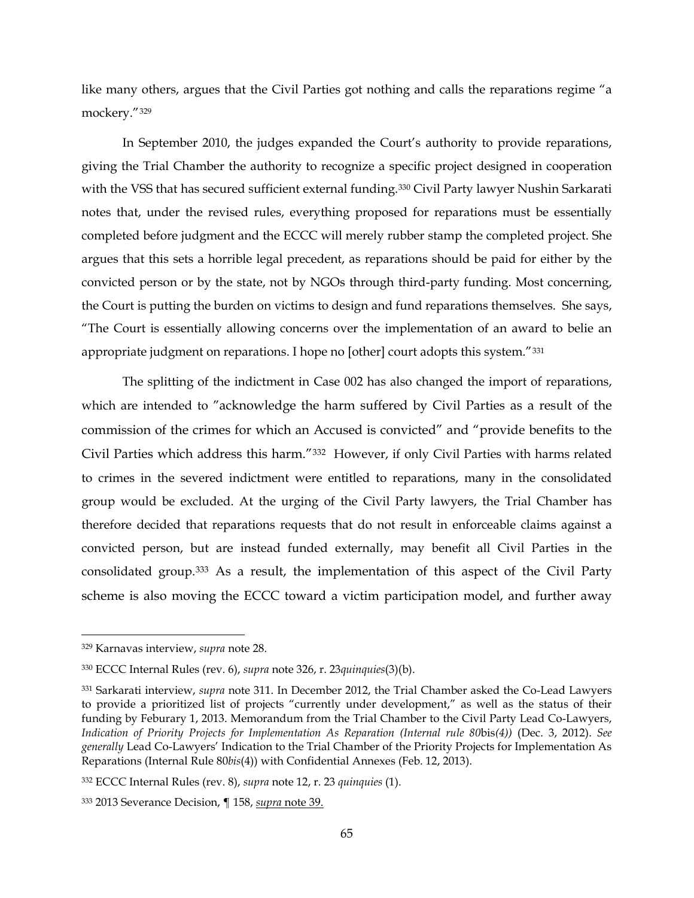like many others, argues that the Civil Parties got nothing and calls the reparations regime "a mockery."[329]

In September 2010, the judges expanded the Court's authority to provide reparations, giving the Trial Chamber the authority to recognize a specific project designed in cooperation with the VSS that has secured sufficient external funding.[330] Civil Party lawyer Nushin Sarkarati notes that, under the revised rules, everything proposed for reparations must be essentially completed before judgment and the ECCC will merely rubber stamp the completed project. She argues that this sets a horrible legal precedent, as reparations should be paid for either by the convicted person or by the state, not by NGOs through third-party funding. Most concerning, the Court is putting the burden on victims to design and fund reparations themselves. She says, "The Court is essentially allowing concerns over the implementation of an award to belie an appropriate judgment on reparations. I hope no [other] court adopts this system."[331]

The splitting of the indictment in Case 002 has also changed the import of reparations, which are intended to "acknowledge the harm suffered by Civil Parties as a result of the commission of the crimes for which an Accused is convicted" and "provide benefits to the Civil Parties which address this harm."[332] However, if only Civil Parties with harms related to crimes in the severed indictment were entitled to reparations, many in the consolidated group would be excluded. At the urging of the Civil Party lawyers, the Trial Chamber has therefore decided that reparations requests that do not result in enforceable claims against a convicted person, but are instead funded externally, may benefit all Civil Parties in the consolidated group.[333] As a result, the implementation of this aspect of the Civil Party scheme is also moving the ECCC toward a victim participation model, and further away

---

[329] Karnavas interview, *supra* note 28.

[330] ECCC Internal Rules (rev. 6), *supra* note 326, r. 23*quinquies*(3)(b).

[331] Sarkarati interview, *supra* note 311. In December 2012, the Trial Chamber asked the Co-Lead Lawyers to provide a prioritized list of projects "currently under development," as well as the status of their funding by Feburary 1, 2013. Memorandum from the Trial Chamber to the Civil Party Lead Co-Lawyers, *Indication of Priority Projects for Implementation As Reparation (Internal rule 80*bis*(4))* (Dec. 3, 2012). *See generally* Lead Co-Lawyers' Indication to the Trial Chamber of the Priority Projects for Implementation As Reparations (Internal Rule 80*bis*(4)) with Confidential Annexes (Feb. 12, 2013).

[332] ECCC Internal Rules (rev. 8), *supra* note 12, r. 23 *quinquies* (1).

[333] 2013 Severance Decision, ¶ 158, *supra* note 39.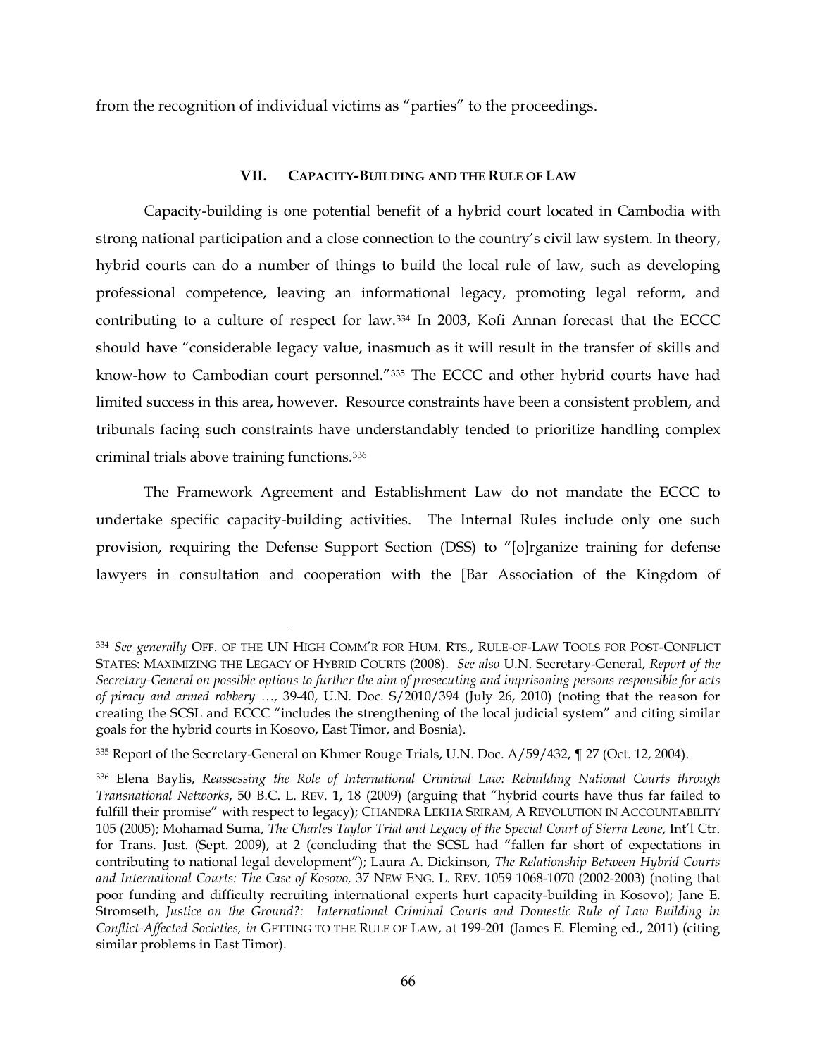from the recognition of individual victims as "parties" to the proceedings.

## VII. CAPACITY-BUILDING AND THE RULE OF LAW

Capacity-building is one potential benefit of a hybrid court located in Cambodia with strong national participation and a close connection to the country's civil law system. In theory, hybrid courts can do a number of things to build the local rule of law, such as developing professional competence, leaving an informational legacy, promoting legal reform, and contributing to a culture of respect for law.[334] In 2003, Kofi Annan forecast that the ECCC should have "considerable legacy value, inasmuch as it will result in the transfer of skills and know-how to Cambodian court personnel."[335] The ECCC and other hybrid courts have had limited success in this area, however. Resource constraints have been a consistent problem, and tribunals facing such constraints have understandably tended to prioritize handling complex criminal trials above training functions.[336]

The Framework Agreement and Establishment Law do not mandate the ECCC to undertake specific capacity-building activities. The Internal Rules include only one such provision, requiring the Defense Support Section (DSS) to "[o]rganize training for defense lawyers in consultation and cooperation with the [Bar Association of the Kingdom of

---

[334] *See generally* OFF. OF THE UN HIGH COMM'R FOR HUM. RTS., RULE-OF-LAW TOOLS FOR POST-CONFLICT STATES: MAXIMIZING THE LEGACY OF HYBRID COURTS (2008). *See also* U.N. Secretary-General, *Report of the Secretary-General on possible options to further the aim of prosecuting and imprisoning persons responsible for acts of piracy and armed robbery …*, 39-40, U.N. Doc. S/2010/394 (July 26, 2010) (noting that the reason for creating the SCSL and ECCC "includes the strengthening of the local judicial system" and citing similar goals for the hybrid courts in Kosovo, East Timor, and Bosnia).

[335] Report of the Secretary-General on Khmer Rouge Trials, U.N. Doc. A/59/432, ¶ 27 (Oct. 12, 2004).

[336] Elena Baylis, *Reassessing the Role of International Criminal Law: Rebuilding National Courts through Transnational Networks*, 50 B.C. L. REV. 1, 18 (2009) (arguing that "hybrid courts have thus far failed to fulfill their promise" with respect to legacy); CHANDRA LEKHA SRIRAM, A REVOLUTION IN ACCOUNTABILITY 105 (2005); Mohamad Suma, *The Charles Taylor Trial and Legacy of the Special Court of Sierra Leone*, Int'l Ctr. for Trans. Just. (Sept. 2009), at 2 (concluding that the SCSL had "fallen far short of expectations in contributing to national legal development"); Laura A. Dickinson, *The Relationship Between Hybrid Courts and International Courts: The Case of Kosovo,* 37 NEW ENG. L. REV. 1059 1068-1070 (2002-2003) (noting that poor funding and difficulty recruiting international experts hurt capacity-building in Kosovo); Jane E. Stromseth, *Justice on the Ground?: International Criminal Courts and Domestic Rule of Law Building in Conflict-Affected Societies, in* GETTING TO THE RULE OF LAW, at 199-201 (James E. Fleming ed., 2011) (citing similar problems in East Timor).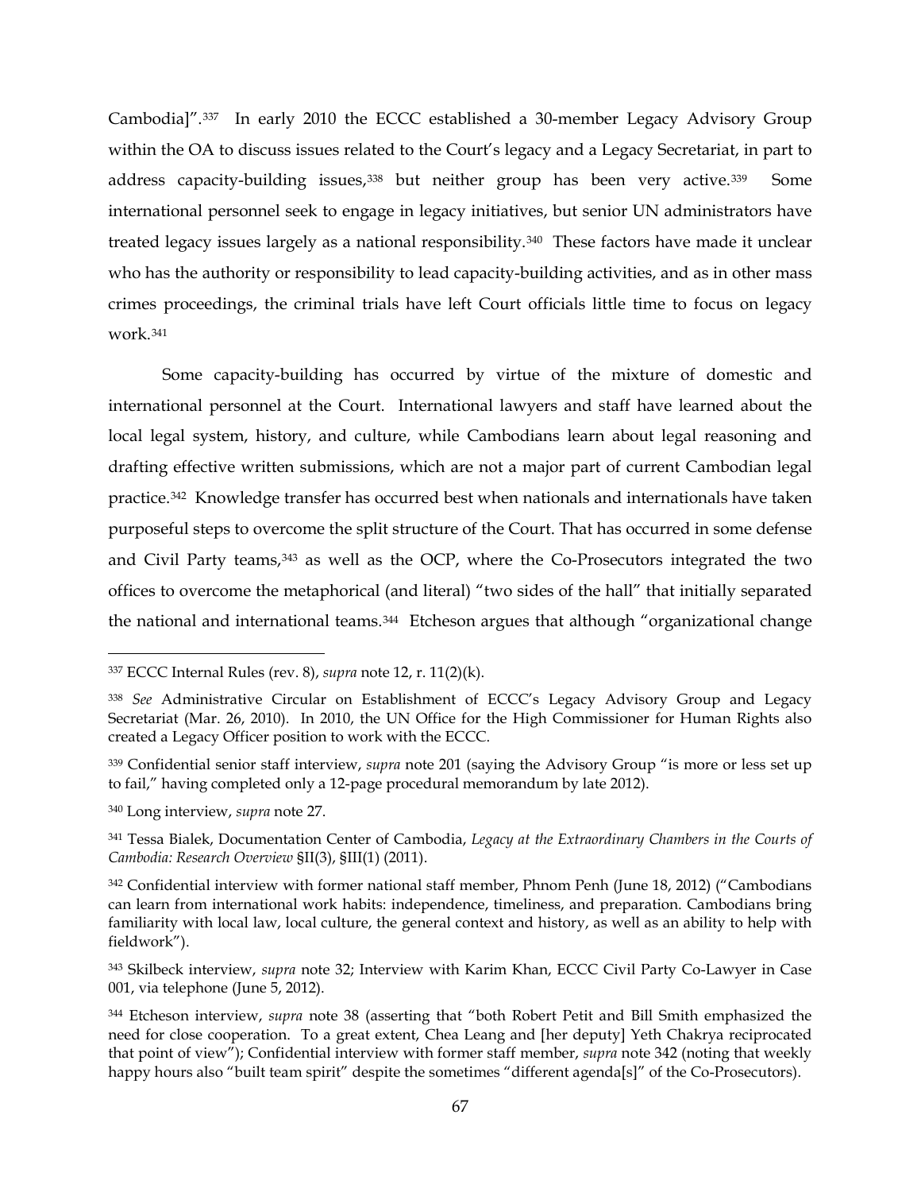Cambodia]".[337] In early 2010 the ECCC established a 30-member Legacy Advisory Group within the OA to discuss issues related to the Court's legacy and a Legacy Secretariat, in part to address capacity-building issues,[338] but neither group has been very active.[339] Some international personnel seek to engage in legacy initiatives, but senior UN administrators have treated legacy issues largely as a national responsibility.[340] These factors have made it unclear who has the authority or responsibility to lead capacity-building activities, and as in other mass crimes proceedings, the criminal trials have left Court officials little time to focus on legacy work.[341]

Some capacity-building has occurred by virtue of the mixture of domestic and international personnel at the Court. International lawyers and staff have learned about the local legal system, history, and culture, while Cambodians learn about legal reasoning and drafting effective written submissions, which are not a major part of current Cambodian legal practice.[342] Knowledge transfer has occurred best when nationals and internationals have taken purposeful steps to overcome the split structure of the Court. That has occurred in some defense and Civil Party teams,[343] as well as the OCP, where the Co-Prosecutors integrated the two offices to overcome the metaphorical (and literal) "two sides of the hall" that initially separated the national and international teams.[344] Etcheson argues that although "organizational change

---

[337] ECCC Internal Rules (rev. 8), *supra* note 12, r. 11(2)(k).

[338] *See* Administrative Circular on Establishment of ECCC's Legacy Advisory Group and Legacy Secretariat (Mar. 26, 2010). In 2010, the UN Office for the High Commissioner for Human Rights also created a Legacy Officer position to work with the ECCC.

[339] Confidential senior staff interview, *supra* note 201 (saying the Advisory Group "is more or less set up to fail," having completed only a 12-page procedural memorandum by late 2012).

[340] Long interview, *supra* note 27.

[341] Tessa Bialek, Documentation Center of Cambodia, *Legacy at the Extraordinary Chambers in the Courts of Cambodia: Research Overview* §II(3), §III(1) (2011).

[342] Confidential interview with former national staff member, Phnom Penh (June 18, 2012) ("Cambodians can learn from international work habits: independence, timeliness, and preparation. Cambodians bring familiarity with local law, local culture, the general context and history, as well as an ability to help with fieldwork").

[343] Skilbeck interview, *supra* note 32; Interview with Karim Khan, ECCC Civil Party Co-Lawyer in Case 001, via telephone (June 5, 2012).

[344] Etcheson interview, *supra* note 38 (asserting that "both Robert Petit and Bill Smith emphasized the need for close cooperation. To a great extent, Chea Leang and [her deputy] Yeth Chakrya reciprocated that point of view"); Confidential interview with former staff member, *supra* note 342 (noting that weekly happy hours also "built team spirit" despite the sometimes "different agenda[s]" of the Co-Prosecutors).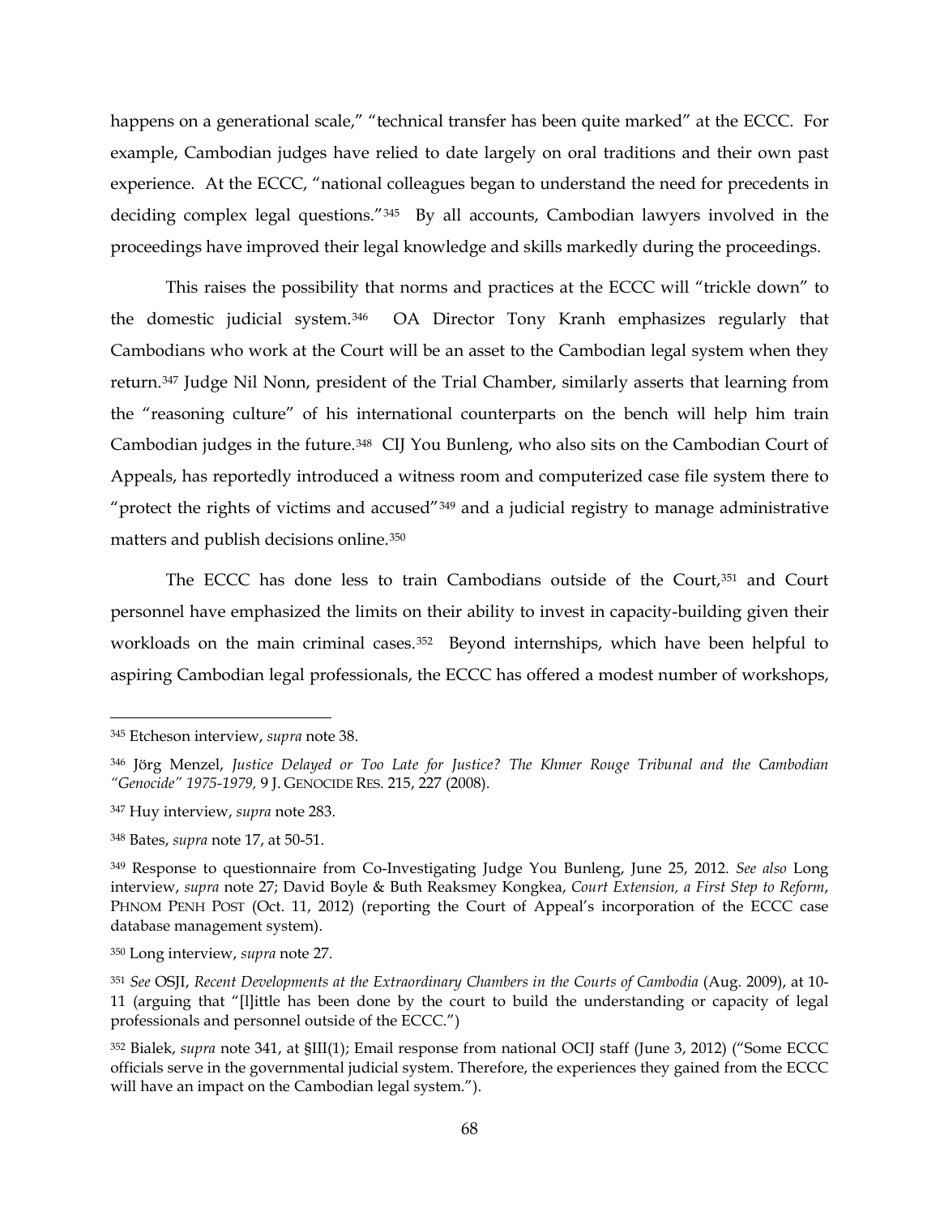happens on a generational scale," "technical transfer has been quite marked" at the ECCC. For example, Cambodian judges have relied to date largely on oral traditions and their own past experience. At the ECCC, "national colleagues began to understand the need for precedents in deciding complex legal questions."[345] By all accounts, Cambodian lawyers involved in the proceedings have improved their legal knowledge and skills markedly during the proceedings.

This raises the possibility that norms and practices at the ECCC will "trickle down" to the domestic judicial system.[346] OA Director Tony Kranh emphasizes regularly that Cambodians who work at the Court will be an asset to the Cambodian legal system when they return.[347] Judge Nil Nonn, president of the Trial Chamber, similarly asserts that learning from the "reasoning culture" of his international counterparts on the bench will help him train Cambodian judges in the future.[348] CIJ You Bunleng, who also sits on the Cambodian Court of Appeals, has reportedly introduced a witness room and computerized case file system there to "protect the rights of victims and accused"[349] and a judicial registry to manage administrative matters and publish decisions online.[350]

The ECCC has done less to train Cambodians outside of the Court,[351] and Court personnel have emphasized the limits on their ability to invest in capacity-building given their workloads on the main criminal cases.[352] Beyond internships, which have been helpful to aspiring Cambodian legal professionals, the ECCC has offered a modest number of workshops,

---

[345] Etcheson interview, *supra* note 38.

[346] Jörg Menzel, *Justice Delayed or Too Late for Justice? The Khmer Rouge Tribunal and the Cambodian "Genocide" 1975-1979,* 9 J. GENOCIDE RES. 215, 227 (2008).

[347] Huy interview, *supra* note 283.

[348] Bates, *supra* note 17, at 50-51.

[349] Response to questionnaire from Co-Investigating Judge You Bunleng, June 25, 2012. *See also* Long interview, *supra* note 27; David Boyle & Buth Reaksmey Kongkea, *Court Extension, a First Step to Reform*, PHNOM PENH POST (Oct. 11, 2012) (reporting the Court of Appeal's incorporation of the ECCC case database management system).

[350] Long interview, *supra* note 27.

[351] *See* OSJI, *Recent Developments at the Extraordinary Chambers in the Courts of Cambodia* (Aug. 2009), at 10-11 (arguing that "[l]ittle has been done by the court to build the understanding or capacity of legal professionals and personnel outside of the ECCC.")

[352] Bialek, *supra* note 341, at §III(1); Email response from national OCIJ staff (June 3, 2012) ("Some ECCC officials serve in the governmental judicial system. Therefore, the experiences they gained from the ECCC will have an impact on the Cambodian legal system.").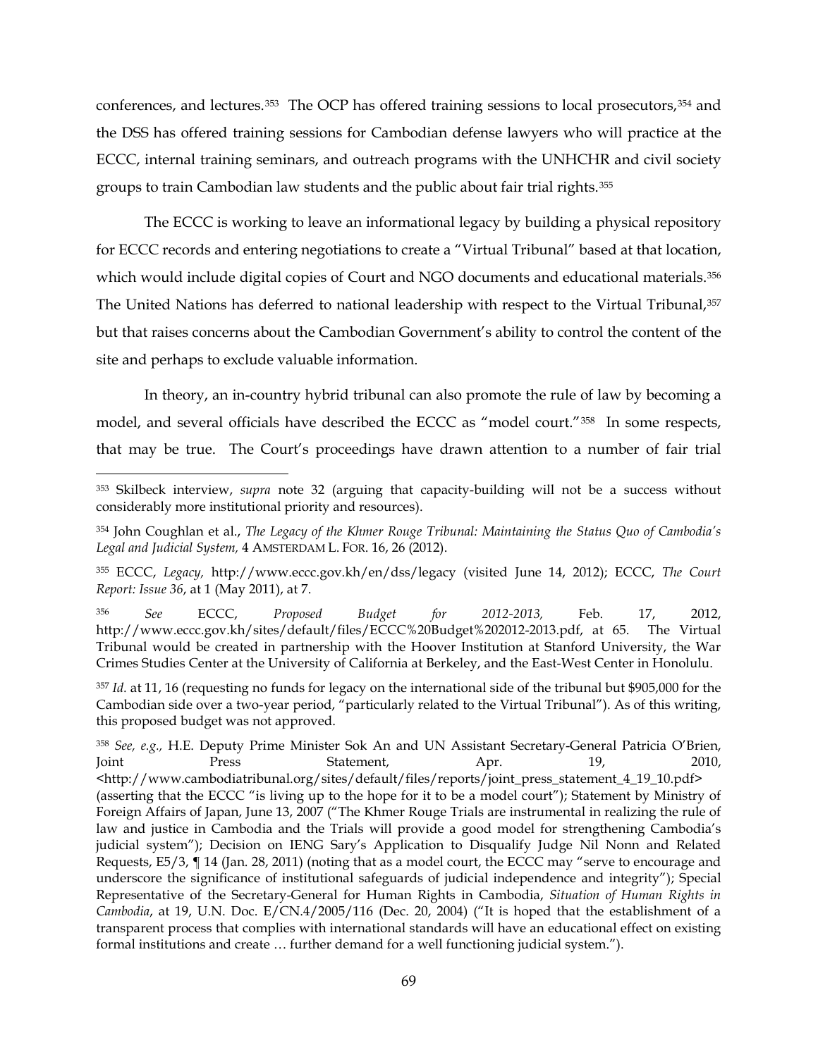conferences, and lectures.[353] The OCP has offered training sessions to local prosecutors,[354] and the DSS has offered training sessions for Cambodian defense lawyers who will practice at the ECCC, internal training seminars, and outreach programs with the UNHCHR and civil society groups to train Cambodian law students and the public about fair trial rights.[355]

The ECCC is working to leave an informational legacy by building a physical repository for ECCC records and entering negotiations to create a "Virtual Tribunal" based at that location, which would include digital copies of Court and NGO documents and educational materials.[356] The United Nations has deferred to national leadership with respect to the Virtual Tribunal,[357] but that raises concerns about the Cambodian Government's ability to control the content of the site and perhaps to exclude valuable information.

In theory, an in-country hybrid tribunal can also promote the rule of law by becoming a model, and several officials have described the ECCC as "model court."[358] In some respects, that may be true. The Court's proceedings have drawn attention to a number of fair trial

---

[353] Skilbeck interview, *supra* note 32 (arguing that capacity-building will not be a success without considerably more institutional priority and resources).

[354] John Coughlan et al., *The Legacy of the Khmer Rouge Tribunal: Maintaining the Status Quo of Cambodia's Legal and Judicial System,* 4 AMSTERDAM L. FOR. 16, 26 (2012).

[355] ECCC, *Legacy,* http://www.eccc.gov.kh/en/dss/legacy (visited June 14, 2012); ECCC, *The Court Report: Issue 36*, at 1 (May 2011), at 7.

[356] *See* ECCC, *Proposed Budget for 2012-2013,* Feb. 17, 2012, http://www.eccc.gov.kh/sites/default/files/ECCC%20Budget%202012-2013.pdf, at 65. The Virtual Tribunal would be created in partnership with the Hoover Institution at Stanford University, the War Crimes Studies Center at the University of California at Berkeley, and the East-West Center in Honolulu.

[357] *Id.* at 11, 16 (requesting no funds for legacy on the international side of the tribunal but $905,000 for the Cambodian side over a two-year period, "particularly related to the Virtual Tribunal"). As of this writing, this proposed budget was not approved.

[358] *See, e.g.,* H.E. Deputy Prime Minister Sok An and UN Assistant Secretary-General Patricia O'Brien, Joint Press Statement, Apr. 19, 2010, <http://www.cambodiatribunal.org/sites/default/files/reports/joint_press_statement_4_19_10.pdf> (asserting that the ECCC "is living up to the hope for it to be a model court"); Statement by Ministry of Foreign Affairs of Japan, June 13, 2007 ("The Khmer Rouge Trials are instrumental in realizing the rule of law and justice in Cambodia and the Trials will provide a good model for strengthening Cambodia's judicial system"); Decision on IENG Sary's Application to Disqualify Judge Nil Nonn and Related Requests, E5/3, ¶ 14 (Jan. 28, 2011) (noting that as a model court, the ECCC may "serve to encourage and underscore the significance of institutional safeguards of judicial independence and integrity"); Special Representative of the Secretary-General for Human Rights in Cambodia, *Situation of Human Rights in Cambodia*, at 19, U.N. Doc. E/CN.4/2005/116 (Dec. 20, 2004) ("It is hoped that the establishment of a transparent process that complies with international standards will have an educational effect on existing formal institutions and create … further demand for a well functioning judicial system.").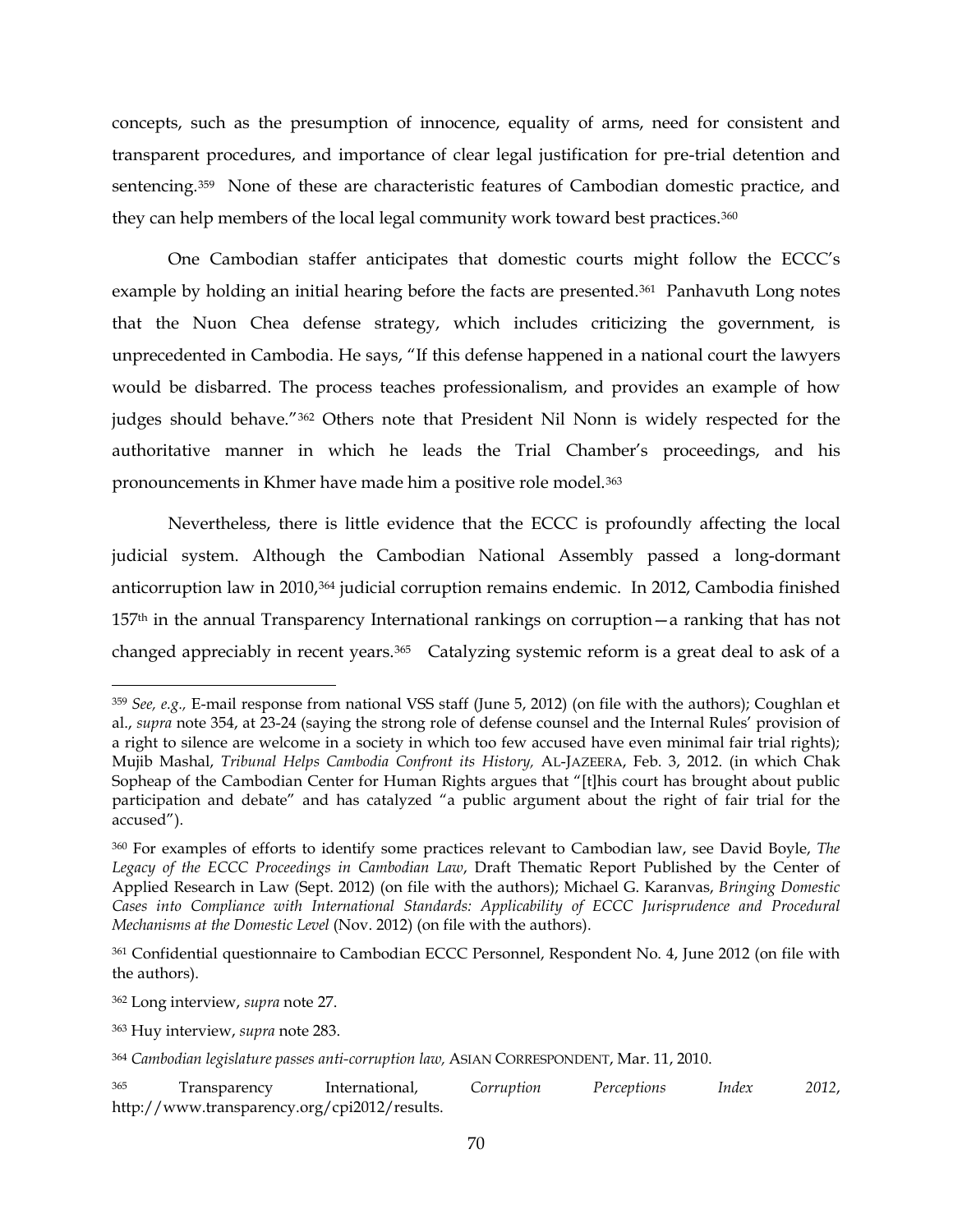concepts, such as the presumption of innocence, equality of arms, need for consistent and transparent procedures, and importance of clear legal justification for pre-trial detention and sentencing.[359] None of these are characteristic features of Cambodian domestic practice, and they can help members of the local legal community work toward best practices.[360]

One Cambodian staffer anticipates that domestic courts might follow the ECCC's example by holding an initial hearing before the facts are presented.[361] Panhavuth Long notes that the Nuon Chea defense strategy, which includes criticizing the government, is unprecedented in Cambodia. He says, "If this defense happened in a national court the lawyers would be disbarred. The process teaches professionalism, and provides an example of how judges should behave."[362] Others note that President Nil Nonn is widely respected for the authoritative manner in which he leads the Trial Chamber's proceedings, and his pronouncements in Khmer have made him a positive role model.[363]

Nevertheless, there is little evidence that the ECCC is profoundly affecting the local judicial system. Although the Cambodian National Assembly passed a long-dormant anticorruption law in 2010,[364] judicial corruption remains endemic. In 2012, Cambodia finished 157th in the annual Transparency International rankings on corruption—a ranking that has not changed appreciably in recent years.[365] Catalyzing systemic reform is a great deal to ask of a

---

[359] *See, e.g.,* E-mail response from national VSS staff (June 5, 2012) (on file with the authors); Coughlan et al., *supra* note 354, at 23-24 (saying the strong role of defense counsel and the Internal Rules' provision of a right to silence are welcome in a society in which too few accused have even minimal fair trial rights); Mujib Mashal, *Tribunal Helps Cambodia Confront its History,* AL-JAZEERA, Feb. 3, 2012. (in which Chak Sopheap of the Cambodian Center for Human Rights argues that "[t]his court has brought about public participation and debate" and has catalyzed "a public argument about the right of fair trial for the accused").

[360] For examples of efforts to identify some practices relevant to Cambodian law, see David Boyle, *The Legacy of the ECCC Proceedings in Cambodian Law*, Draft Thematic Report Published by the Center of Applied Research in Law (Sept. 2012) (on file with the authors); Michael G. Karanvas, *Bringing Domestic Cases into Compliance with International Standards: Applicability of ECCC Jurisprudence and Procedural Mechanisms at the Domestic Level* (Nov. 2012) (on file with the authors).

[361] Confidential questionnaire to Cambodian ECCC Personnel, Respondent No. 4, June 2012 (on file with the authors).

[362] Long interview, *supra* note 27.

[363] Huy interview, *supra* note 283.

[364] *Cambodian legislature passes anti-corruption law,* ASIAN CORRESPONDENT, Mar. 11, 2010.

[365] Transparency International, *Corruption Perceptions Index 2012*, http://www.transparency.org/cpi2012/results.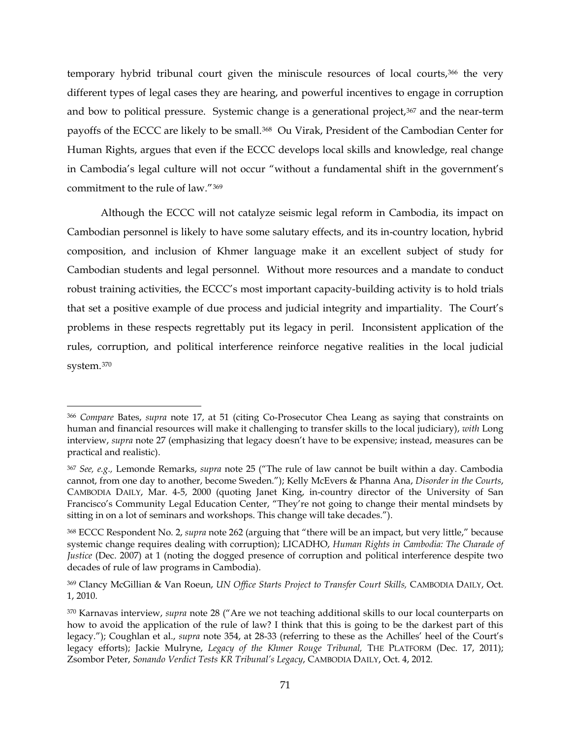temporary hybrid tribunal court given the miniscule resources of local courts,[366] the very different types of legal cases they are hearing, and powerful incentives to engage in corruption and bow to political pressure. Systemic change is a generational project,[367] and the near-term payoffs of the ECCC are likely to be small.[368] Ou Virak, President of the Cambodian Center for Human Rights, argues that even if the ECCC develops local skills and knowledge, real change in Cambodia's legal culture will not occur "without a fundamental shift in the government's commitment to the rule of law."[369]

Although the ECCC will not catalyze seismic legal reform in Cambodia, its impact on Cambodian personnel is likely to have some salutary effects, and its in-country location, hybrid composition, and inclusion of Khmer language make it an excellent subject of study for Cambodian students and legal personnel. Without more resources and a mandate to conduct robust training activities, the ECCC's most important capacity-building activity is to hold trials that set a positive example of due process and judicial integrity and impartiality. The Court's problems in these respects regrettably put its legacy in peril. Inconsistent application of the rules, corruption, and political interference reinforce negative realities in the local judicial system.[370]

---

[366] *Compare* Bates, *supra* note 17, at 51 (citing Co-Prosecutor Chea Leang as saying that constraints on human and financial resources will make it challenging to transfer skills to the local judiciary), *with* Long interview, *supra* note 27 (emphasizing that legacy doesn't have to be expensive; instead, measures can be practical and realistic).

[367] *See, e.g.,* Lemonde Remarks, *supra* note 25 ("The rule of law cannot be built within a day. Cambodia cannot, from one day to another, become Sweden."); Kelly McEvers & Phanna Ana, *Disorder in the Courts*, CAMBODIA DAILY, Mar. 4-5, 2000 (quoting Janet King, in-country director of the University of San Francisco's Community Legal Education Center, "They're not going to change their mental mindsets by sitting in on a lot of seminars and workshops. This change will take decades.").

[368] ECCC Respondent No. 2, *supra* note 262 (arguing that "there will be an impact, but very little," because systemic change requires dealing with corruption); LICADHO, *Human Rights in Cambodia: The Charade of Justice* (Dec. 2007) at 1 (noting the dogged presence of corruption and political interference despite two decades of rule of law programs in Cambodia).

[369] Clancy McGillian & Van Roeun, *UN Office Starts Project to Transfer Court Skills,* CAMBODIA DAILY, Oct. 1, 2010.

[370] Karnavas interview, *supra* note 28 ("Are we not teaching additional skills to our local counterparts on how to avoid the application of the rule of law? I think that this is going to be the darkest part of this legacy."); Coughlan et al., *supra* note 354, at 28-33 (referring to these as the Achilles' heel of the Court's legacy efforts); Jackie Mulryne, *Legacy of the Khmer Rouge Tribunal,* THE PLATFORM (Dec. 17, 2011); Zsombor Peter, *Sonando Verdict Tests KR Tribunal's Legacy*, CAMBODIA DAILY, Oct. 4, 2012.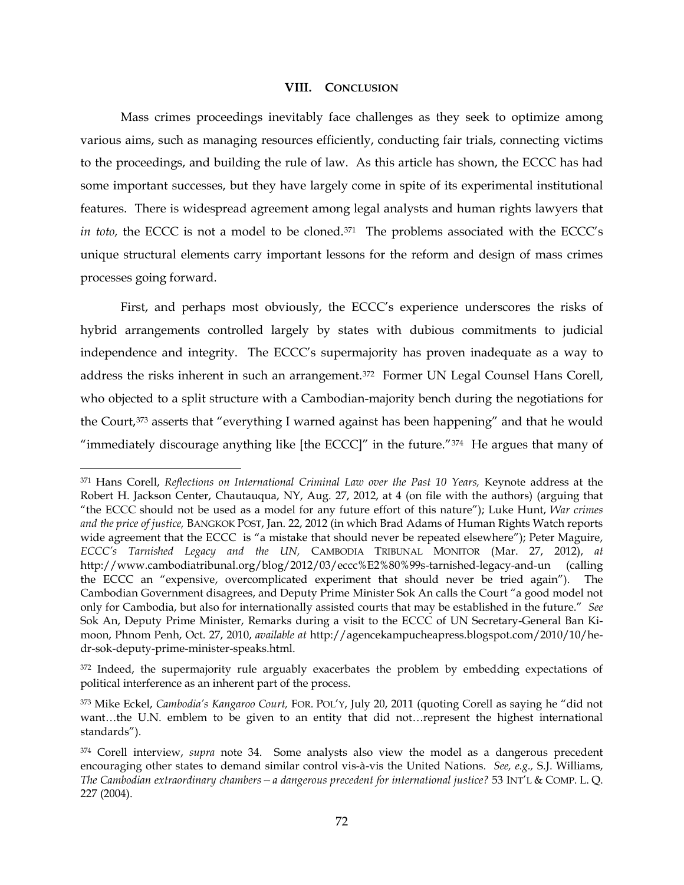## VIII. CONCLUSION

Mass crimes proceedings inevitably face challenges as they seek to optimize among various aims, such as managing resources efficiently, conducting fair trials, connecting victims to the proceedings, and building the rule of law. As this article has shown, the ECCC has had some important successes, but they have largely come in spite of its experimental institutional features. There is widespread agreement among legal analysts and human rights lawyers that *in toto,* the ECCC is not a model to be cloned.[371] The problems associated with the ECCC's unique structural elements carry important lessons for the reform and design of mass crimes processes going forward.

First, and perhaps most obviously, the ECCC's experience underscores the risks of hybrid arrangements controlled largely by states with dubious commitments to judicial independence and integrity. The ECCC's supermajority has proven inadequate as a way to address the risks inherent in such an arrangement.[372] Former UN Legal Counsel Hans Corell, who objected to a split structure with a Cambodian-majority bench during the negotiations for the Court,[373] asserts that "everything I warned against has been happening" and that he would "immediately discourage anything like [the ECCC]" in the future."[374] He argues that many of

---

[371] Hans Corell, *Reflections on International Criminal Law over the Past 10 Years,* Keynote address at the Robert H. Jackson Center, Chautauqua, NY, Aug. 27, 2012, at 4 (on file with the authors) (arguing that "the ECCC should not be used as a model for any future effort of this nature"); Luke Hunt, *War crimes and the price of justice,* BANGKOK POST, Jan. 22, 2012 (in which Brad Adams of Human Rights Watch reports wide agreement that the ECCC is "a mistake that should never be repeated elsewhere"); Peter Maguire, *ECCC's Tarnished Legacy and the UN,* CAMBODIA TRIBUNAL MONITOR (Mar. 27, 2012), *at* http://www.cambodiatribunal.org/blog/2012/03/eccc%E2%80%99s-tarnished-legacy-and-un (calling the ECCC an "expensive, overcomplicated experiment that should never be tried again"). The Cambodian Government disagrees, and Deputy Prime Minister Sok An calls the Court "a good model not only for Cambodia, but also for internationally assisted courts that may be established in the future." *See* Sok An, Deputy Prime Minister, Remarks during a visit to the ECCC of UN Secretary-General Ban Ki-moon, Phnom Penh, Oct. 27, 2010, *available at* http://agencekampucheapress.blogspot.com/2010/10/he-dr-sok-deputy-prime-minister-speaks.html.

[372] Indeed, the supermajority rule arguably exacerbates the problem by embedding expectations of political interference as an inherent part of the process.

[373] Mike Eckel, *Cambodia's Kangaroo Court,* FOR. POL'Y, July 20, 2011 (quoting Corell as saying he "did not want…the U.N. emblem to be given to an entity that did not…represent the highest international standards").

[374] Corell interview, *supra* note 34. Some analysts also view the model as a dangerous precedent encouraging other states to demand similar control vis-à-vis the United Nations. *See, e.g.,* S.J. Williams, *The Cambodian extraordinary chambers – a dangerous precedent for international justice?* 53 INT'L & COMP. L. Q. 227 (2004).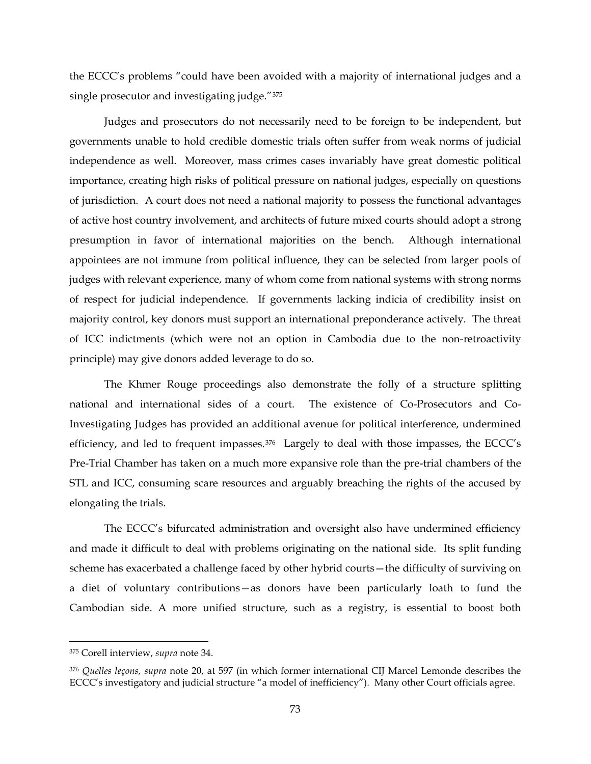the ECCC's problems "could have been avoided with a majority of international judges and a single prosecutor and investigating judge."[375]

Judges and prosecutors do not necessarily need to be foreign to be independent, but governments unable to hold credible domestic trials often suffer from weak norms of judicial independence as well. Moreover, mass crimes cases invariably have great domestic political importance, creating high risks of political pressure on national judges, especially on questions of jurisdiction. A court does not need a national majority to possess the functional advantages of active host country involvement, and architects of future mixed courts should adopt a strong presumption in favor of international majorities on the bench. Although international appointees are not immune from political influence, they can be selected from larger pools of judges with relevant experience, many of whom come from national systems with strong norms of respect for judicial independence. If governments lacking indicia of credibility insist on majority control, key donors must support an international preponderance actively. The threat of ICC indictments (which were not an option in Cambodia due to the non-retroactivity principle) may give donors added leverage to do so.

The Khmer Rouge proceedings also demonstrate the folly of a structure splitting national and international sides of a court. The existence of Co-Prosecutors and Co-Investigating Judges has provided an additional avenue for political interference, undermined efficiency, and led to frequent impasses.[376] Largely to deal with those impasses, the ECCC's Pre-Trial Chamber has taken on a much more expansive role than the pre-trial chambers of the STL and ICC, consuming scare resources and arguably breaching the rights of the accused by elongating the trials.

The ECCC's bifurcated administration and oversight also have undermined efficiency and made it difficult to deal with problems originating on the national side. Its split funding scheme has exacerbated a challenge faced by other hybrid courts—the difficulty of surviving on a diet of voluntary contributions—as donors have been particularly loath to fund the Cambodian side. A more unified structure, such as a registry, is essential to boost both

---

[375] Corell interview, *supra* note 34.

[376] *Quelles leçons, supra* note 20, at 597 (in which former international CIJ Marcel Lemonde describes the ECCC's investigatory and judicial structure "a model of inefficiency"). Many other Court officials agree.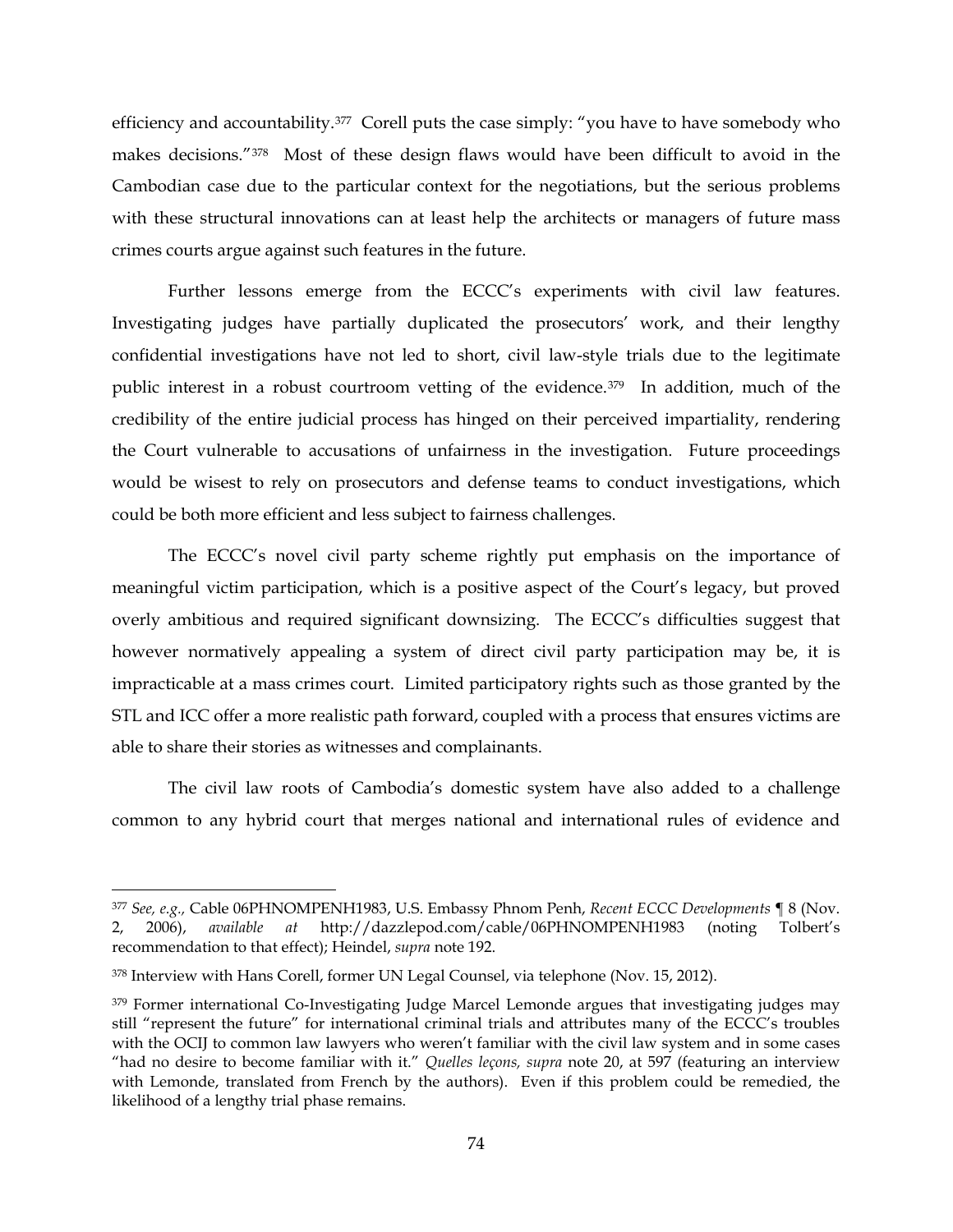efficiency and accountability.[377] Corell puts the case simply: "you have to have somebody who makes decisions."[378] Most of these design flaws would have been difficult to avoid in the Cambodian case due to the particular context for the negotiations, but the serious problems with these structural innovations can at least help the architects or managers of future mass crimes courts argue against such features in the future.

Further lessons emerge from the ECCC's experiments with civil law features. Investigating judges have partially duplicated the prosecutors' work, and their lengthy confidential investigations have not led to short, civil law-style trials due to the legitimate public interest in a robust courtroom vetting of the evidence.[379] In addition, much of the credibility of the entire judicial process has hinged on their perceived impartiality, rendering the Court vulnerable to accusations of unfairness in the investigation. Future proceedings would be wisest to rely on prosecutors and defense teams to conduct investigations, which could be both more efficient and less subject to fairness challenges.

The ECCC's novel civil party scheme rightly put emphasis on the importance of meaningful victim participation, which is a positive aspect of the Court's legacy, but proved overly ambitious and required significant downsizing. The ECCC's difficulties suggest that however normatively appealing a system of direct civil party participation may be, it is impracticable at a mass crimes court. Limited participatory rights such as those granted by the STL and ICC offer a more realistic path forward, coupled with a process that ensures victims are able to share their stories as witnesses and complainants.

The civil law roots of Cambodia's domestic system have also added to a challenge common to any hybrid court that merges national and international rules of evidence and

---

[377] *See, e.g.*, Cable 06PHNOMPENH1983, U.S. Embassy Phnom Penh, *Recent ECCC Developments* ¶ 8 (Nov. 2, 2006), *available at* http://dazzlepod.com/cable/06PHNOMPENH1983 (noting Tolbert's recommendation to that effect); Heindel, *supra* note 192.

[378] Interview with Hans Corell, former UN Legal Counsel, via telephone (Nov. 15, 2012).

[379] Former international Co-Investigating Judge Marcel Lemonde argues that investigating judges may still "represent the future" for international criminal trials and attributes many of the ECCC's troubles with the OCIJ to common law lawyers who weren't familiar with the civil law system and in some cases "had no desire to become familiar with it." *Quelles leçons, supra* note 20, at 597 (featuring an interview with Lemonde, translated from French by the authors). Even if this problem could be remedied, the likelihood of a lengthy trial phase remains.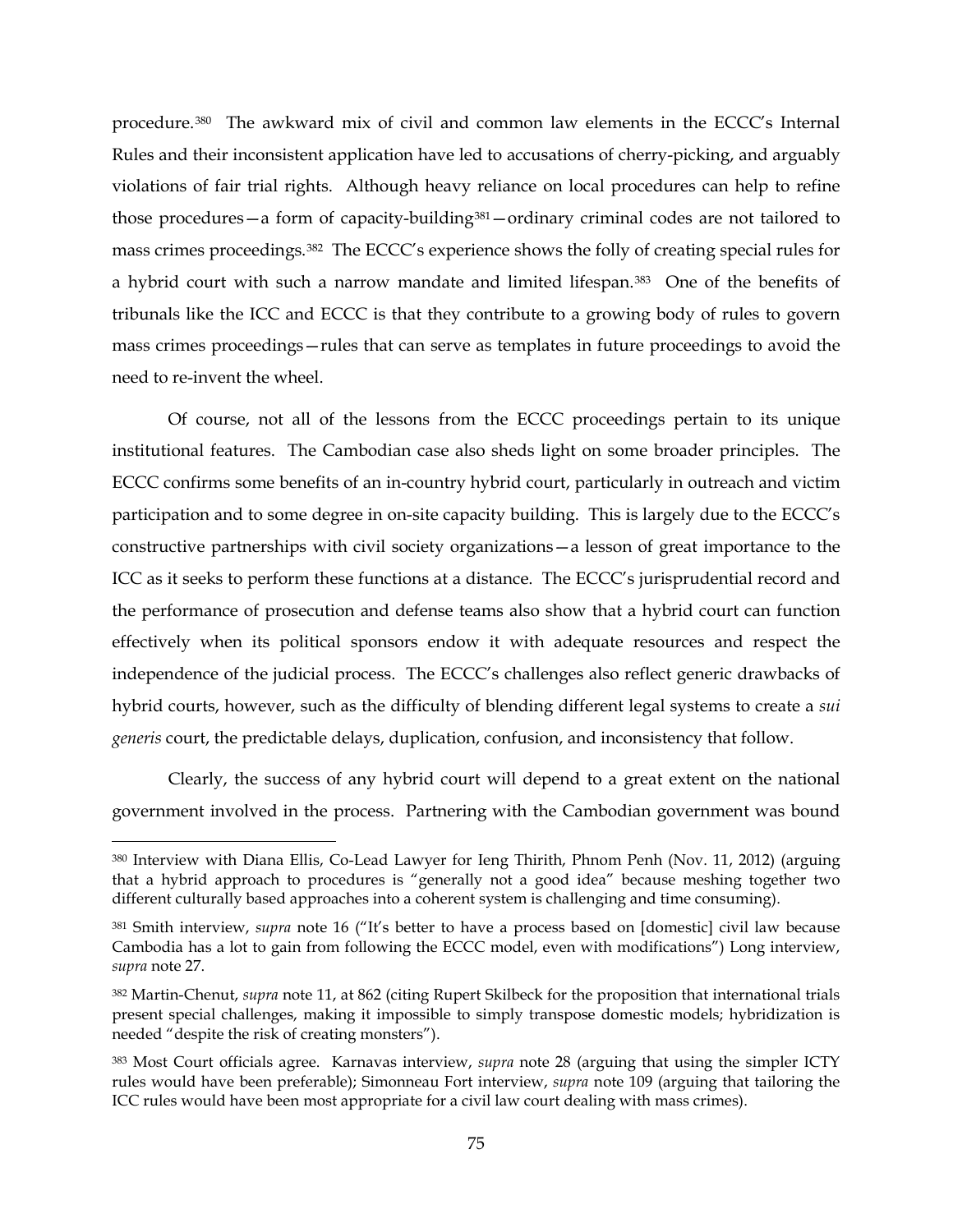procedure.[380] The awkward mix of civil and common law elements in the ECCC's Internal Rules and their inconsistent application have led to accusations of cherry-picking, and arguably violations of fair trial rights. Although heavy reliance on local procedures can help to refine those procedures—a form of capacity-building[381]—ordinary criminal codes are not tailored to mass crimes proceedings.[382] The ECCC's experience shows the folly of creating special rules for a hybrid court with such a narrow mandate and limited lifespan.[383] One of the benefits of tribunals like the ICC and ECCC is that they contribute to a growing body of rules to govern mass crimes proceedings—rules that can serve as templates in future proceedings to avoid the need to re-invent the wheel.

Of course, not all of the lessons from the ECCC proceedings pertain to its unique institutional features. The Cambodian case also sheds light on some broader principles. The ECCC confirms some benefits of an in-country hybrid court, particularly in outreach and victim participation and to some degree in on-site capacity building. This is largely due to the ECCC's constructive partnerships with civil society organizations—a lesson of great importance to the ICC as it seeks to perform these functions at a distance. The ECCC's jurisprudential record and the performance of prosecution and defense teams also show that a hybrid court can function effectively when its political sponsors endow it with adequate resources and respect the independence of the judicial process. The ECCC's challenges also reflect generic drawbacks of hybrid courts, however, such as the difficulty of blending different legal systems to create a *sui generis* court, the predictable delays, duplication, confusion, and inconsistency that follow.

Clearly, the success of any hybrid court will depend to a great extent on the national government involved in the process. Partnering with the Cambodian government was bound

---

[380] Interview with Diana Ellis, Co-Lead Lawyer for Ieng Thirith, Phnom Penh (Nov. 11, 2012) (arguing that a hybrid approach to procedures is "generally not a good idea" because meshing together two different culturally based approaches into a coherent system is challenging and time consuming).

[381] Smith interview, *supra* note 16 ("It's better to have a process based on [domestic] civil law because Cambodia has a lot to gain from following the ECCC model, even with modifications") Long interview, *supra* note 27.

[382] Martin-Chenut, *supra* note 11, at 862 (citing Rupert Skilbeck for the proposition that international trials present special challenges, making it impossible to simply transpose domestic models; hybridization is needed "despite the risk of creating monsters").

[383] Most Court officials agree. Karnavas interview, *supra* note 28 (arguing that using the simpler ICTY rules would have been preferable); Simonneau Fort interview, *supra* note 109 (arguing that tailoring the ICC rules would have been most appropriate for a civil law court dealing with mass crimes).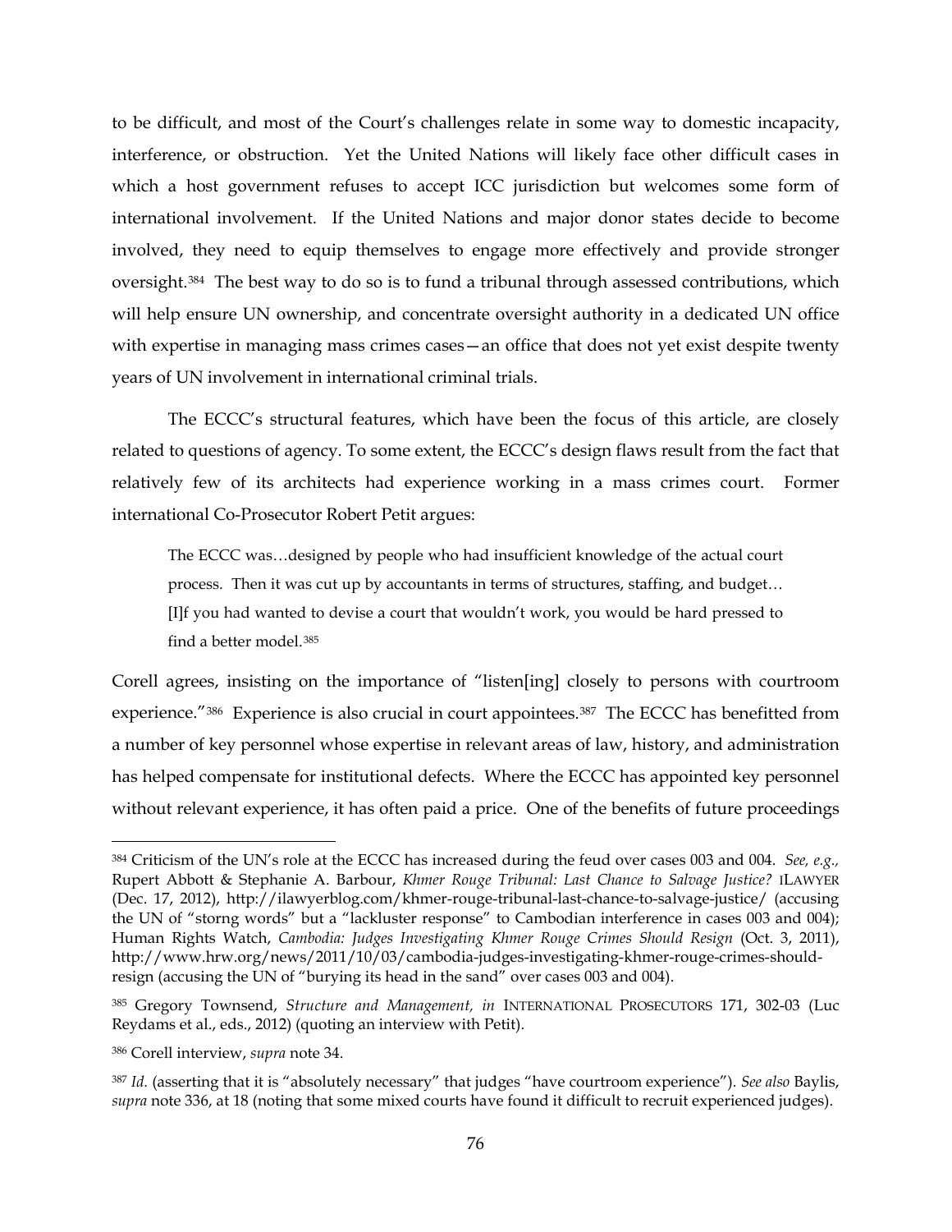to be difficult, and most of the Court's challenges relate in some way to domestic incapacity, interference, or obstruction. Yet the United Nations will likely face other difficult cases in which a host government refuses to accept ICC jurisdiction but welcomes some form of international involvement. If the United Nations and major donor states decide to become involved, they need to equip themselves to engage more effectively and provide stronger oversight.[384] The best way to do so is to fund a tribunal through assessed contributions, which will help ensure UN ownership, and concentrate oversight authority in a dedicated UN office with expertise in managing mass crimes cases—an office that does not yet exist despite twenty years of UN involvement in international criminal trials.

The ECCC's structural features, which have been the focus of this article, are closely related to questions of agency. To some extent, the ECCC's design flaws result from the fact that relatively few of its architects had experience working in a mass crimes court. Former international Co-Prosecutor Robert Petit argues:

> The ECCC was…designed by people who had insufficient knowledge of the actual court process. Then it was cut up by accountants in terms of structures, staffing, and budget… [I]f you had wanted to devise a court that wouldn't work, you would be hard pressed to find a better model.[385]

Corell agrees, insisting on the importance of "listen[ing] closely to persons with courtroom experience."[386] Experience is also crucial in court appointees.[387] The ECCC has benefitted from a number of key personnel whose expertise in relevant areas of law, history, and administration has helped compensate for institutional defects. Where the ECCC has appointed key personnel without relevant experience, it has often paid a price. One of the benefits of future proceedings

---

[384] Criticism of the UN's role at the ECCC has increased during the feud over cases 003 and 004. *See, e.g.*, Rupert Abbott & Stephanie A. Barbour, *Khmer Rouge Tribunal: Last Chance to Salvage Justice?* ILAWYER (Dec. 17, 2012), http://ilawyerblog.com/khmer-rouge-tribunal-last-chance-to-salvage-justice/ (accusing the UN of "storng words" but a "lackluster response" to Cambodian interference in cases 003 and 004); Human Rights Watch, *Cambodia: Judges Investigating Khmer Rouge Crimes Should Resign* (Oct. 3, 2011), http://www.hrw.org/news/2011/10/03/cambodia-judges-investigating-khmer-rouge-crimes-should-resign (accusing the UN of "burying its head in the sand" over cases 003 and 004).

[385] Gregory Townsend, *Structure and Management, in* INTERNATIONAL PROSECUTORS 171, 302-03 (Luc Reydams et al., eds., 2012) (quoting an interview with Petit).

[386] Corell interview, *supra* note 34.

[387] *Id.* (asserting that it is "absolutely necessary" that judges "have courtroom experience"). *See also* Baylis, *supra* note 336, at 18 (noting that some mixed courts have found it difficult to recruit experienced judges).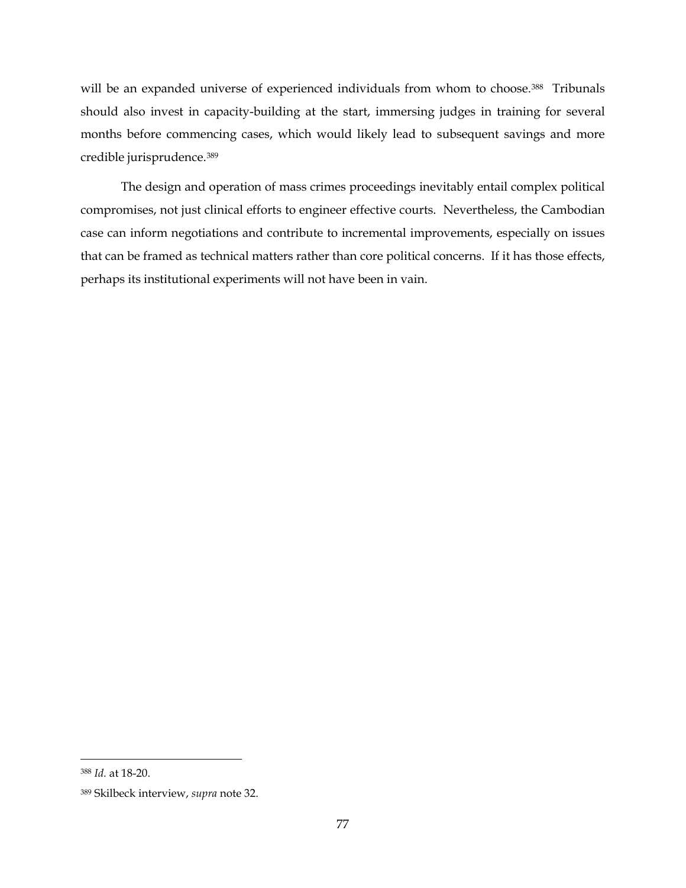will be an expanded universe of experienced individuals from whom to choose.[388] Tribunals should also invest in capacity-building at the start, immersing judges in training for several months before commencing cases, which would likely lead to subsequent savings and more credible jurisprudence.[389]

The design and operation of mass crimes proceedings inevitably entail complex political compromises, not just clinical efforts to engineer effective courts. Nevertheless, the Cambodian case can inform negotiations and contribute to incremental improvements, especially on issues that can be framed as technical matters rather than core political concerns. If it has those effects, perhaps its institutional experiments will not have been in vain.

---

[388] *Id.* at 18-20.

[389] Skilbeck interview, *supra* note 32.